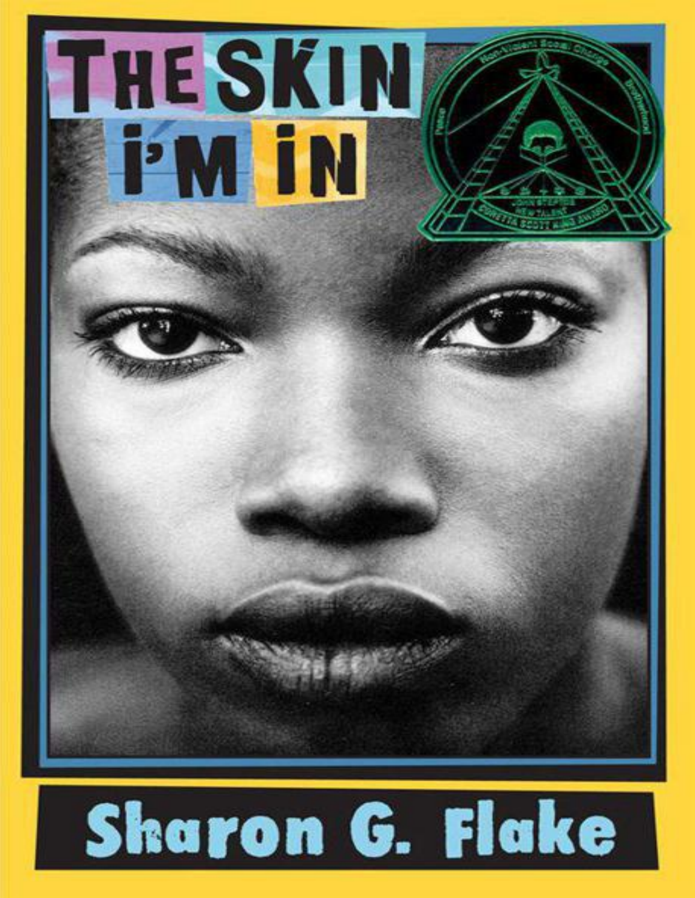# THE SKIN I'M IN

Sharon G. Flake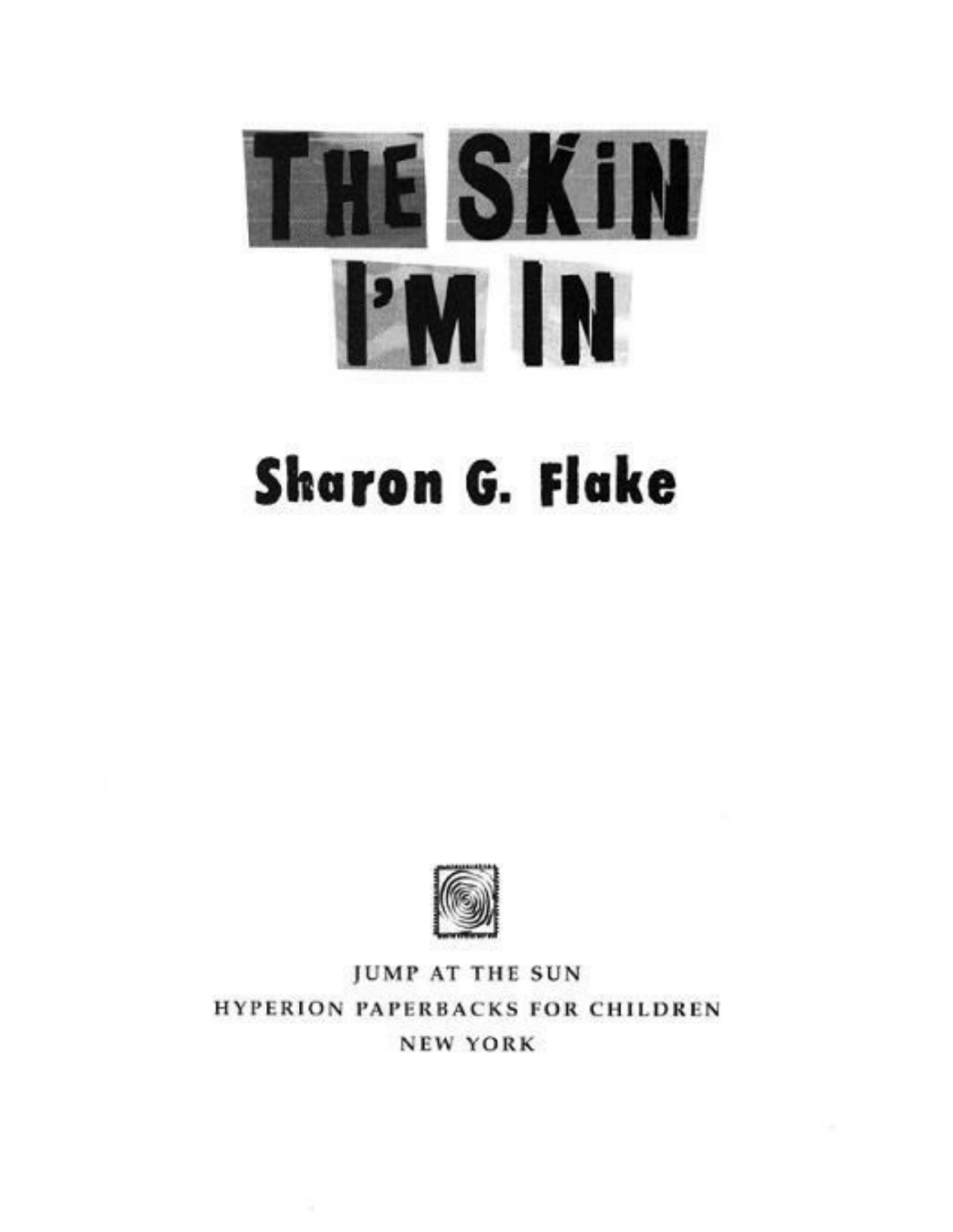# THE SKIN I'M IN

## Sharon G. Flake

JUMP AT THE SUN
HYPERION PAPERBACKS FOR CHILDREN
NEW YORK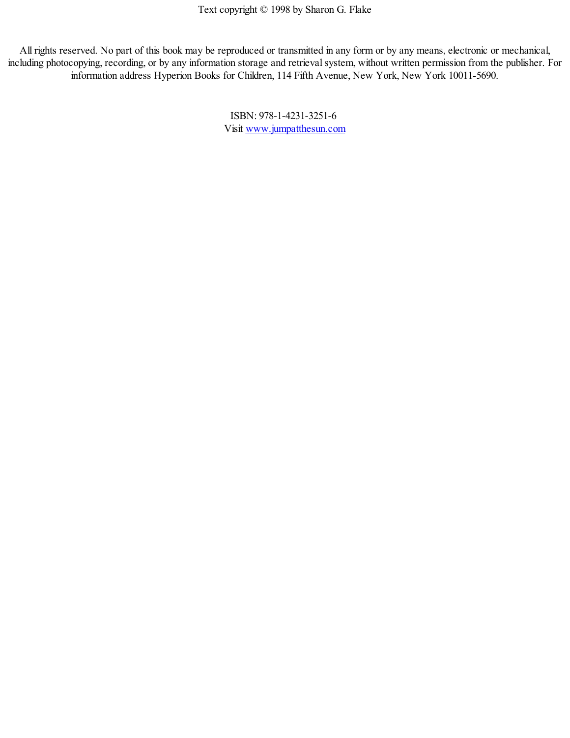Text copyright © 1998 by Sharon G. Flake

All rights reserved. No part of this book may be reproduced or transmitted in any form or by any means, electronic or mechanical, including photocopying, recording, or by any information storage and retrieval system, without written permission from the publisher. For information address Hyperion Books for Children, 114 Fifth Avenue, New York, New York 10011-5690.

ISBN: 978-1-4231-3251-6
Visit [www.jumpatthesun.com](http://www.jumpatthesun.com)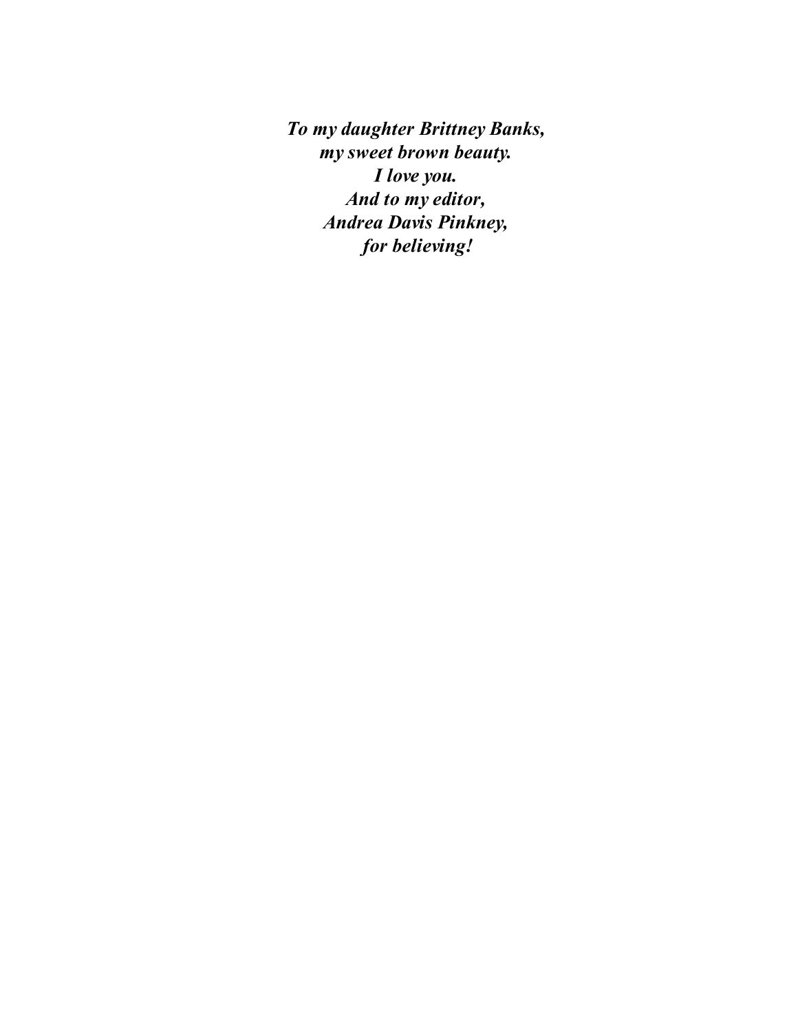***To my daughter Brittney Banks,***
***my sweet brown beauty.***
***I love you.***
***And to my editor,***
***Andrea Davis Pinkney,***
***for believing!***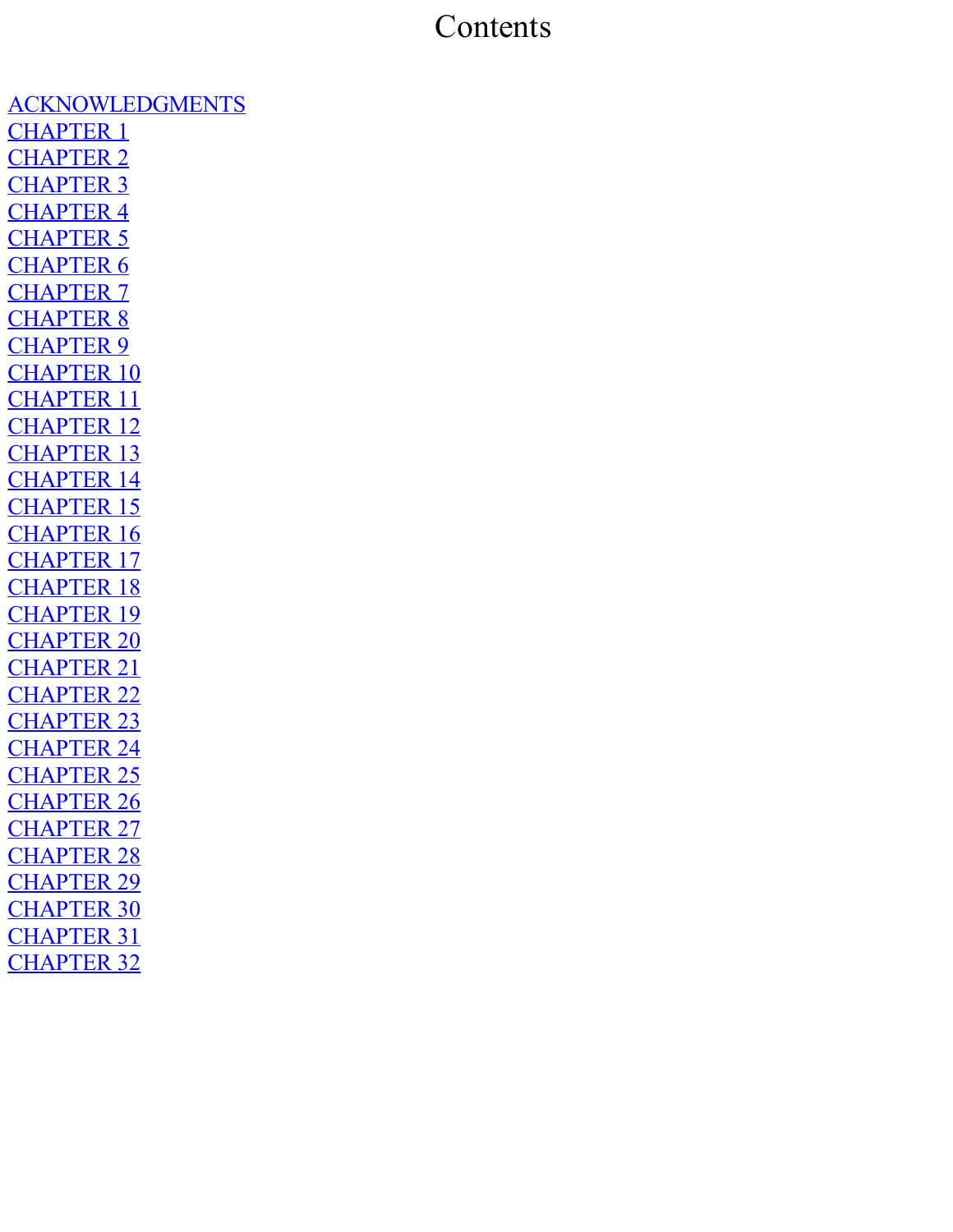# Contents

ACKNOWLEDGMENTS
CHAPTER 1
CHAPTER 2
CHAPTER 3
CHAPTER 4
CHAPTER 5
CHAPTER 6
CHAPTER 7
CHAPTER 8
CHAPTER 9
CHAPTER 10
CHAPTER 11
CHAPTER 12
CHAPTER 13
CHAPTER 14
CHAPTER 15
CHAPTER 16
CHAPTER 17
CHAPTER 18
CHAPTER 19
CHAPTER 20
CHAPTER 21
CHAPTER 22
CHAPTER 23
CHAPTER 24
CHAPTER 25
CHAPTER 26
CHAPTER 27
CHAPTER 28
CHAPTER 29
CHAPTER 30
CHAPTER 31
CHAPTER 32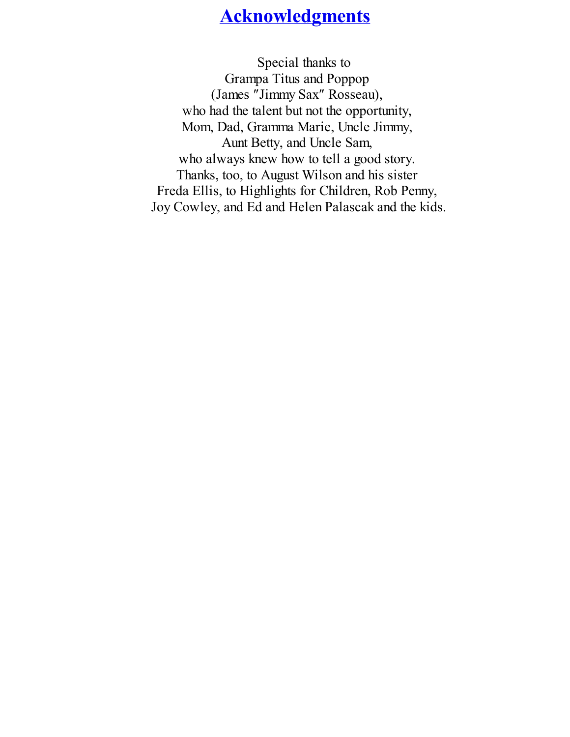# Acknowledgments

Special thanks to
Grampa Titus and Poppop
(James "Jimmy Sax" Rosseau),
who had the talent but not the opportunity,
Mom, Dad, Gramma Marie, Uncle Jimmy,
Aunt Betty, and Uncle Sam,
who always knew how to tell a good story.
Thanks, too, to August Wilson and his sister
Freda Ellis, to Highlights for Children, Rob Penny,
Joy Cowley, and Ed and Helen Palascak and the kids.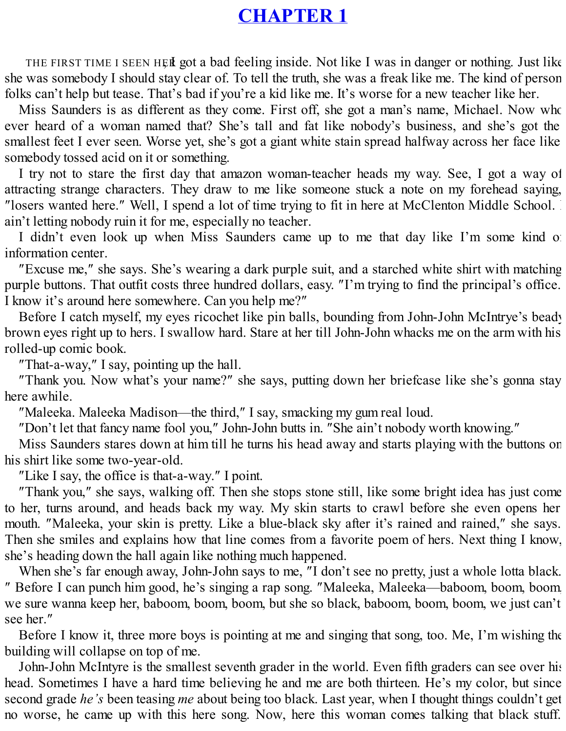# CHAPTER 1

THE FIRST TIME I SEEN HER, I got a bad feeling inside. Not like I was in danger or nothing. Just like she was somebody I should stay clear of. To tell the truth, she was a freak like me. The kind of person folks can't help but tease. That's bad if you're a kid like me. It's worse for a new teacher like her.

Miss Saunders is as different as they come. First off, she got a man's name, Michael. Now who ever heard of a woman named that? She's tall and fat like nobody's business, and she's got the smallest feet I ever seen. Worse yet, she's got a giant white stain spread halfway across her face like somebody tossed acid on it or something.

I try not to stare the first day that amazon woman-teacher heads my way. See, I got a way of attracting strange characters. They draw to me like someone stuck a note on my forehead saying, "losers wanted here." Well, I spend a lot of time trying to fit in here at McClenton Middle School. I ain't letting nobody ruin it for me, especially no teacher.

I didn't even look up when Miss Saunders came up to me that day like I'm some kind of information center.

"Excuse me," she says. She's wearing a dark purple suit, and a starched white shirt with matching purple buttons. That outfit costs three hundred dollars, easy. "I'm trying to find the principal's office. I know it's around here somewhere. Can you help me?"

Before I catch myself, my eyes ricochet like pin balls, bounding from John-John McIntrye's beady brown eyes right up to hers. I swallow hard. Stare at her till John-John whacks me on the arm with his rolled-up comic book.

"That-a-way," I say, pointing up the hall.

"Thank you. Now what's your name?" she says, putting down her briefcase like she's gonna stay here awhile.

"Maleeka. Maleeka Madison—the third," I say, smacking my gum real loud.

"Don't let that fancy name fool you," John-John butts in. "She ain't nobody worth knowing."

Miss Saunders stares down at him till he turns his head away and starts playing with the buttons on his shirt like some two-year-old.

"Like I say, the office is that-a-way." I point.

"Thank you," she says, walking off. Then she stops stone still, like some bright idea has just come to her, turns around, and heads back my way. My skin starts to crawl before she even opens her mouth. "Maleeka, your skin is pretty. Like a blue-black sky after it's rained and rained," she says. Then she smiles and explains how that line comes from a favorite poem of hers. Next thing I know, she's heading down the hall again like nothing much happened.

When she's far enough away, John-John says to me, "I don't see no pretty, just a whole lotta black." Before I can punch him good, he's singing a rap song. "Maleeka, Maleeka—baboom, boom, boom, we sure wanna keep her, baboom, boom, boom, but she so black, baboom, boom, boom, we just can't see her."

Before I know it, three more boys is pointing at me and singing that song, too. Me, I'm wishing the building will collapse on top of me.

John-John McIntyre is the smallest seventh grader in the world. Even fifth graders can see over his head. Sometimes I have a hard time believing he and me are both thirteen. He's my color, but since second grade *he's* been teasing *me* about being too black. Last year, when I thought things couldn't get no worse, he came up with this here song. Now, here this woman comes talking that black stuff.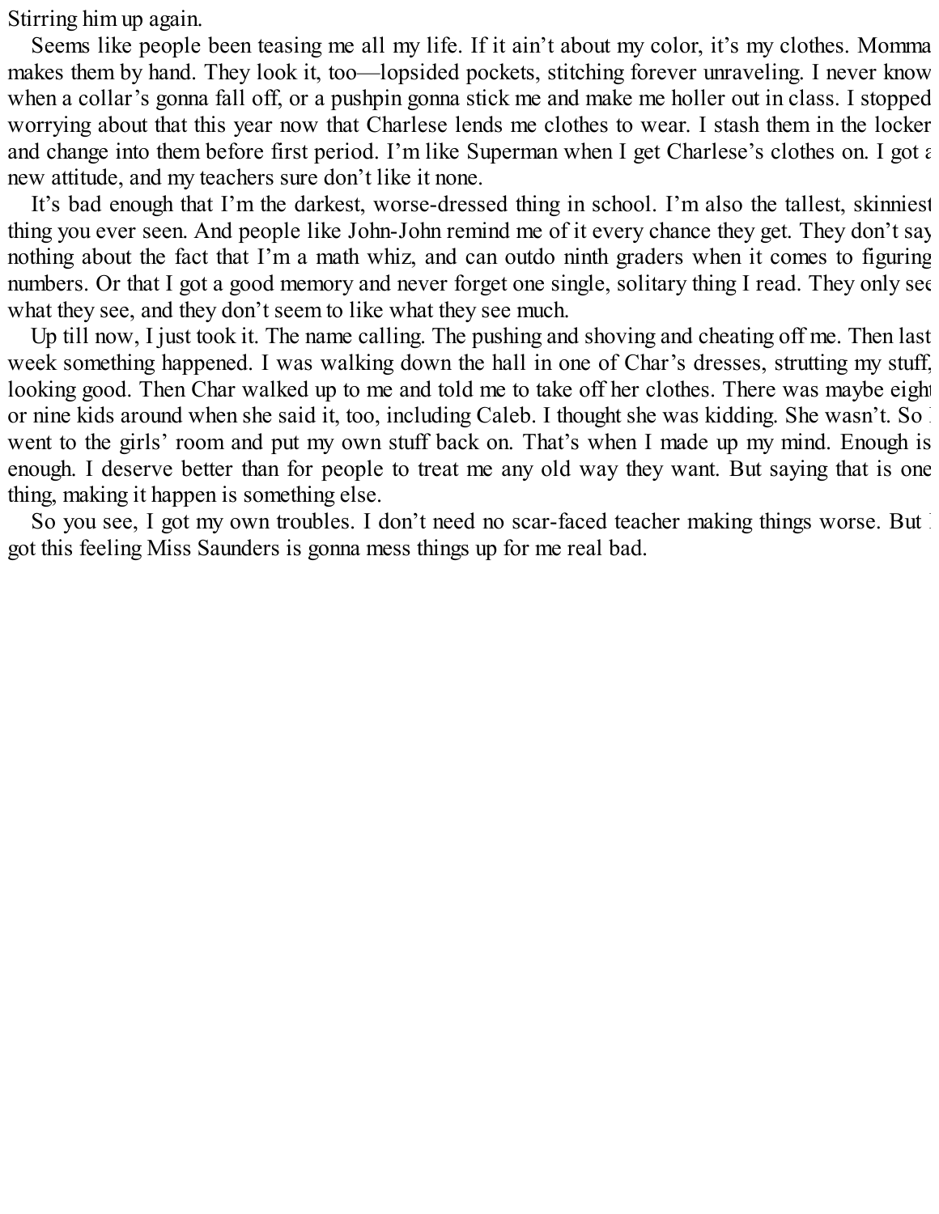Stirring him up again.

Seems like people been teasing me all my life. If it ain't about my color, it's my clothes. Momma makes them by hand. They look it, too—lopsided pockets, stitching forever unraveling. I never know when a collar's gonna fall off, or a pushpin gonna stick me and make me holler out in class. I stopped worrying about that this year now that Charlese lends me clothes to wear. I stash them in the locker and change into them before first period. I'm like Superman when I get Charlese's clothes on. I got a new attitude, and my teachers sure don't like it none.

It's bad enough that I'm the darkest, worse-dressed thing in school. I'm also the tallest, skinniest thing you ever seen. And people like John-John remind me of it every chance they get. They don't say nothing about the fact that I'm a math whiz, and can outdo ninth graders when it comes to figuring numbers. Or that I got a good memory and never forget one single, solitary thing I read. They only see what they see, and they don't seem to like what they see much.

Up till now, I just took it. The name calling. The pushing and shoving and cheating off me. Then last week something happened. I was walking down the hall in one of Char's dresses, strutting my stuff, looking good. Then Char walked up to me and told me to take off her clothes. There was maybe eight or nine kids around when she said it, too, including Caleb. I thought she was kidding. She wasn't. So I went to the girls' room and put my own stuff back on. That's when I made up my mind. Enough is enough. I deserve better than for people to treat me any old way they want. But saying that is one thing, making it happen is something else.

So you see, I got my own troubles. I don't need no scar-faced teacher making things worse. But I got this feeling Miss Saunders is gonna mess things up for me real bad.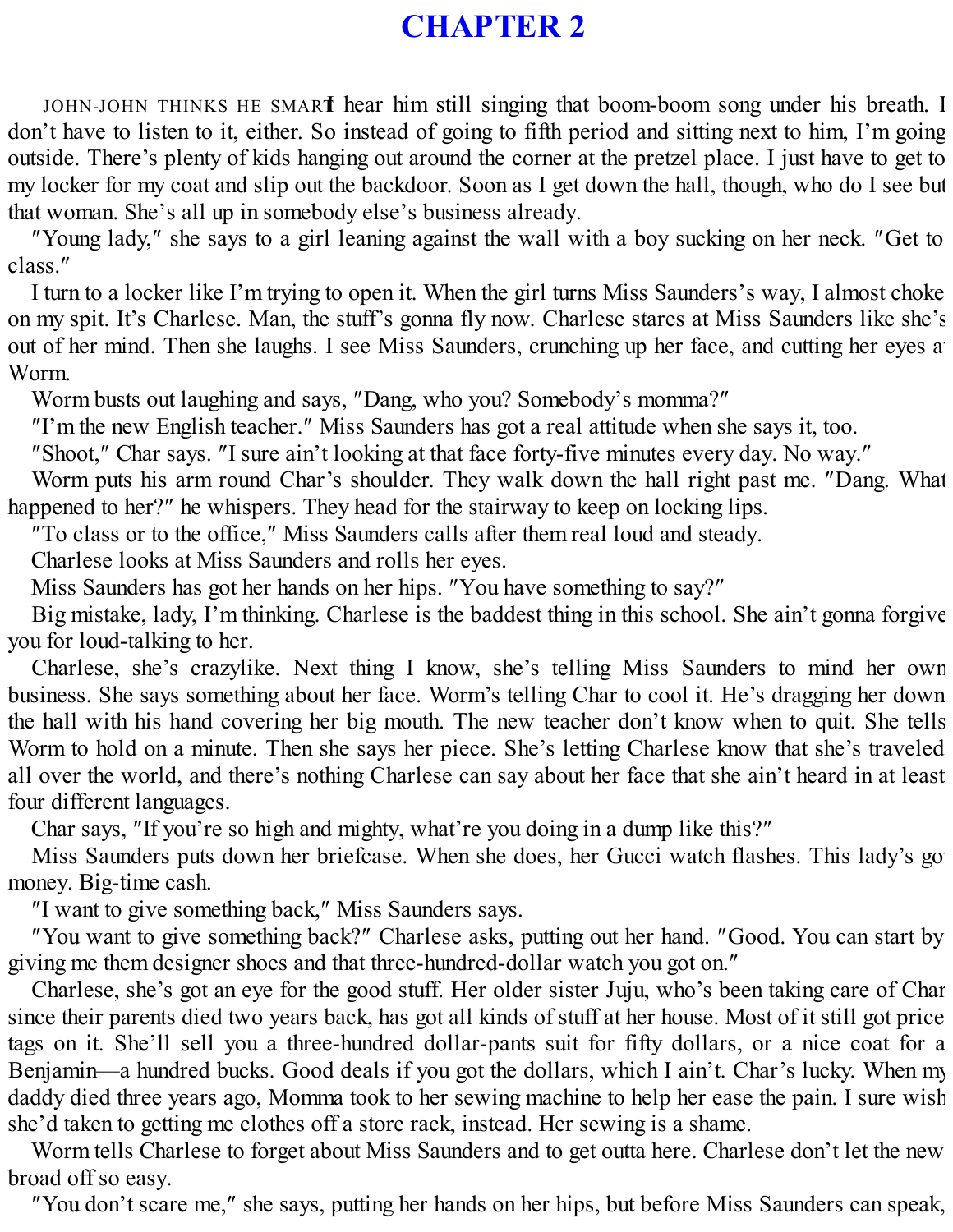# CHAPTER 2

JOHN-JOHN THINKS HE SMART. I hear him still singing that boom-boom song under his breath. I don't have to listen to it, either. So instead of going to fifth period and sitting next to him, I'm going outside. There's plenty of kids hanging out around the corner at the pretzel place. I just have to get to my locker for my coat and slip out the backdoor. Soon as I get down the hall, though, who do I see but that woman. She's all up in somebody else's business already.

"Young lady," she says to a girl leaning against the wall with a boy sucking on her neck. "Get to class."

I turn to a locker like I'm trying to open it. When the girl turns Miss Saunders's way, I almost choke on my spit. It's Charlese. Man, the stuff's gonna fly now. Charlese stares at Miss Saunders like she's out of her mind. Then she laughs. I see Miss Saunders, crunching up her face, and cutting her eyes at Worm.

Worm busts out laughing and says, "Dang, who you? Somebody's momma?"

"I'm the new English teacher." Miss Saunders has got a real attitude when she says it, too.

"Shoot," Char says. "I sure ain't looking at that face forty-five minutes every day. No way."

Worm puts his arm round Char's shoulder. They walk down the hall right past me. "Dang. What happened to her?" he whispers. They head for the stairway to keep on locking lips.

"To class or to the office," Miss Saunders calls after them real loud and steady.

Charlese looks at Miss Saunders and rolls her eyes.

Miss Saunders has got her hands on her hips. "You have something to say?"

Big mistake, lady, I'm thinking. Charlese is the baddest thing in this school. She ain't gonna forgive you for loud-talking to her.

Charlese, she's crazylike. Next thing I know, she's telling Miss Saunders to mind her own business. She says something about her face. Worm's telling Char to cool it. He's dragging her down the hall with his hand covering her big mouth. The new teacher don't know when to quit. She tells Worm to hold on a minute. Then she says her piece. She's letting Charlese know that she's traveled all over the world, and there's nothing Charlese can say about her face that she ain't heard in at least four different languages.

Char says, "If you're so high and mighty, what're you doing in a dump like this?"

Miss Saunders puts down her briefcase. When she does, her Gucci watch flashes. This lady's got money. Big-time cash.

"I want to give something back," Miss Saunders says.

"You want to give something back?" Charlese asks, putting out her hand. "Good. You can start by giving me them designer shoes and that three-hundred-dollar watch you got on."

Charlese, she's got an eye for the good stuff. Her older sister Juju, who's been taking care of Char since their parents died two years back, has got all kinds of stuff at her house. Most of it still got price tags on it. She'll sell you a three-hundred dollar-pants suit for fifty dollars, or a nice coat for a Benjamin—a hundred bucks. Good deals if you got the dollars, which I ain't. Char's lucky. When my daddy died three years ago, Momma took to her sewing machine to help her ease the pain. I sure wish she'd taken to getting me clothes off a store rack, instead. Her sewing is a shame.

Worm tells Charlese to forget about Miss Saunders and to get outta here. Charlese don't let the new broad off so easy.

"You don't scare me," she says, putting her hands on her hips, but before Miss Saunders can speak,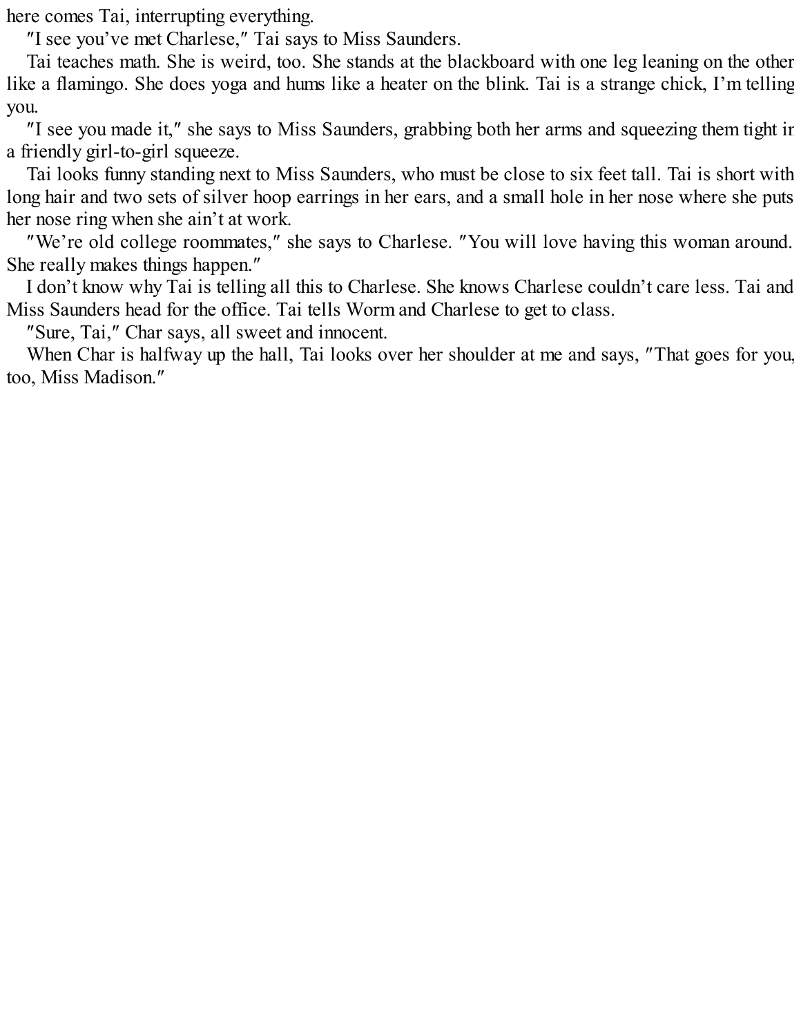here comes Tai, interrupting everything.

″I see you've met Charlese,″ Tai says to Miss Saunders.

Tai teaches math. She is weird, too. She stands at the blackboard with one leg leaning on the other like a flamingo. She does yoga and hums like a heater on the blink. Tai is a strange chick, I'm telling you.

″I see you made it,″ she says to Miss Saunders, grabbing both her arms and squeezing them tight in a friendly girl-to-girl squeeze.

Tai looks funny standing next to Miss Saunders, who must be close to six feet tall. Tai is short with long hair and two sets of silver hoop earrings in her ears, and a small hole in her nose where she puts her nose ring when she ain't at work.

″We're old college roommates,″ she says to Charlese. ″You will love having this woman around. She really makes things happen.″

I don't know why Tai is telling all this to Charlese. She knows Charlese couldn't care less. Tai and Miss Saunders head for the office. Tai tells Worm and Charlese to get to class.

″Sure, Tai,″ Char says, all sweet and innocent.

When Char is halfway up the hall, Tai looks over her shoulder at me and says, ″That goes for you, too, Miss Madison.″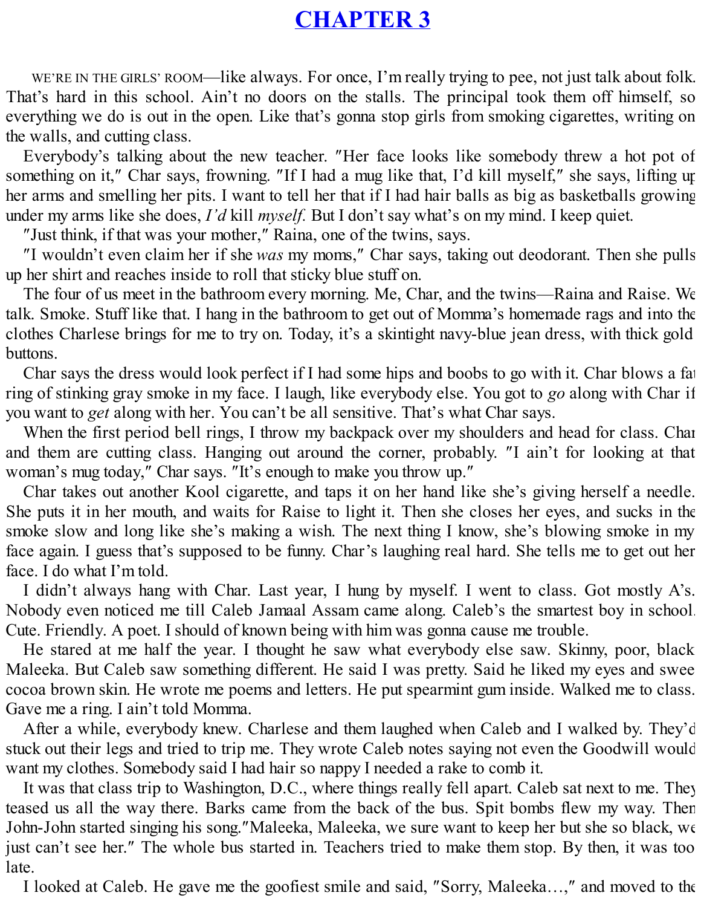# CHAPTER 3

WE'RE IN THE GIRLS' ROOM—like always. For once, I'm really trying to pee, not just talk about folk. That's hard in this school. Ain't no doors on the stalls. The principal took them off himself, so everything we do is out in the open. Like that's gonna stop girls from smoking cigarettes, writing on the walls, and cutting class.

Everybody's talking about the new teacher. "Her face looks like somebody threw a hot pot of something on it," Char says, frowning. "If I had a mug like that, I'd kill myself," she says, lifting up her arms and smelling her pits. I want to tell her that if I had hair balls as big as basketballs growing under my arms like she does, *I'd* kill *myself*. But I don't say what's on my mind. I keep quiet.

"Just think, if that was your mother," Raina, one of the twins, says.

"I wouldn't even claim her if she *was* my moms," Char says, taking out deodorant. Then she pulls up her shirt and reaches inside to roll that sticky blue stuff on.

The four of us meet in the bathroom every morning. Me, Char, and the twins—Raina and Raise. We talk. Smoke. Stuff like that. I hang in the bathroom to get out of Momma's homemade rags and into the clothes Charlese brings for me to try on. Today, it's a skintight navy-blue jean dress, with thick gold buttons.

Char says the dress would look perfect if I had some hips and boobs to go with it. Char blows a fat ring of stinking gray smoke in my face. I laugh, like everybody else. You got to *go* along with Char if you want to *get* along with her. You can't be all sensitive. That's what Char says.

When the first period bell rings, I throw my backpack over my shoulders and head for class. Char and them are cutting class. Hanging out around the corner, probably. "I ain't for looking at that woman's mug today," Char says. "It's enough to make you throw up."

Char takes out another Kool cigarette, and taps it on her hand like she's giving herself a needle. She puts it in her mouth, and waits for Raise to light it. Then she closes her eyes, and sucks in the smoke slow and long like she's making a wish. The next thing I know, she's blowing smoke in my face again. I guess that's supposed to be funny. Char's laughing real hard. She tells me to get out her face. I do what I'm told.

I didn't always hang with Char. Last year, I hung by myself. I went to class. Got mostly A's. Nobody even noticed me till Caleb Jamaal Assam came along. Caleb's the smartest boy in school. Cute. Friendly. A poet. I should of known being with him was gonna cause me trouble.

He stared at me half the year. I thought he saw what everybody else saw. Skinny, poor, black Maleeka. But Caleb saw something different. He said I was pretty. Said he liked my eyes and sweet cocoa brown skin. He wrote me poems and letters. He put spearmint gum inside. Walked me to class. Gave me a ring. I ain't told Momma.

After a while, everybody knew. Charlese and them laughed when Caleb and I walked by. They'd stuck out their legs and tried to trip me. They wrote Caleb notes saying not even the Goodwill would want my clothes. Somebody said I had hair so nappy I needed a rake to comb it.

It was that class trip to Washington, D.C., where things really fell apart. Caleb sat next to me. They teased us all the way there. Barks came from the back of the bus. Spit bombs flew my way. Then John-John started singing his song."Maleeka, Maleeka, we sure want to keep her but she so black, we just can't see her." The whole bus started in. Teachers tried to make them stop. By then, it was too late.

I looked at Caleb. He gave me the goofiest smile and said, "Sorry, Maleeka…," and moved to the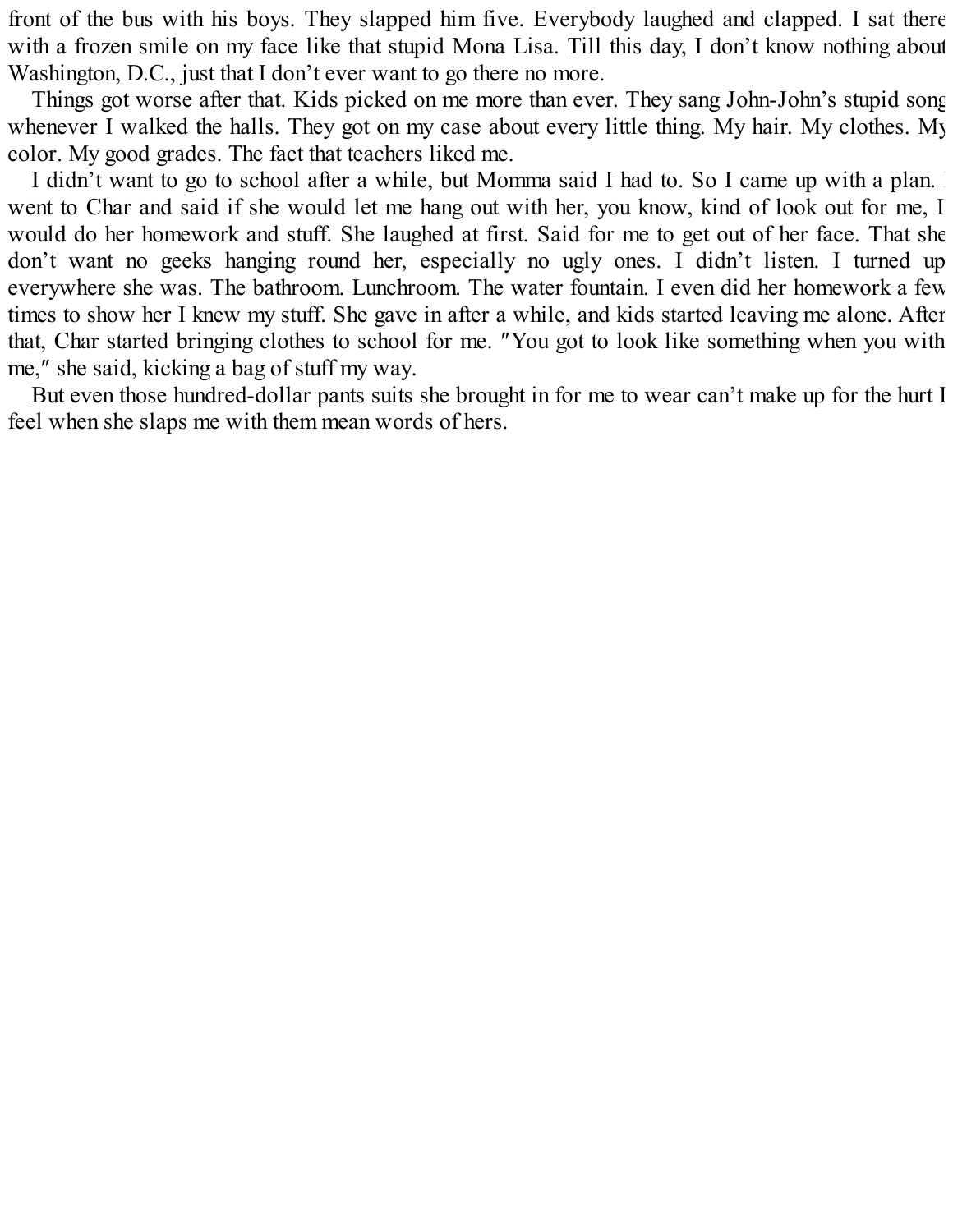front of the bus with his boys. They slapped him five. Everybody laughed and clapped. I sat there with a frozen smile on my face like that stupid Mona Lisa. Till this day, I don't know nothing about Washington, D.C., just that I don't ever want to go there no more.

Things got worse after that. Kids picked on me more than ever. They sang John-John's stupid song whenever I walked the halls. They got on my case about every little thing. My hair. My clothes. My color. My good grades. The fact that teachers liked me.

I didn't want to go to school after a while, but Momma said I had to. So I came up with a plan. I went to Char and said if she would let me hang out with her, you know, kind of look out for me, I would do her homework and stuff. She laughed at first. Said for me to get out of her face. That she don't want no geeks hanging round her, especially no ugly ones. I didn't listen. I turned up everywhere she was. The bathroom. Lunchroom. The water fountain. I even did her homework a few times to show her I knew my stuff. She gave in after a while, and kids started leaving me alone. After that, Char started bringing clothes to school for me. "You got to look like something when you with me," she said, kicking a bag of stuff my way.

But even those hundred-dollar pants suits she brought in for me to wear can't make up for the hurt I feel when she slaps me with them mean words of hers.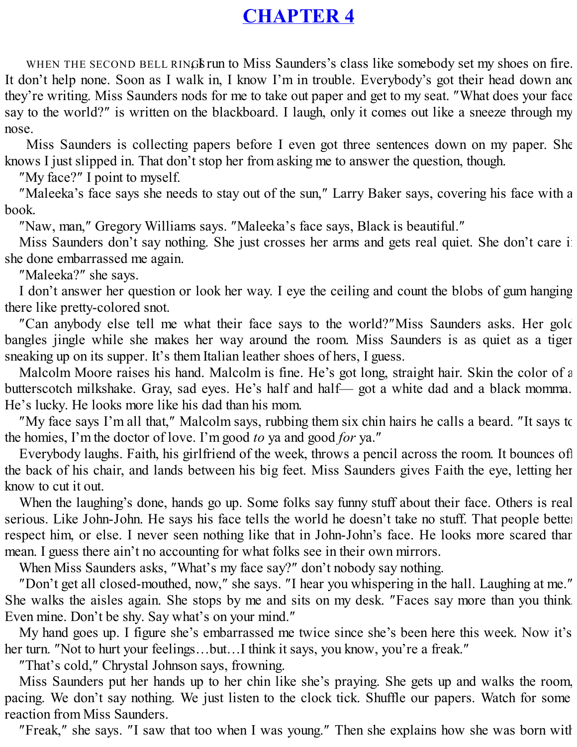# CHAPTER 4

WHEN THE SECOND BELL RINGS, I run to Miss Saunders's class like somebody set my shoes on fire. It don't help none. Soon as I walk in, I know I'm in trouble. Everybody's got their head down and they're writing. Miss Saunders nods for me to take out paper and get to my seat. ″What does your face say to the world?″ is written on the blackboard. I laugh, only it comes out like a sneeze through my nose.

Miss Saunders is collecting papers before I even got three sentences down on my paper. She knows I just slipped in. That don't stop her from asking me to answer the question, though.

″My face?″ I point to myself.

″Maleeka's face says she needs to stay out of the sun,″ Larry Baker says, covering his face with a book.

″Naw, man,″ Gregory Williams says. ″Maleeka's face says, Black is beautiful.″

Miss Saunders don't say nothing. She just crosses her arms and gets real quiet. She don't care if she done embarrassed me again.

″Maleeka?″ she says.

I don't answer her question or look her way. I eye the ceiling and count the blobs of gum hanging there like pretty-colored snot.

″Can anybody else tell me what their face says to the world?″Miss Saunders asks. Her gold bangles jingle while she makes her way around the room. Miss Saunders is as quiet as a tiger sneaking up on its supper. It's them Italian leather shoes of hers, I guess.

Malcolm Moore raises his hand. Malcolm is fine. He's got long, straight hair. Skin the color of a butterscotch milkshake. Gray, sad eyes. He's half and half— got a white dad and a black momma. He's lucky. He looks more like his dad than his mom.

″My face says I'm all that,″ Malcolm says, rubbing them six chin hairs he calls a beard. ″It says to the homies, I'm the doctor of love. I'm good *to* ya and good *for* ya.″

Everybody laughs. Faith, his girlfriend of the week, throws a pencil across the room. It bounces off the back of his chair, and lands between his big feet. Miss Saunders gives Faith the eye, letting her know to cut it out.

When the laughing's done, hands go up. Some folks say funny stuff about their face. Others is real serious. Like John-John. He says his face tells the world he doesn't take no stuff. That people better respect him, or else. I never seen nothing like that in John-John's face. He looks more scared than mean. I guess there ain't no accounting for what folks see in their own mirrors.

When Miss Saunders asks, ″What's my face say?″ don't nobody say nothing.

″Don't get all closed-mouthed, now,″ she says. ″I hear you whispering in the hall. Laughing at me.″ She walks the aisles again. She stops by me and sits on my desk. ″Faces say more than you think. Even mine. Don't be shy. Say what's on your mind.″

My hand goes up. I figure she's embarrassed me twice since she's been here this week. Now it's her turn. ″Not to hurt your feelings…but…I think it says, you know, you're a freak.″

″That's cold,″ Chrystal Johnson says, frowning.

Miss Saunders put her hands up to her chin like she's praying. She gets up and walks the room, pacing. We don't say nothing. We just listen to the clock tick. Shuffle our papers. Watch for some reaction from Miss Saunders.

″Freak,″ she says. ″I saw that too when I was young.″ Then she explains how she was born with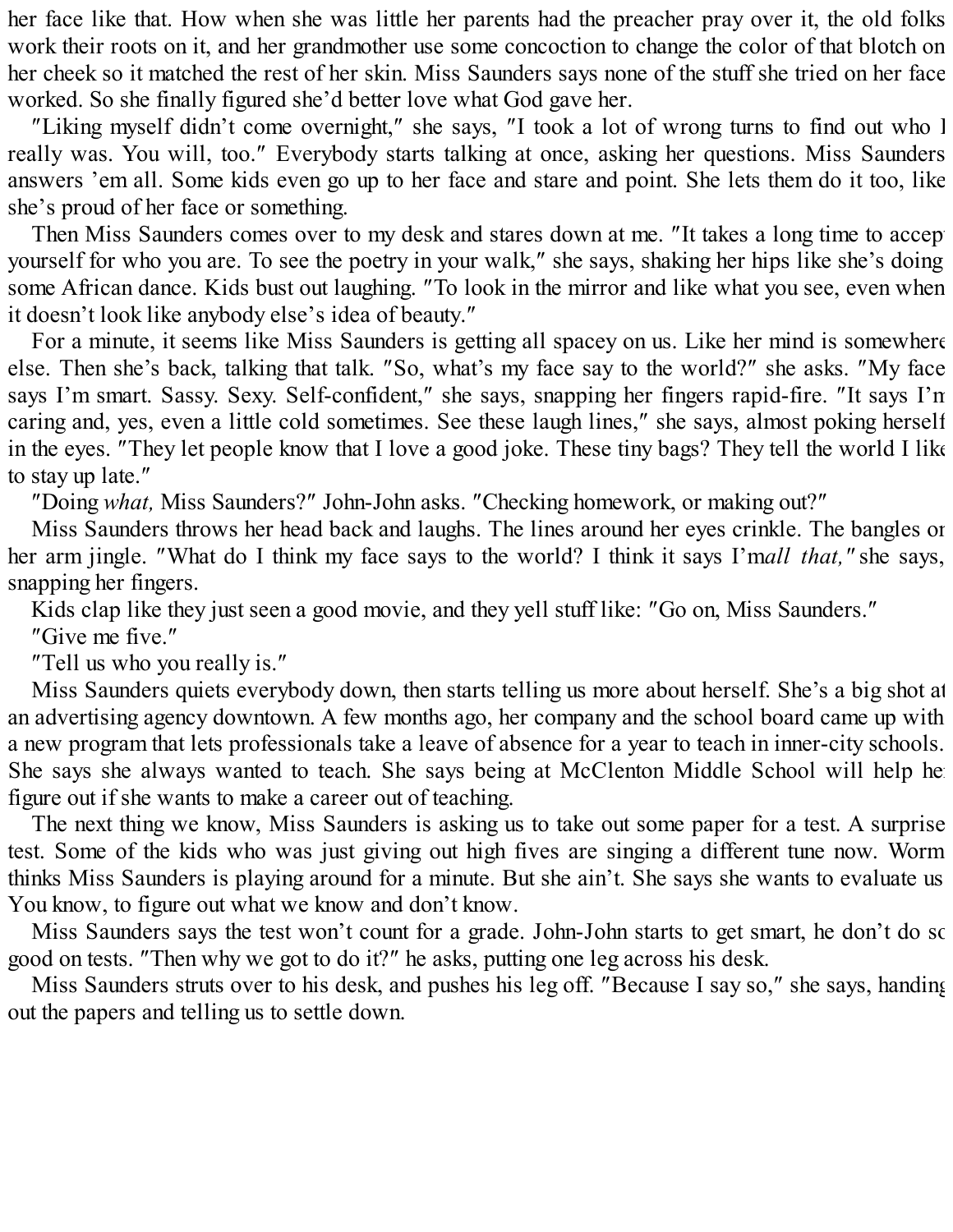her face like that. How when she was little her parents had the preacher pray over it, the old folks work their roots on it, and her grandmother use some concoction to change the color of that blotch on her cheek so it matched the rest of her skin. Miss Saunders says none of the stuff she tried on her face worked. So she finally figured she'd better love what God gave her.

"Liking myself didn't come overnight," she says, "I took a lot of wrong turns to find out who I really was. You will, too." Everybody starts talking at once, asking her questions. Miss Saunders answers 'em all. Some kids even go up to her face and stare and point. She lets them do it too, like she's proud of her face or something.

Then Miss Saunders comes over to my desk and stares down at me. "It takes a long time to accept yourself for who you are. To see the poetry in your walk," she says, shaking her hips like she's doing some African dance. Kids bust out laughing. "To look in the mirror and like what you see, even when it doesn't look like anybody else's idea of beauty."

For a minute, it seems like Miss Saunders is getting all spacey on us. Like her mind is somewhere else. Then she's back, talking that talk. "So, what's my face say to the world?" she asks. "My face says I'm smart. Sassy. Sexy. Self-confident," she says, snapping her fingers rapid-fire. "It says I'm caring and, yes, even a little cold sometimes. See these laugh lines," she says, almost poking herself in the eyes. "They let people know that I love a good joke. These tiny bags? They tell the world I like to stay up late."

"Doing *what,* Miss Saunders?" John-John asks. "Checking homework, or making out?"

Miss Saunders throws her head back and laughs. The lines around her eyes crinkle. The bangles on her arm jingle. "What do I think my face says to the world? I think it says I'm *all that,"* she says, snapping her fingers.

Kids clap like they just seen a good movie, and they yell stuff like: "Go on, Miss Saunders."

"Give me five."

"Tell us who you really is."

Miss Saunders quiets everybody down, then starts telling us more about herself. She's a big shot at an advertising agency downtown. A few months ago, her company and the school board came up with a new program that lets professionals take a leave of absence for a year to teach in inner-city schools. She says she always wanted to teach. She says being at McClenton Middle School will help her figure out if she wants to make a career out of teaching.

The next thing we know, Miss Saunders is asking us to take out some paper for a test. A surprise test. Some of the kids who was just giving out high fives are singing a different tune now. Worm thinks Miss Saunders is playing around for a minute. But she ain't. She says she wants to evaluate us. You know, to figure out what we know and don't know.

Miss Saunders says the test won't count for a grade. John-John starts to get smart, he don't do so good on tests. "Then why we got to do it?" he asks, putting one leg across his desk.

Miss Saunders struts over to his desk, and pushes his leg off. "Because I say so," she says, handing out the papers and telling us to settle down.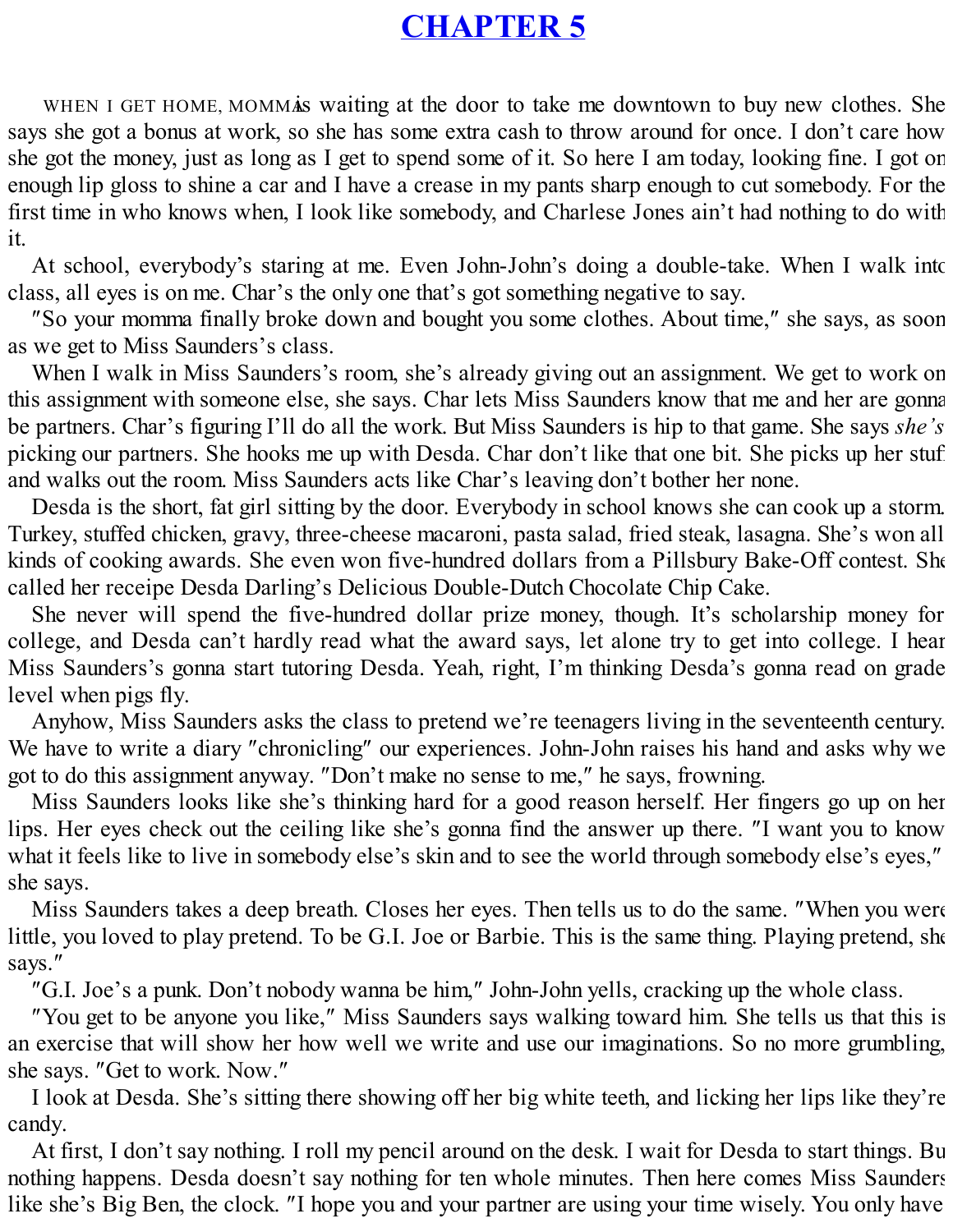# CHAPTER 5

WHEN I GET HOME, MOMMA is waiting at the door to take me downtown to buy new clothes. She says she got a bonus at work, so she has some extra cash to throw around for once. I don't care how she got the money, just as long as I get to spend some of it. So here I am today, looking fine. I got on enough lip gloss to shine a car and I have a crease in my pants sharp enough to cut somebody. For the first time in who knows when, I look like somebody, and Charlese Jones ain't had nothing to do with it.

At school, everybody's staring at me. Even John-John's doing a double-take. When I walk into class, all eyes is on me. Char's the only one that's got something negative to say.

"So your momma finally broke down and bought you some clothes. About time," she says, as soon as we get to Miss Saunders's class.

When I walk in Miss Saunders's room, she's already giving out an assignment. We get to work on this assignment with someone else, she says. Char lets Miss Saunders know that me and her are gonna be partners. Char's figuring I'll do all the work. But Miss Saunders is hip to that game. She says *she's* picking our partners. She hooks me up with Desda. Char don't like that one bit. She picks up her stuff and walks out the room. Miss Saunders acts like Char's leaving don't bother her none.

Desda is the short, fat girl sitting by the door. Everybody in school knows she can cook up a storm. Turkey, stuffed chicken, gravy, three-cheese macaroni, pasta salad, fried steak, lasagna. She's won all kinds of cooking awards. She even won five-hundred dollars from a Pillsbury Bake-Off contest. She called her receipe Desda Darling's Delicious Double-Dutch Chocolate Chip Cake.

She never will spend the five-hundred dollar prize money, though. It's scholarship money for college, and Desda can't hardly read what the award says, let alone try to get into college. I hear Miss Saunders's gonna start tutoring Desda. Yeah, right, I'm thinking Desda's gonna read on grade level when pigs fly.

Anyhow, Miss Saunders asks the class to pretend we're teenagers living in the seventeenth century. We have to write a diary "chronicling" our experiences. John-John raises his hand and asks why we got to do this assignment anyway. "Don't make no sense to me," he says, frowning.

Miss Saunders looks like she's thinking hard for a good reason herself. Her fingers go up on her lips. Her eyes check out the ceiling like she's gonna find the answer up there. "I want you to know what it feels like to live in somebody else's skin and to see the world through somebody else's eyes," she says.

Miss Saunders takes a deep breath. Closes her eyes. Then tells us to do the same. "When you were little, you loved to play pretend. To be G.I. Joe or Barbie. This is the same thing. Playing pretend, she says."

"G.I. Joe's a punk. Don't nobody wanna be him," John-John yells, cracking up the whole class.

"You get to be anyone you like," Miss Saunders says walking toward him. She tells us that this is an exercise that will show her how well we write and use our imaginations. So no more grumbling, she says. "Get to work. Now."

I look at Desda. She's sitting there showing off her big white teeth, and licking her lips like they're candy.

At first, I don't say nothing. I roll my pencil around on the desk. I wait for Desda to start things. But nothing happens. Desda doesn't say nothing for ten whole minutes. Then here comes Miss Saunders like she's Big Ben, the clock. "I hope you and your partner are using your time wisely. You only have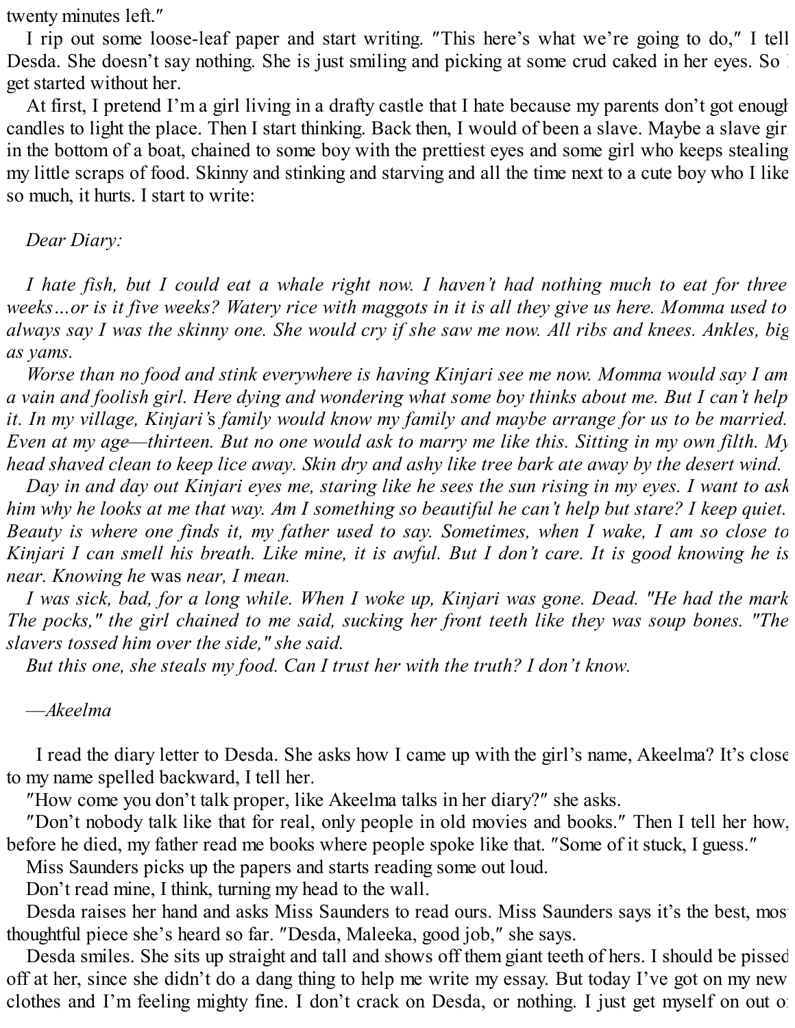twenty minutes left."

I rip out some loose-leaf paper and start writing. "This here's what we're going to do," I tell Desda. She doesn't say nothing. She is just smiling and picking at some crud caked in her eyes. So I get started without her.

At first, I pretend I'm a girl living in a drafty castle that I hate because my parents don't got enough candles to light the place. Then I start thinking. Back then, I would of been a slave. Maybe a slave girl in the bottom of a boat, chained to some boy with the prettiest eyes and some girl who keeps stealing my little scraps of food. Skinny and stinking and starving and all the time next to a cute boy who I like so much, it hurts. I start to write:

*Dear Diary:*

*I hate fish, but I could eat a whale right now. I haven't had nothing much to eat for three weeks…or is it five weeks? Watery rice with maggots in it is all they give us here. Momma used to always say I was the skinny one. She would cry if she saw me now. All ribs and knees. Ankles, big as yams.*

*Worse than no food and stink everywhere is having Kinjari see me now. Momma would say I am a vain and foolish girl. Here dying and wondering what some boy thinks about me. But I can't help it. In my village, Kinjari's family would know my family and maybe arrange for us to be married. Even at my age—thirteen. But no one would ask to marry me like this. Sitting in my own filth. My head shaved clean to keep lice away. Skin dry and ashy like tree bark ate away by the desert wind.*

*Day in and day out Kinjari eyes me, staring like he sees the sun rising in my eyes. I want to ask him why he looks at me that way. Am I something so beautiful he can't help but stare? I keep quiet. Beauty is where one finds it, my father used to say. Sometimes, when I wake, I am so close to Kinjari I can smell his breath. Like mine, it is awful. But I don't care. It is good knowing he is near. Knowing he* was *near, I mean.*

*I was sick, bad, for a long while. When I woke up, Kinjari was gone. Dead. "He had the mark. The pocks," the girl chained to me said, sucking her front teeth like they was soup bones. "The slavers tossed him over the side," she said.*

*But this one, she steals my food. Can I trust her with the truth? I don't know.*

*—Akeelma*

I read the diary letter to Desda. She asks how I came up with the girl's name, Akeelma? It's close to my name spelled backward, I tell her.

"How come you don't talk proper, like Akeelma talks in her diary?" she asks.

"Don't nobody talk like that for real, only people in old movies and books." Then I tell her how, before he died, my father read me books where people spoke like that. "Some of it stuck, I guess."

Miss Saunders picks up the papers and starts reading some out loud.

Don't read mine, I think, turning my head to the wall.

Desda raises her hand and asks Miss Saunders to read ours. Miss Saunders says it's the best, most thoughtful piece she's heard so far. "Desda, Maleeka, good job," she says.

Desda smiles. She sits up straight and tall and shows off them giant teeth of hers. I should be pissed off at her, since she didn't do a dang thing to help me write my essay. But today I've got on my new clothes and I'm feeling mighty fine. I don't crack on Desda, or nothing. I just get myself on out of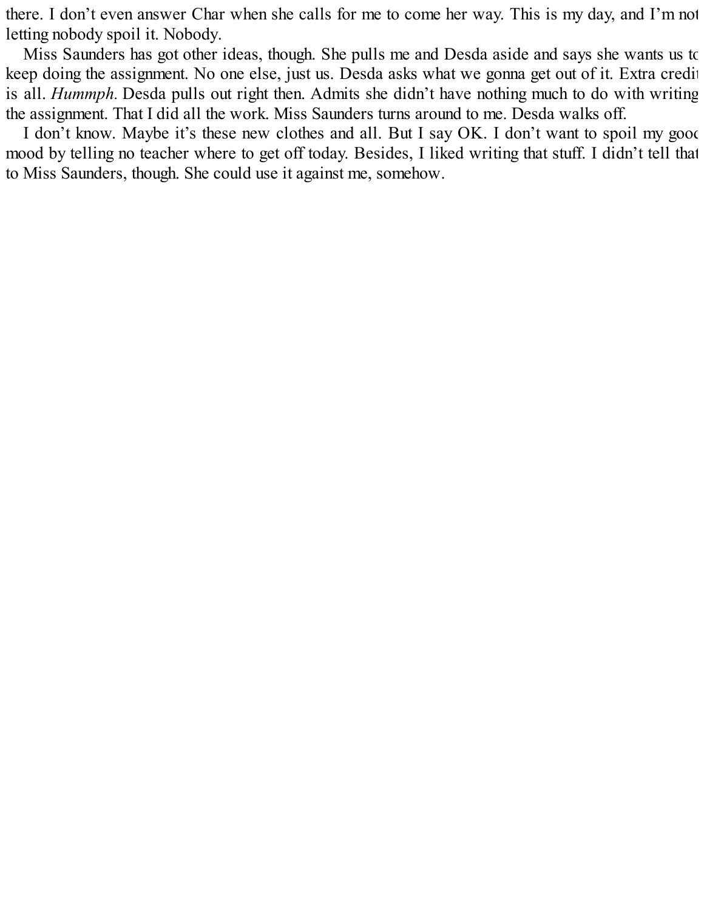there. I don't even answer Char when she calls for me to come her way. This is my day, and I'm not letting nobody spoil it. Nobody.

Miss Saunders has got other ideas, though. She pulls me and Desda aside and says she wants us to keep doing the assignment. No one else, just us. Desda asks what we gonna get out of it. Extra credit is all. *Hummph.* Desda pulls out right then. Admits she didn't have nothing much to do with writing the assignment. That I did all the work. Miss Saunders turns around to me. Desda walks off.

I don't know. Maybe it's these new clothes and all. But I say OK. I don't want to spoil my good mood by telling no teacher where to get off today. Besides, I liked writing that stuff. I didn't tell that to Miss Saunders, though. She could use it against me, somehow.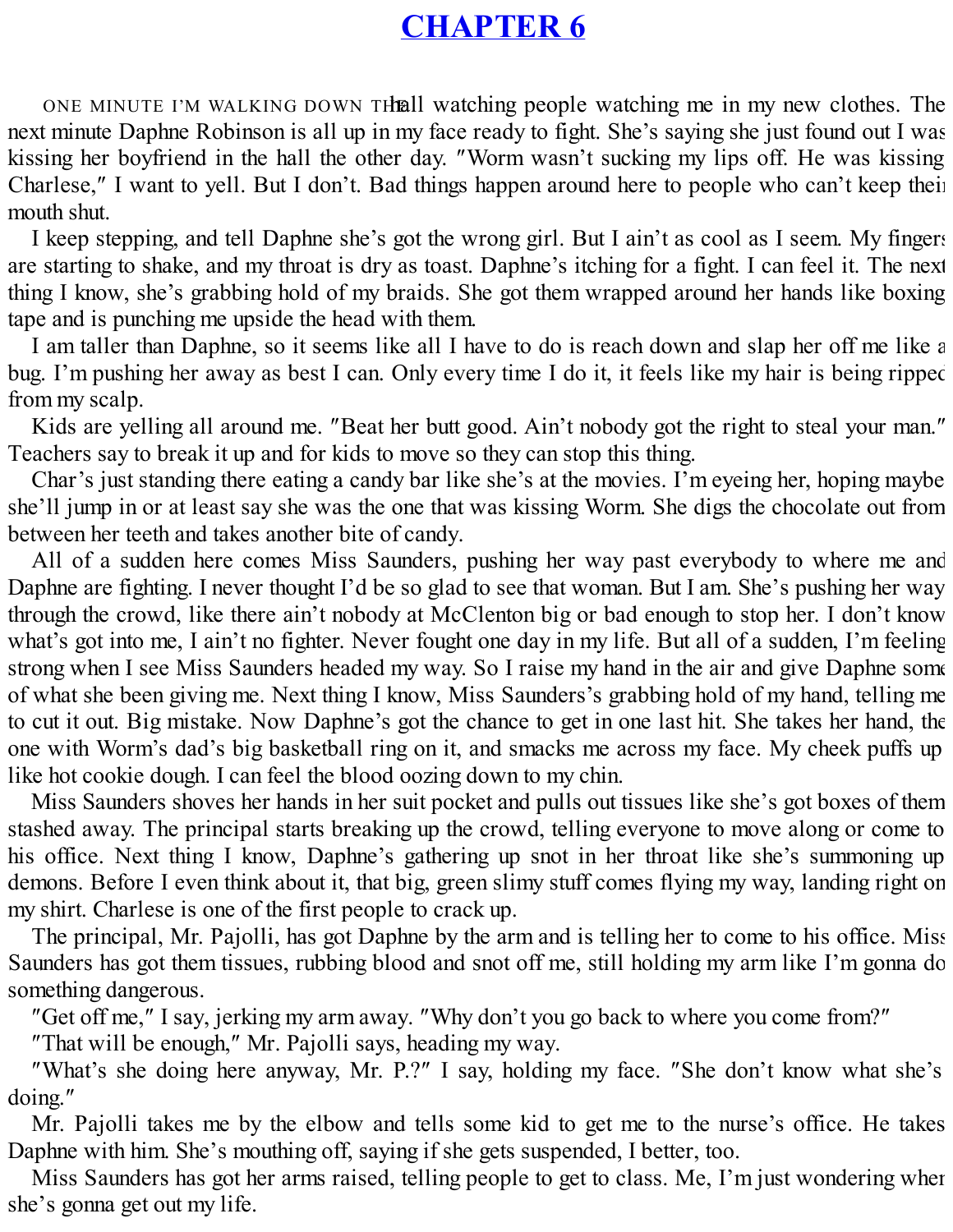# CHAPTER 6

ONE MINUTE I'M WALKING DOWN THE hall watching people watching me in my new clothes. The next minute Daphne Robinson is all up in my face ready to fight. She's saying she just found out I was kissing her boyfriend in the hall the other day. "Worm wasn't sucking my lips off. He was kissing Charlese," I want to yell. But I don't. Bad things happen around here to people who can't keep their mouth shut.

I keep stepping, and tell Daphne she's got the wrong girl. But I ain't as cool as I seem. My fingers are starting to shake, and my throat is dry as toast. Daphne's itching for a fight. I can feel it. The next thing I know, she's grabbing hold of my braids. She got them wrapped around her hands like boxing tape and is punching me upside the head with them.

I am taller than Daphne, so it seems like all I have to do is reach down and slap her off me like a bug. I'm pushing her away as best I can. Only every time I do it, it feels like my hair is being ripped from my scalp.

Kids are yelling all around me. "Beat her butt good. Ain't nobody got the right to steal your man." Teachers say to break it up and for kids to move so they can stop this thing.

Char's just standing there eating a candy bar like she's at the movies. I'm eyeing her, hoping maybe she'll jump in or at least say she was the one that was kissing Worm. She digs the chocolate out from between her teeth and takes another bite of candy.

All of a sudden here comes Miss Saunders, pushing her way past everybody to where me and Daphne are fighting. I never thought I'd be so glad to see that woman. But I am. She's pushing her way through the crowd, like there ain't nobody at McClenton big or bad enough to stop her. I don't know what's got into me, I ain't no fighter. Never fought one day in my life. But all of a sudden, I'm feeling strong when I see Miss Saunders headed my way. So I raise my hand in the air and give Daphne some of what she been giving me. Next thing I know, Miss Saunders's grabbing hold of my hand, telling me to cut it out. Big mistake. Now Daphne's got the chance to get in one last hit. She takes her hand, the one with Worm's dad's big basketball ring on it, and smacks me across my face. My cheek puffs up like hot cookie dough. I can feel the blood oozing down to my chin.

Miss Saunders shoves her hands in her suit pocket and pulls out tissues like she's got boxes of them stashed away. The principal starts breaking up the crowd, telling everyone to move along or come to his office. Next thing I know, Daphne's gathering up snot in her throat like she's summoning up demons. Before I even think about it, that big, green slimy stuff comes flying my way, landing right on my shirt. Charlese is one of the first people to crack up.

The principal, Mr. Pajolli, has got Daphne by the arm and is telling her to come to his office. Miss Saunders has got them tissues, rubbing blood and snot off me, still holding my arm like I'm gonna do something dangerous.

"Get off me," I say, jerking my arm away. "Why don't you go back to where you come from?"

"That will be enough," Mr. Pajolli says, heading my way.

"What's she doing here anyway, Mr. P.?" I say, holding my face. "She don't know what she's doing."

Mr. Pajolli takes me by the elbow and tells some kid to get me to the nurse's office. He takes Daphne with him. She's mouthing off, saying if she gets suspended, I better, too.

Miss Saunders has got her arms raised, telling people to get to class. Me, I'm just wondering when she's gonna get out my life.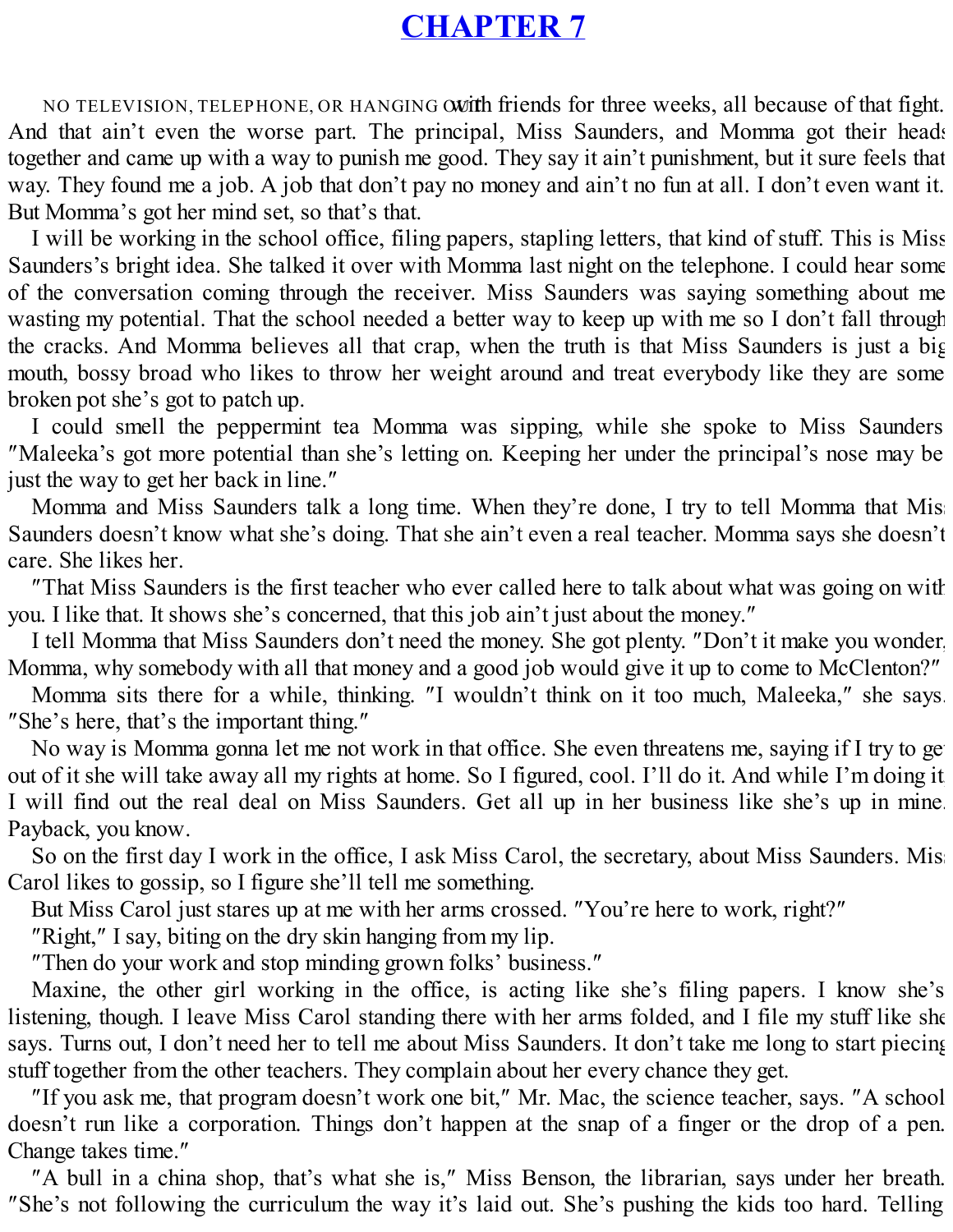# CHAPTER 7

NO TELEVISION, TELEPHONE, OR HANGING OUT with friends for three weeks, all because of that fight. And that ain't even the worse part. The principal, Miss Saunders, and Momma got their heads together and came up with a way to punish me good. They say it ain't punishment, but it sure feels that way. They found me a job. A job that don't pay no money and ain't no fun at all. I don't even want it. But Momma's got her mind set, so that's that.

I will be working in the school office, filing papers, stapling letters, that kind of stuff. This is Miss Saunders's bright idea. She talked it over with Momma last night on the telephone. I could hear some of the conversation coming through the receiver. Miss Saunders was saying something about me wasting my potential. That the school needed a better way to keep up with me so I don't fall through the cracks. And Momma believes all that crap, when the truth is that Miss Saunders is just a big mouth, bossy broad who likes to throw her weight around and treat everybody like they are some broken pot she's got to patch up.

I could smell the peppermint tea Momma was sipping, while she spoke to Miss Saunders. "Maleeka's got more potential than she's letting on. Keeping her under the principal's nose may be just the way to get her back in line."

Momma and Miss Saunders talk a long time. When they're done, I try to tell Momma that Miss Saunders doesn't know what she's doing. That she ain't even a real teacher. Momma says she doesn't care. She likes her.

"That Miss Saunders is the first teacher who ever called here to talk about what was going on with you. I like that. It shows she's concerned, that this job ain't just about the money."

I tell Momma that Miss Saunders don't need the money. She got plenty. "Don't it make you wonder, Momma, why somebody with all that money and a good job would give it up to come to McClenton?"

Momma sits there for a while, thinking. "I wouldn't think on it too much, Maleeka," she says. "She's here, that's the important thing."

No way is Momma gonna let me not work in that office. She even threatens me, saying if I try to get out of it she will take away all my rights at home. So I figured, cool. I'll do it. And while I'm doing it, I will find out the real deal on Miss Saunders. Get all up in her business like she's up in mine. Payback, you know.

So on the first day I work in the office, I ask Miss Carol, the secretary, about Miss Saunders. Miss Carol likes to gossip, so I figure she'll tell me something.

But Miss Carol just stares up at me with her arms crossed. "You're here to work, right?"

"Right," I say, biting on the dry skin hanging from my lip.

"Then do your work and stop minding grown folks' business."

Maxine, the other girl working in the office, is acting like she's filing papers. I know she's listening, though. I leave Miss Carol standing there with her arms folded, and I file my stuff like she says. Turns out, I don't need her to tell me about Miss Saunders. It don't take me long to start piecing stuff together from the other teachers. They complain about her every chance they get.

"If you ask me, that program doesn't work one bit," Mr. Mac, the science teacher, says. "A school doesn't run like a corporation. Things don't happen at the snap of a finger or the drop of a pen. Change takes time."

"A bull in a china shop, that's what she is," Miss Benson, the librarian, says under her breath. "She's not following the curriculum the way it's laid out. She's pushing the kids too hard. Telling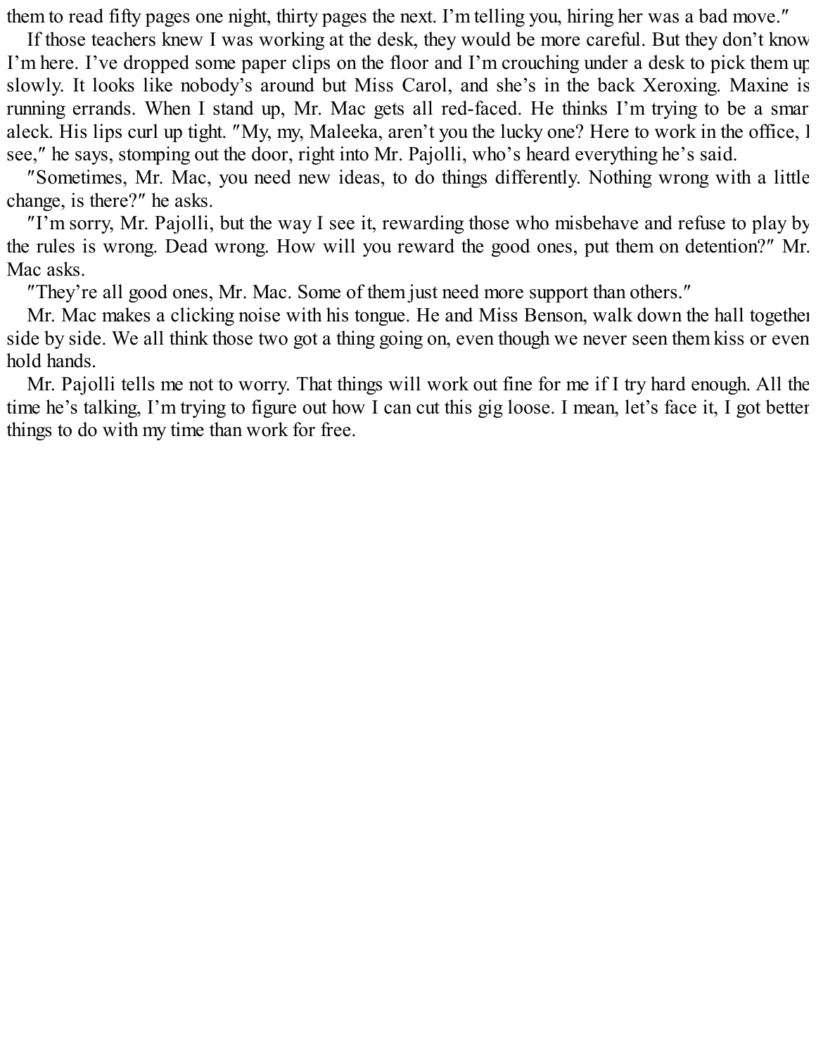them to read fifty pages one night, thirty pages the next. I'm telling you, hiring her was a bad move."

If those teachers knew I was working at the desk, they would be more careful. But they don't know I'm here. I've dropped some paper clips on the floor and I'm crouching under a desk to pick them up slowly. It looks like nobody's around but Miss Carol, and she's in the back Xeroxing. Maxine is running errands. When I stand up, Mr. Mac gets all red-faced. He thinks I'm trying to be a smart aleck. His lips curl up tight. "My, my, Maleeka, aren't you the lucky one? Here to work in the office, I see," he says, stomping out the door, right into Mr. Pajolli, who's heard everything he's said.

"Sometimes, Mr. Mac, you need new ideas, to do things differently. Nothing wrong with a little change, is there?" he asks.

"I'm sorry, Mr. Pajolli, but the way I see it, rewarding those who misbehave and refuse to play by the rules is wrong. Dead wrong. How will you reward the good ones, put them on detention?" Mr. Mac asks.

"They're all good ones, Mr. Mac. Some of them just need more support than others."

Mr. Mac makes a clicking noise with his tongue. He and Miss Benson, walk down the hall together side by side. We all think those two got a thing going on, even though we never seen them kiss or even hold hands.

Mr. Pajolli tells me not to worry. That things will work out fine for me if I try hard enough. All the time he's talking, I'm trying to figure out how I can cut this gig loose. I mean, let's face it, I got better things to do with my time than work for free.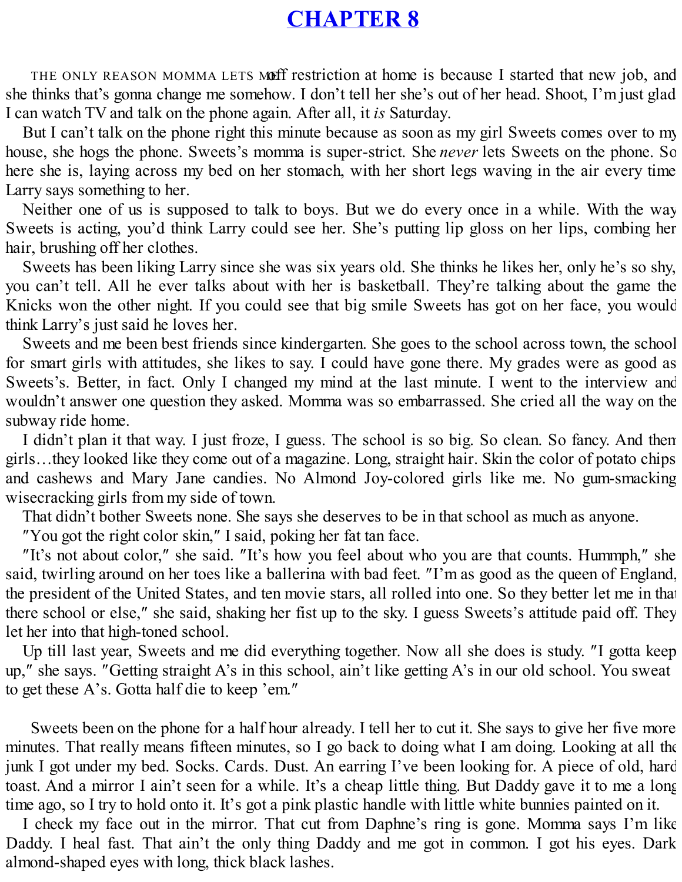# CHAPTER 8

THE ONLY REASON MOMMA LETS ME off restriction at home is because I started that new job, and she thinks that's gonna change me somehow. I don't tell her she's out of her head. Shoot, I'm just glad I can watch TV and talk on the phone again. After all, it *is* Saturday.

But I can't talk on the phone right this minute because as soon as my girl Sweets comes over to my house, she hogs the phone. Sweets's momma is super-strict. She *never* lets Sweets on the phone. So here she is, laying across my bed on her stomach, with her short legs waving in the air every time Larry says something to her.

Neither one of us is supposed to talk to boys. But we do every once in a while. With the way Sweets is acting, you'd think Larry could see her. She's putting lip gloss on her lips, combing her hair, brushing off her clothes.

Sweets has been liking Larry since she was six years old. She thinks he likes her, only he's so shy, you can't tell. All he ever talks about with her is basketball. They're talking about the game the Knicks won the other night. If you could see that big smile Sweets has got on her face, you would think Larry's just said he loves her.

Sweets and me been best friends since kindergarten. She goes to the school across town, the school for smart girls with attitudes, she likes to say. I could have gone there. My grades were as good as Sweets's. Better, in fact. Only I changed my mind at the last minute. I went to the interview and wouldn't answer one question they asked. Momma was so embarrassed. She cried all the way on the subway ride home.

I didn't plan it that way. I just froze, I guess. The school is so big. So clean. So fancy. And them girls…they looked like they come out of a magazine. Long, straight hair. Skin the color of potato chips and cashews and Mary Jane candies. No Almond Joy-colored girls like me. No gum-smacking wisecracking girls from my side of town.

That didn't bother Sweets none. She says she deserves to be in that school as much as anyone.

"You got the right color skin," I said, poking her fat tan face.

"It's not about color," she said. "It's how you feel about who you are that counts. Hummph," she said, twirling around on her toes like a ballerina with bad feet. "I'm as good as the queen of England, the president of the United States, and ten movie stars, all rolled into one. So they better let me in that there school or else," she said, shaking her fist up to the sky. I guess Sweets's attitude paid off. They let her into that high-toned school.

Up till last year, Sweets and me did everything together. Now all she does is study. "I gotta keep up," she says. "Getting straight A's in this school, ain't like getting A's in our old school. You sweat to get these A's. Gotta half die to keep 'em."

Sweets been on the phone for a half hour already. I tell her to cut it. She says to give her five more minutes. That really means fifteen minutes, so I go back to doing what I am doing. Looking at all the junk I got under my bed. Socks. Cards. Dust. An earring I've been looking for. A piece of old, hard toast. And a mirror I ain't seen for a while. It's a cheap little thing. But Daddy gave it to me a long time ago, so I try to hold onto it. It's got a pink plastic handle with little white bunnies painted on it.

I check my face out in the mirror. That cut from Daphne's ring is gone. Momma says I'm like Daddy. I heal fast. That ain't the only thing Daddy and me got in common. I got his eyes. Dark almond-shaped eyes with long, thick black lashes.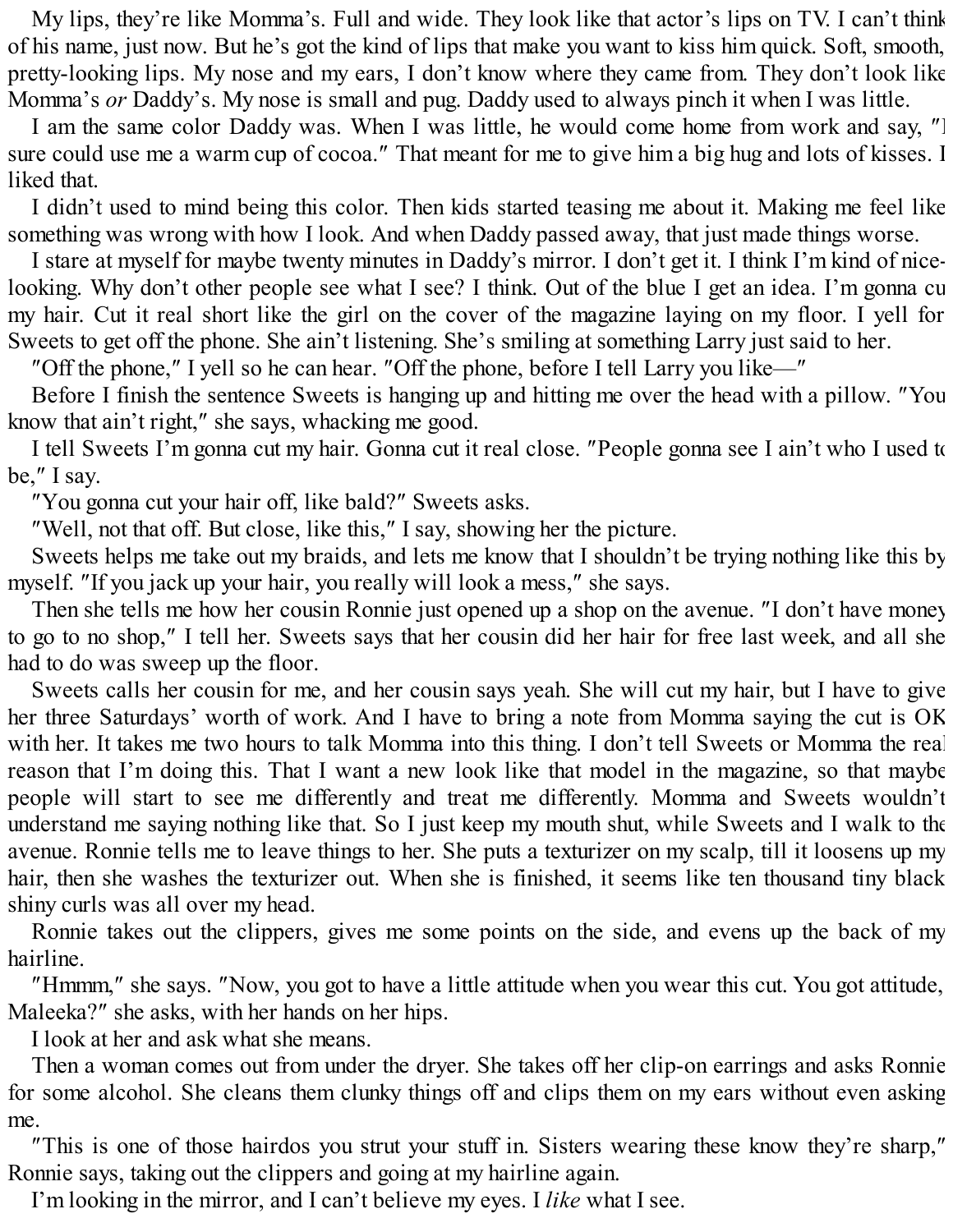My lips, they're like Momma's. Full and wide. They look like that actor's lips on TV. I can't think of his name, just now. But he's got the kind of lips that make you want to kiss him quick. Soft, smooth, pretty-looking lips. My nose and my ears, I don't know where they came from. They don't look like Momma's *or* Daddy's. My nose is small and pug. Daddy used to always pinch it when I was little.

I am the same color Daddy was. When I was little, he would come home from work and say, "I sure could use me a warm cup of cocoa." That meant for me to give him a big hug and lots of kisses. I liked that.

I didn't used to mind being this color. Then kids started teasing me about it. Making me feel like something was wrong with how I look. And when Daddy passed away, that just made things worse.

I stare at myself for maybe twenty minutes in Daddy's mirror. I don't get it. I think I'm kind of nice-looking. Why don't other people see what I see? I think. Out of the blue I get an idea. I'm gonna cut my hair. Cut it real short like the girl on the cover of the magazine laying on my floor. I yell for Sweets to get off the phone. She ain't listening. She's smiling at something Larry just said to her.

"Off the phone," I yell so he can hear. "Off the phone, before I tell Larry you like—"

Before I finish the sentence Sweets is hanging up and hitting me over the head with a pillow. "You know that ain't right," she says, whacking me good.

I tell Sweets I'm gonna cut my hair. Gonna cut it real close. "People gonna see I ain't who I used to be," I say.

"You gonna cut your hair off, like bald?" Sweets asks.

"Well, not that off. But close, like this," I say, showing her the picture.

Sweets helps me take out my braids, and lets me know that I shouldn't be trying nothing like this by myself. "If you jack up your hair, you really will look a mess," she says.

Then she tells me how her cousin Ronnie just opened up a shop on the avenue. "I don't have money to go to no shop," I tell her. Sweets says that her cousin did her hair for free last week, and all she had to do was sweep up the floor.

Sweets calls her cousin for me, and her cousin says yeah. She will cut my hair, but I have to give her three Saturdays' worth of work. And I have to bring a note from Momma saying the cut is OK with her. It takes me two hours to talk Momma into this thing. I don't tell Sweets or Momma the real reason that I'm doing this. That I want a new look like that model in the magazine, so that maybe people will start to see me differently and treat me differently. Momma and Sweets wouldn't understand me saying nothing like that. So I just keep my mouth shut, while Sweets and I walk to the avenue. Ronnie tells me to leave things to her. She puts a texturizer on my scalp, till it loosens up my hair, then she washes the texturizer out. When she is finished, it seems like ten thousand tiny black shiny curls was all over my head.

Ronnie takes out the clippers, gives me some points on the side, and evens up the back of my hairline.

"Hmmm," she says. "Now, you got to have a little attitude when you wear this cut. You got attitude, Maleeka?" she asks, with her hands on her hips.

I look at her and ask what she means.

Then a woman comes out from under the dryer. She takes off her clip-on earrings and asks Ronnie for some alcohol. She cleans them clunky things off and clips them on my ears without even asking me.

"This is one of those hairdos you strut your stuff in. Sisters wearing these know they're sharp," Ronnie says, taking out the clippers and going at my hairline again.

I'm looking in the mirror, and I can't believe my eyes. I *like* what I see.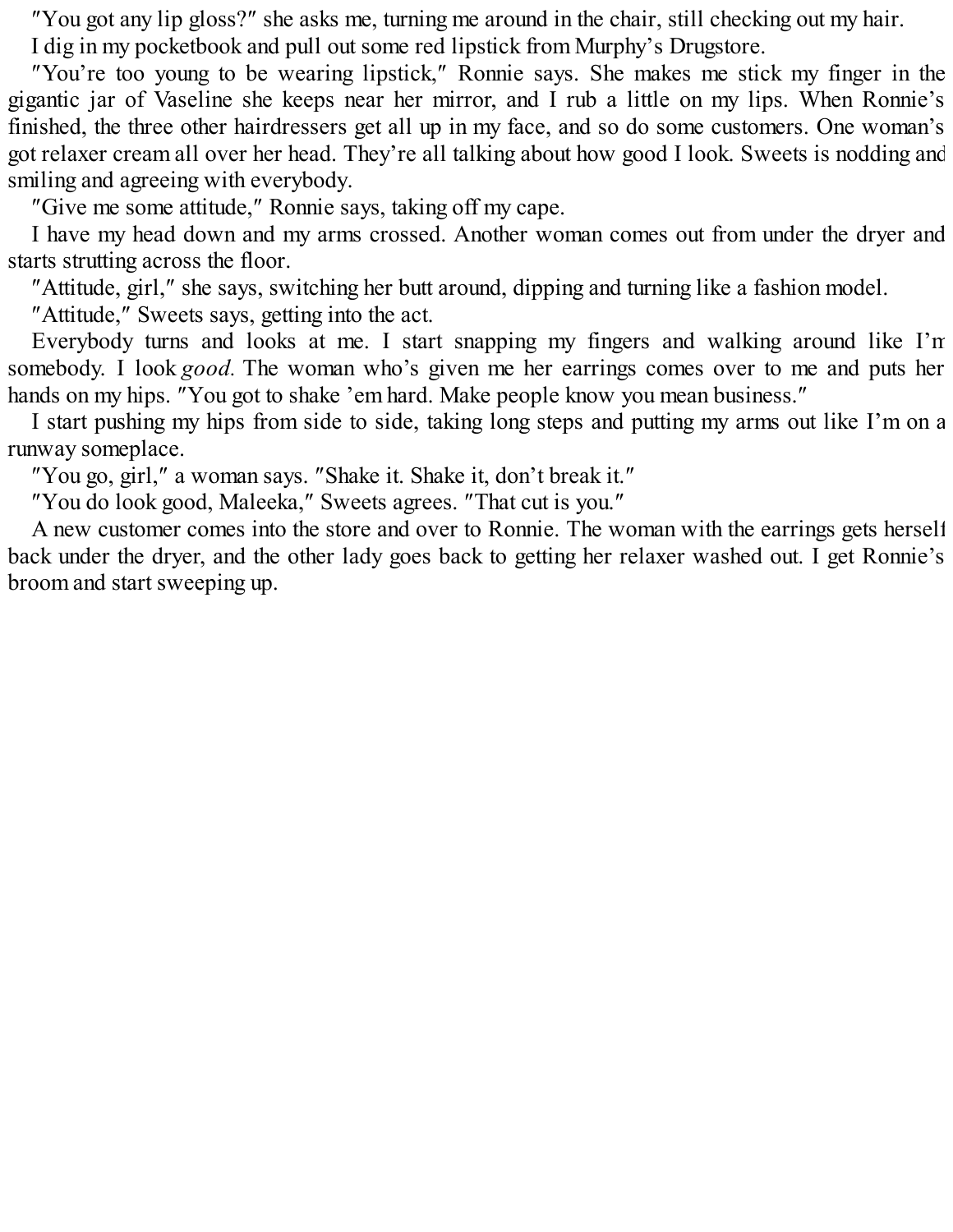"You got any lip gloss?" she asks me, turning me around in the chair, still checking out my hair.

I dig in my pocketbook and pull out some red lipstick from Murphy's Drugstore.

"You're too young to be wearing lipstick," Ronnie says. She makes me stick my finger in the gigantic jar of Vaseline she keeps near her mirror, and I rub a little on my lips. When Ronnie's finished, the three other hairdressers get all up in my face, and so do some customers. One woman's got relaxer cream all over her head. They're all talking about how good I look. Sweets is nodding and smiling and agreeing with everybody.

"Give me some attitude," Ronnie says, taking off my cape.

I have my head down and my arms crossed. Another woman comes out from under the dryer and starts strutting across the floor.

"Attitude, girl," she says, switching her butt around, dipping and turning like a fashion model.

"Attitude," Sweets says, getting into the act.

Everybody turns and looks at me. I start snapping my fingers and walking around like I'm somebody. I look *good*. The woman who's given me her earrings comes over to me and puts her hands on my hips. "You got to shake 'em hard. Make people know you mean business."

I start pushing my hips from side to side, taking long steps and putting my arms out like I'm on a runway someplace.

"You go, girl," a woman says. "Shake it. Shake it, don't break it."

"You do look good, Maleeka," Sweets agrees. "That cut is you."

A new customer comes into the store and over to Ronnie. The woman with the earrings gets herself back under the dryer, and the other lady goes back to getting her relaxer washed out. I get Ronnie's broom and start sweeping up.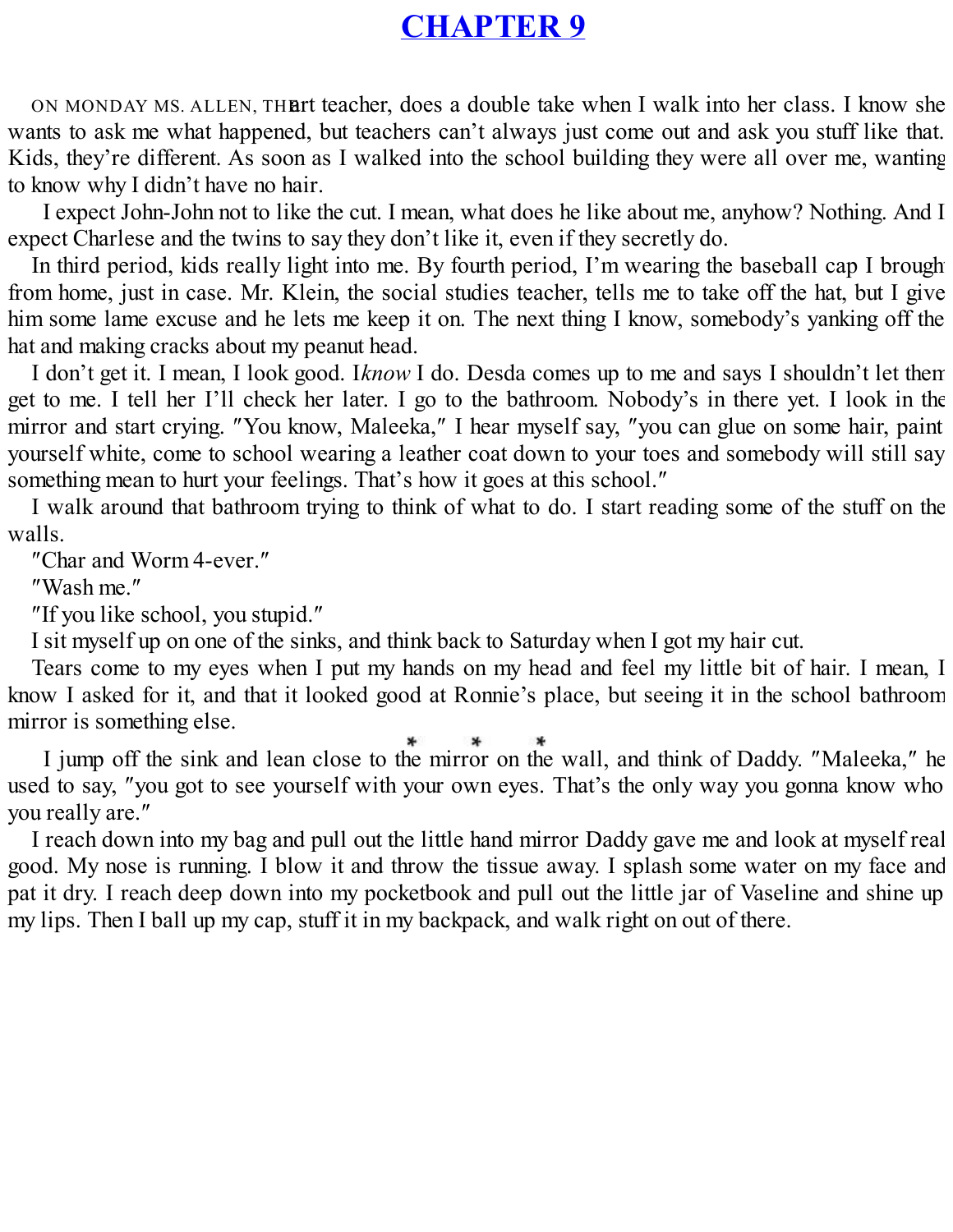# CHAPTER 9

ON MONDAY MS. ALLEN, THE art teacher, does a double take when I walk into her class. I know she wants to ask me what happened, but teachers can't always just come out and ask you stuff like that. Kids, they're different. As soon as I walked into the school building they were all over me, wanting to know why I didn't have no hair.

I expect John-John not to like the cut. I mean, what does he like about me, anyhow? Nothing. And I expect Charlese and the twins to say they don't like it, even if they secretly do.

In third period, kids really light into me. By fourth period, I'm wearing the baseball cap I brought from home, just in case. Mr. Klein, the social studies teacher, tells me to take off the hat, but I give him some lame excuse and he lets me keep it on. The next thing I know, somebody's yanking off the hat and making cracks about my peanut head.

I don't get it. I mean, I look good. I *know* I do. Desda comes up to me and says I shouldn't let them get to me. I tell her I'll check her later. I go to the bathroom. Nobody's in there yet. I look in the mirror and start crying. "You know, Maleeka," I hear myself say, "you can glue on some hair, paint yourself white, come to school wearing a leather coat down to your toes and somebody will still say something mean to hurt your feelings. That's how it goes at this school."

I walk around that bathroom trying to think of what to do. I start reading some of the stuff on the walls.

"Char and Worm 4-ever."

"Wash me."

"If you like school, you stupid."

I sit myself up on one of the sinks, and think back to Saturday when I got my hair cut.

Tears come to my eyes when I put my hands on my head and feel my little bit of hair. I mean, I know I asked for it, and that it looked good at Ronnie's place, but seeing it in the school bathroom mirror is something else.

\* \* \*

I jump off the sink and lean close to the mirror on the wall, and think of Daddy. "Maleeka," he used to say, "you got to see yourself with your own eyes. That's the only way you gonna know who you really are."

I reach down into my bag and pull out the little hand mirror Daddy gave me and look at myself real good. My nose is running. I blow it and throw the tissue away. I splash some water on my face and pat it dry. I reach deep down into my pocketbook and pull out the little jar of Vaseline and shine up my lips. Then I ball up my cap, stuff it in my backpack, and walk right on out of there.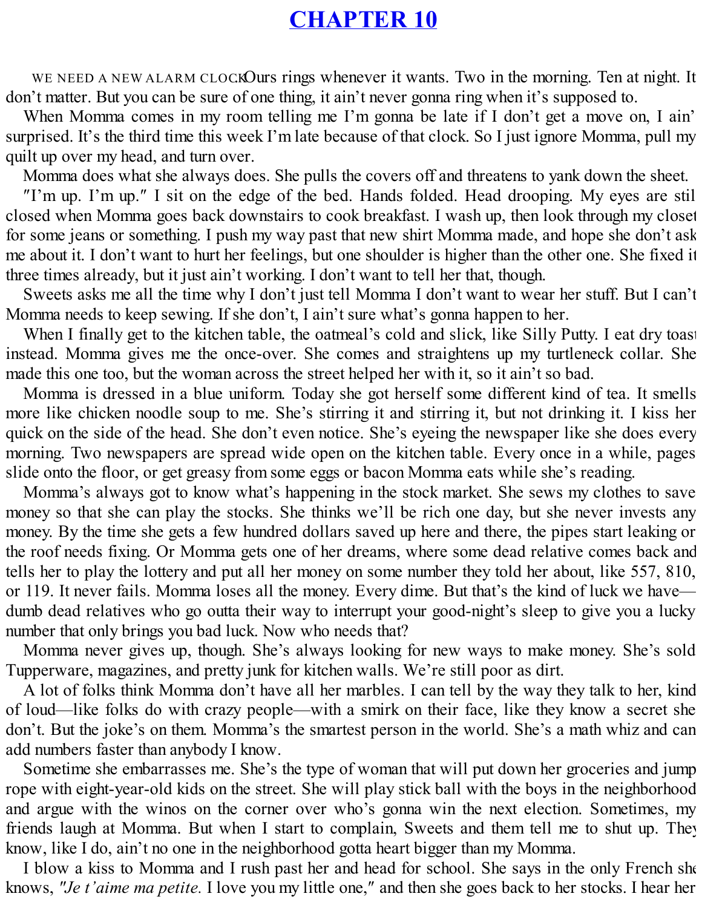# CHAPTER 10

WE NEED A NEW ALARM CLOCK. Ours rings whenever it wants. Two in the morning. Ten at night. It don't matter. But you can be sure of one thing, it ain't never gonna ring when it's supposed to.

When Momma comes in my room telling me I'm gonna be late if I don't get a move on, I ain't surprised. It's the third time this week I'm late because of that clock. So I just ignore Momma, pull my quilt up over my head, and turn over.

Momma does what she always does. She pulls the covers off and threatens to yank down the sheet.

"I'm up. I'm up." I sit on the edge of the bed. Hands folded. Head drooping. My eyes are still closed when Momma goes back downstairs to cook breakfast. I wash up, then look through my closet for some jeans or something. I push my way past that new shirt Momma made, and hope she don't ask me about it. I don't want to hurt her feelings, but one shoulder is higher than the other one. She fixed it three times already, but it just ain't working. I don't want to tell her that, though.

Sweets asks me all the time why I don't just tell Momma I don't want to wear her stuff. But I can't. Momma needs to keep sewing. If she don't, I ain't sure what's gonna happen to her.

When I finally get to the kitchen table, the oatmeal's cold and slick, like Silly Putty. I eat dry toast instead. Momma gives me the once-over. She comes and straightens up my turtleneck collar. She made this one too, but the woman across the street helped her with it, so it ain't so bad.

Momma is dressed in a blue uniform. Today she got herself some different kind of tea. It smells more like chicken noodle soup to me. She's stirring it and stirring it, but not drinking it. I kiss her quick on the side of the head. She don't even notice. She's eyeing the newspaper like she does every morning. Two newspapers are spread wide open on the kitchen table. Every once in a while, pages slide onto the floor, or get greasy from some eggs or bacon Momma eats while she's reading.

Momma's always got to know what's happening in the stock market. She sews my clothes to save money so that she can play the stocks. She thinks we'll be rich one day, but she never invests any money. By the time she gets a few hundred dollars saved up here and there, the pipes start leaking or the roof needs fixing. Or Momma gets one of her dreams, where some dead relative comes back and tells her to play the lottery and put all her money on some number they told her about, like 557, 810, or 119. It never fails. Momma loses all the money. Every dime. But that's the kind of luck we have—dumb dead relatives who go outta their way to interrupt your good-night's sleep to give you a lucky number that only brings you bad luck. Now who needs that?

Momma never gives up, though. She's always looking for new ways to make money. She's sold Tupperware, magazines, and pretty junk for kitchen walls. We're still poor as dirt.

A lot of folks think Momma don't have all her marbles. I can tell by the way they talk to her, kind of loud—like folks do with crazy people—with a smirk on their face, like they know a secret she don't. But the joke's on them. Momma's the smartest person in the world. She's a math whiz and can add numbers faster than anybody I know.

Sometime she embarrasses me. She's the type of woman that will put down her groceries and jump rope with eight-year-old kids on the street. She will play stick ball with the boys in the neighborhood and argue with the winos on the corner over who's gonna win the next election. Sometimes, my friends laugh at Momma. But when I start to complain, Sweets and them tell me to shut up. They know, like I do, ain't no one in the neighborhood gotta heart bigger than my Momma.

I blow a kiss to Momma and I rush past her and head for school. She says in the only French she knows, "*Je t'aime ma petite.* I love you my little one," and then she goes back to her stocks. I hear her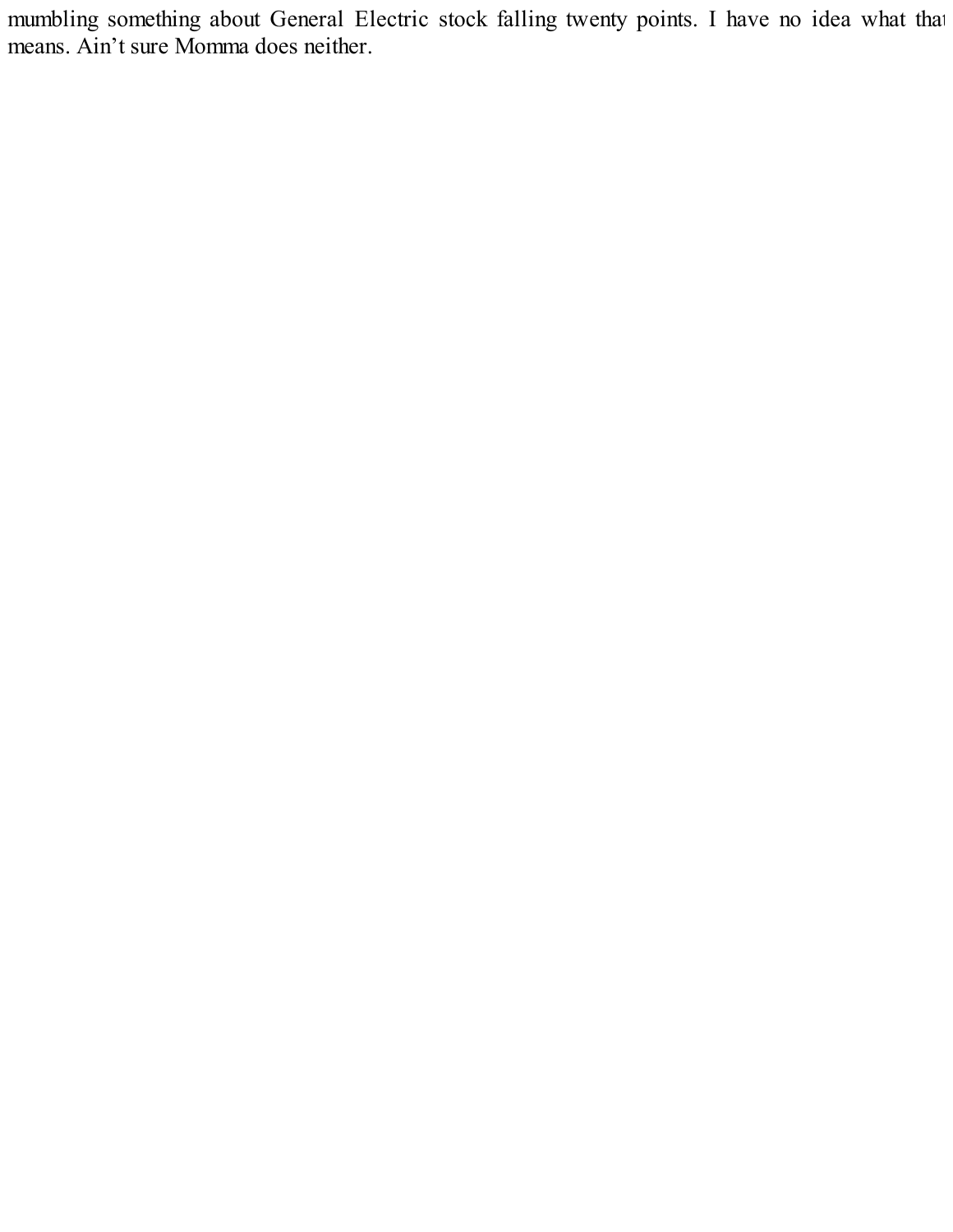mumbling something about General Electric stock falling twenty points. I have no idea what that means. Ain't sure Momma does neither.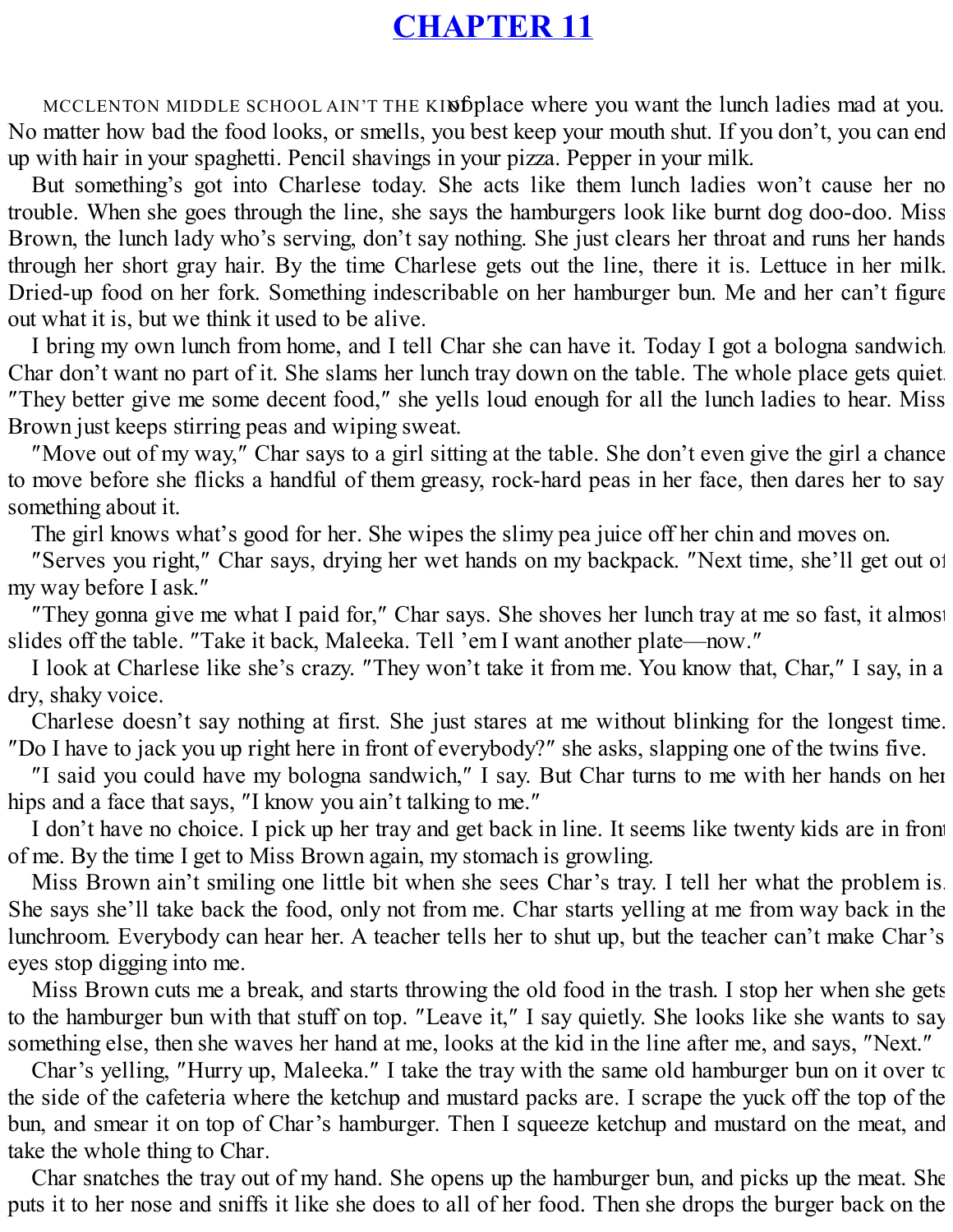# CHAPTER 11

MCCLENTON MIDDLE SCHOOL AIN'T THE KIND of place where you want the lunch ladies mad at you. No matter how bad the food looks, or smells, you best keep your mouth shut. If you don't, you can end up with hair in your spaghetti. Pencil shavings in your pizza. Pepper in your milk.

But something's got into Charlese today. She acts like them lunch ladies won't cause her no trouble. When she goes through the line, she says the hamburgers look like burnt dog doo-doo. Miss Brown, the lunch lady who's serving, don't say nothing. She just clears her throat and runs her hands through her short gray hair. By the time Charlese gets out the line, there it is. Lettuce in her milk. Dried-up food on her fork. Something indescribable on her hamburger bun. Me and her can't figure out what it is, but we think it used to be alive.

I bring my own lunch from home, and I tell Char she can have it. Today I got a bologna sandwich. Char don't want no part of it. She slams her lunch tray down on the table. The whole place gets quiet. "They better give me some decent food," she yells loud enough for all the lunch ladies to hear. Miss Brown just keeps stirring peas and wiping sweat.

"Move out of my way," Char says to a girl sitting at the table. She don't even give the girl a chance to move before she flicks a handful of them greasy, rock-hard peas in her face, then dares her to say something about it.

The girl knows what's good for her. She wipes the slimy pea juice off her chin and moves on.

"Serves you right," Char says, drying her wet hands on my backpack. "Next time, she'll get out of my way before I ask."

"They gonna give me what I paid for," Char says. She shoves her lunch tray at me so fast, it almost slides off the table. "Take it back, Maleeka. Tell 'em I want another plate—now."

I look at Charlese like she's crazy. "They won't take it from me. You know that, Char," I say, in a dry, shaky voice.

Charlese doesn't say nothing at first. She just stares at me without blinking for the longest time. "Do I have to jack you up right here in front of everybody?" she asks, slapping one of the twins five.

"I said you could have my bologna sandwich," I say. But Char turns to me with her hands on her hips and a face that says, "I know you ain't talking to me."

I don't have no choice. I pick up her tray and get back in line. It seems like twenty kids are in front of me. By the time I get to Miss Brown again, my stomach is growling.

Miss Brown ain't smiling one little bit when she sees Char's tray. I tell her what the problem is. She says she'll take back the food, only not from me. Char starts yelling at me from way back in the lunchroom. Everybody can hear her. A teacher tells her to shut up, but the teacher can't make Char's eyes stop digging into me.

Miss Brown cuts me a break, and starts throwing the old food in the trash. I stop her when she gets to the hamburger bun with that stuff on top. "Leave it," I say quietly. She looks like she wants to say something else, then she waves her hand at me, looks at the kid in the line after me, and says, "Next."

Char's yelling, "Hurry up, Maleeka." I take the tray with the same old hamburger bun on it over to the side of the cafeteria where the ketchup and mustard packs are. I scrape the yuck off the top of the bun, and smear it on top of Char's hamburger. Then I squeeze ketchup and mustard on the meat, and take the whole thing to Char.

Char snatches the tray out of my hand. She opens up the hamburger bun, and picks up the meat. She puts it to her nose and sniffs it like she does to all of her food. Then she drops the burger back on the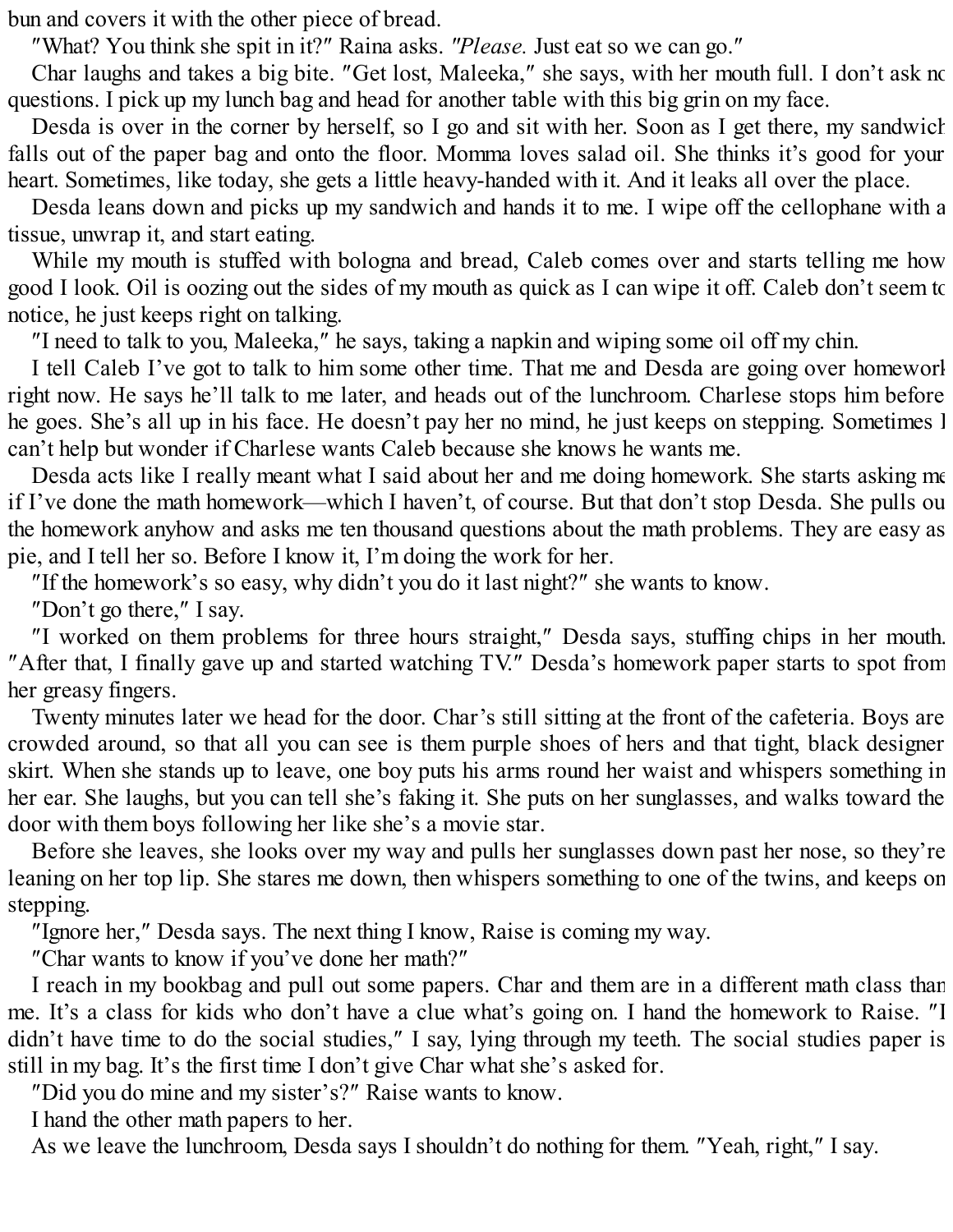bun and covers it with the other piece of bread.

"What? You think she spit in it?" Raina asks. *"Please.* Just eat so we can go."

Char laughs and takes a big bite. "Get lost, Maleeka," she says, with her mouth full. I don't ask no questions. I pick up my lunch bag and head for another table with this big grin on my face.

Desda is over in the corner by herself, so I go and sit with her. Soon as I get there, my sandwich falls out of the paper bag and onto the floor. Momma loves salad oil. She thinks it's good for your heart. Sometimes, like today, she gets a little heavy-handed with it. And it leaks all over the place.

Desda leans down and picks up my sandwich and hands it to me. I wipe off the cellophane with a tissue, unwrap it, and start eating.

While my mouth is stuffed with bologna and bread, Caleb comes over and starts telling me how good I look. Oil is oozing out the sides of my mouth as quick as I can wipe it off. Caleb don't seem to notice, he just keeps right on talking.

"I need to talk to you, Maleeka," he says, taking a napkin and wiping some oil off my chin.

I tell Caleb I've got to talk to him some other time. That me and Desda are going over homework right now. He says he'll talk to me later, and heads out of the lunchroom. Charlese stops him before he goes. She's all up in his face. He doesn't pay her no mind, he just keeps on stepping. Sometimes I can't help but wonder if Charlese wants Caleb because she knows he wants me.

Desda acts like I really meant what I said about her and me doing homework. She starts asking me if I've done the math homework—which I haven't, of course. But that don't stop Desda. She pulls out the homework anyhow and asks me ten thousand questions about the math problems. They are easy as pie, and I tell her so. Before I know it, I'm doing the work for her.

"If the homework's so easy, why didn't you do it last night?" she wants to know.

"Don't go there," I say.

"I worked on them problems for three hours straight," Desda says, stuffing chips in her mouth. "After that, I finally gave up and started watching TV." Desda's homework paper starts to spot from her greasy fingers.

Twenty minutes later we head for the door. Char's still sitting at the front of the cafeteria. Boys are crowded around, so that all you can see is them purple shoes of hers and that tight, black designer skirt. When she stands up to leave, one boy puts his arms round her waist and whispers something in her ear. She laughs, but you can tell she's faking it. She puts on her sunglasses, and walks toward the door with them boys following her like she's a movie star.

Before she leaves, she looks over my way and pulls her sunglasses down past her nose, so they're leaning on her top lip. She stares me down, then whispers something to one of the twins, and keeps on stepping.

"Ignore her," Desda says. The next thing I know, Raise is coming my way.

"Char wants to know if you've done her math?"

I reach in my bookbag and pull out some papers. Char and them are in a different math class than me. It's a class for kids who don't have a clue what's going on. I hand the homework to Raise. "I didn't have time to do the social studies," I say, lying through my teeth. The social studies paper is still in my bag. It's the first time I don't give Char what she's asked for.

"Did you do mine and my sister's?" Raise wants to know.

I hand the other math papers to her.

As we leave the lunchroom, Desda says I shouldn't do nothing for them. "Yeah, right," I say.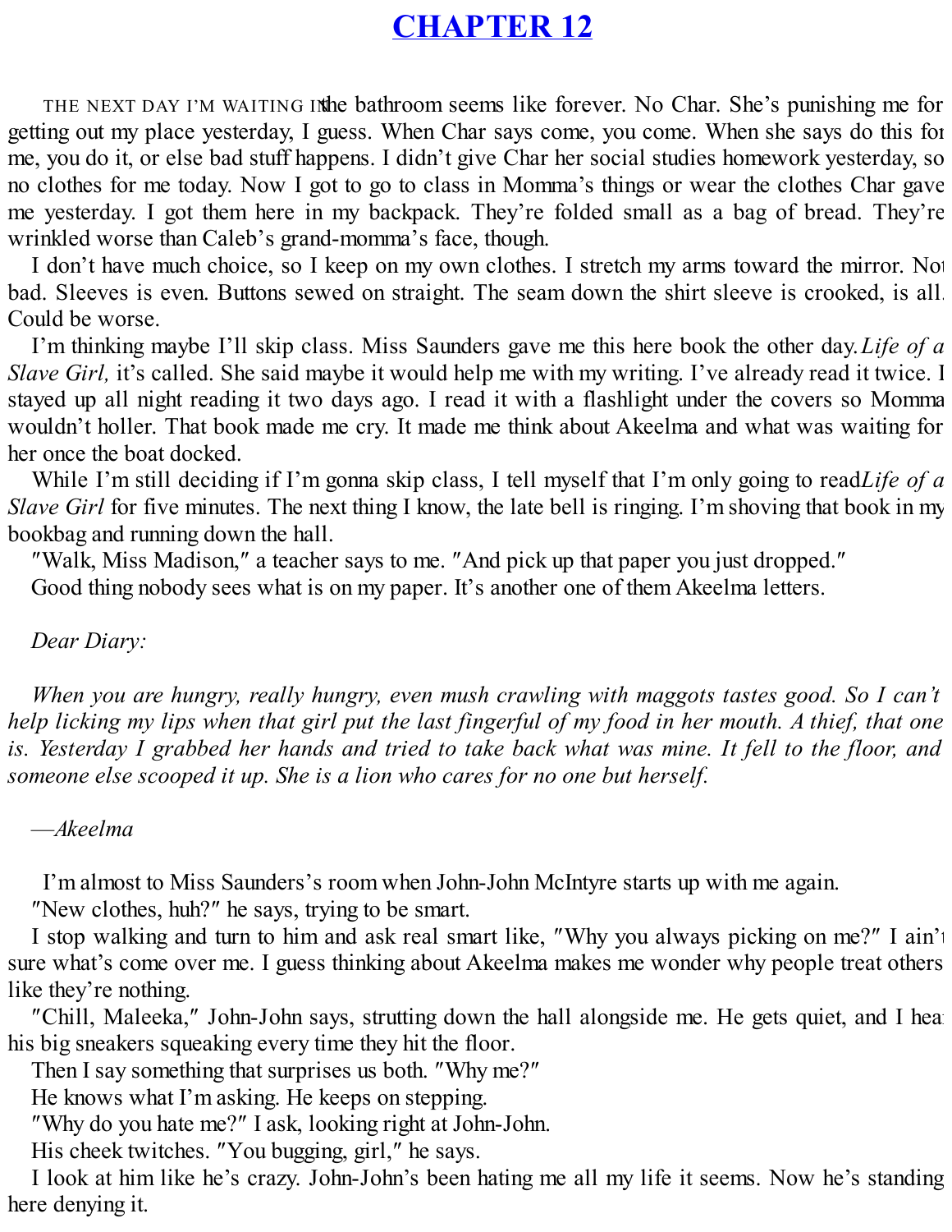# CHAPTER 12

THE NEXT DAY I'M WAITING IN the bathroom seems like forever. No Char. She's punishing me for getting out my place yesterday, I guess. When Char says come, you come. When she says do this for me, you do it, or else bad stuff happens. I didn't give Char her social studies homework yesterday, so no clothes for me today. Now I got to go to class in Momma's things or wear the clothes Char gave me yesterday. I got them here in my backpack. They're folded small as a bag of bread. They're wrinkled worse than Caleb's grand-momma's face, though.

I don't have much choice, so I keep on my own clothes. I stretch my arms toward the mirror. Not bad. Sleeves is even. Buttons sewed on straight. The seam down the shirt sleeve is crooked, is all. Could be worse.

I'm thinking maybe I'll skip class. Miss Saunders gave me this here book the other day. *Life of a Slave Girl,* it's called. She said maybe it would help me with my writing. I've already read it twice. I stayed up all night reading it two days ago. I read it with a flashlight under the covers so Momma wouldn't holler. That book made me cry. It made me think about Akeelma and what was waiting for her once the boat docked.

While I'm still deciding if I'm gonna skip class, I tell myself that I'm only going to read *Life of a Slave Girl* for five minutes. The next thing I know, the late bell is ringing. I'm shoving that book in my bookbag and running down the hall.

"Walk, Miss Madison," a teacher says to me. "And pick up that paper you just dropped."

Good thing nobody sees what is on my paper. It's another one of them Akeelma letters.

*Dear Diary:*

*When you are hungry, really hungry, even mush crawling with maggots tastes good. So I can't help licking my lips when that girl put the last fingerful of my food in her mouth. A thief, that one is. Yesterday I grabbed her hands and tried to take back what was mine. It fell to the floor, and someone else scooped it up. She is a lion who cares for no one but herself.*

*—Akeelma*

I'm almost to Miss Saunders's room when John-John McIntyre starts up with me again.

"New clothes, huh?" he says, trying to be smart.

I stop walking and turn to him and ask real smart like, "Why you always picking on me?" I ain't sure what's come over me. I guess thinking about Akeelma makes me wonder why people treat others like they're nothing.

"Chill, Maleeka," John-John says, strutting down the hall alongside me. He gets quiet, and I hear his big sneakers squeaking every time they hit the floor.

Then I say something that surprises us both. "Why me?"

He knows what I'm asking. He keeps on stepping.

"Why do you hate me?" I ask, looking right at John-John.

His cheek twitches. "You bugging, girl," he says.

I look at him like he's crazy. John-John's been hating me all my life it seems. Now he's standing here denying it.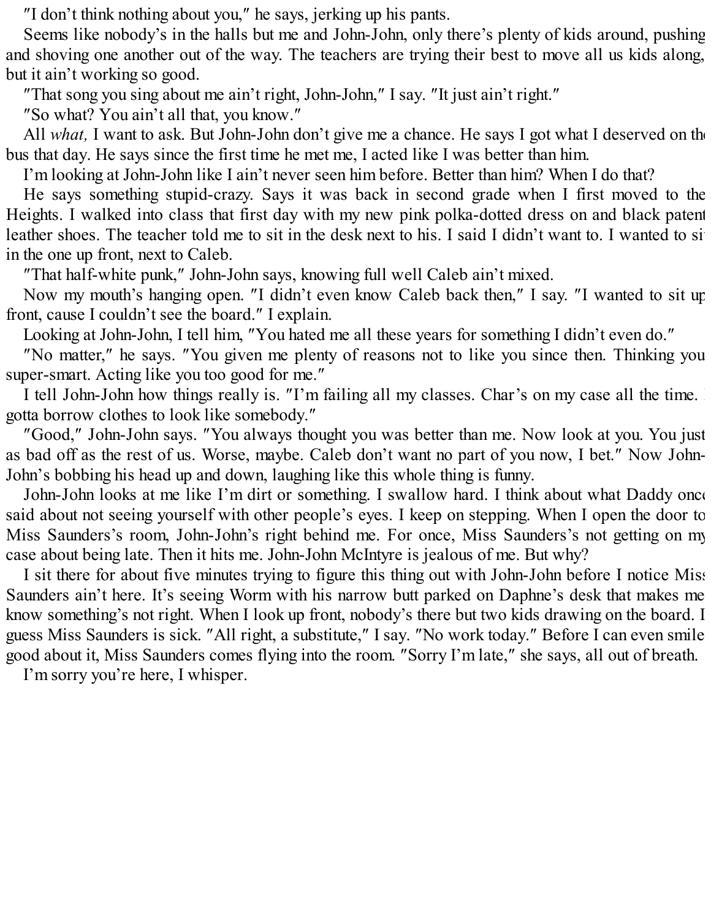"I don't think nothing about you," he says, jerking up his pants.

Seems like nobody's in the halls but me and John-John, only there's plenty of kids around, pushing and shoving one another out of the way. The teachers are trying their best to move all us kids along, but it ain't working so good.

"That song you sing about me ain't right, John-John," I say. "It just ain't right."

"So what? You ain't all that, you know."

All *what,* I want to ask. But John-John don't give me a chance. He says I got what I deserved on the bus that day. He says since the first time he met me, I acted like I was better than him.

I'm looking at John-John like I ain't never seen him before. Better than him? When I do that?

He says something stupid-crazy. Says it was back in second grade when I first moved to the Heights. I walked into class that first day with my new pink polka-dotted dress on and black patent leather shoes. The teacher told me to sit in the desk next to his. I said I didn't want to. I wanted to sit in the one up front, next to Caleb.

"That half-white punk," John-John says, knowing full well Caleb ain't mixed.

Now my mouth's hanging open. "I didn't even know Caleb back then," I say. "I wanted to sit up front, cause I couldn't see the board." I explain.

Looking at John-John, I tell him, "You hated me all these years for something I didn't even do."

"No matter," he says. "You given me plenty of reasons not to like you since then. Thinking you super-smart. Acting like you too good for me."

I tell John-John how things really is. "I'm failing all my classes. Char's on my case all the time. I gotta borrow clothes to look like somebody."

"Good," John-John says. "You always thought you was better than me. Now look at you. You just as bad off as the rest of us. Worse, maybe. Caleb don't want no part of you now, I bet." Now John-John's bobbing his head up and down, laughing like this whole thing is funny.

John-John looks at me like I'm dirt or something. I swallow hard. I think about what Daddy once said about not seeing yourself with other people's eyes. I keep on stepping. When I open the door to Miss Saunders's room, John-John's right behind me. For once, Miss Saunders's not getting on my case about being late. Then it hits me. John-John McIntyre is jealous of me. But why?

I sit there for about five minutes trying to figure this thing out with John-John before I notice Miss Saunders ain't here. It's seeing Worm with his narrow butt parked on Daphne's desk that makes me know something's not right. When I look up front, nobody's there but two kids drawing on the board. I guess Miss Saunders is sick. "All right, a substitute," I say. "No work today." Before I can even smile good about it, Miss Saunders comes flying into the room. "Sorry I'm late," she says, all out of breath.

I'm sorry you're here, I whisper.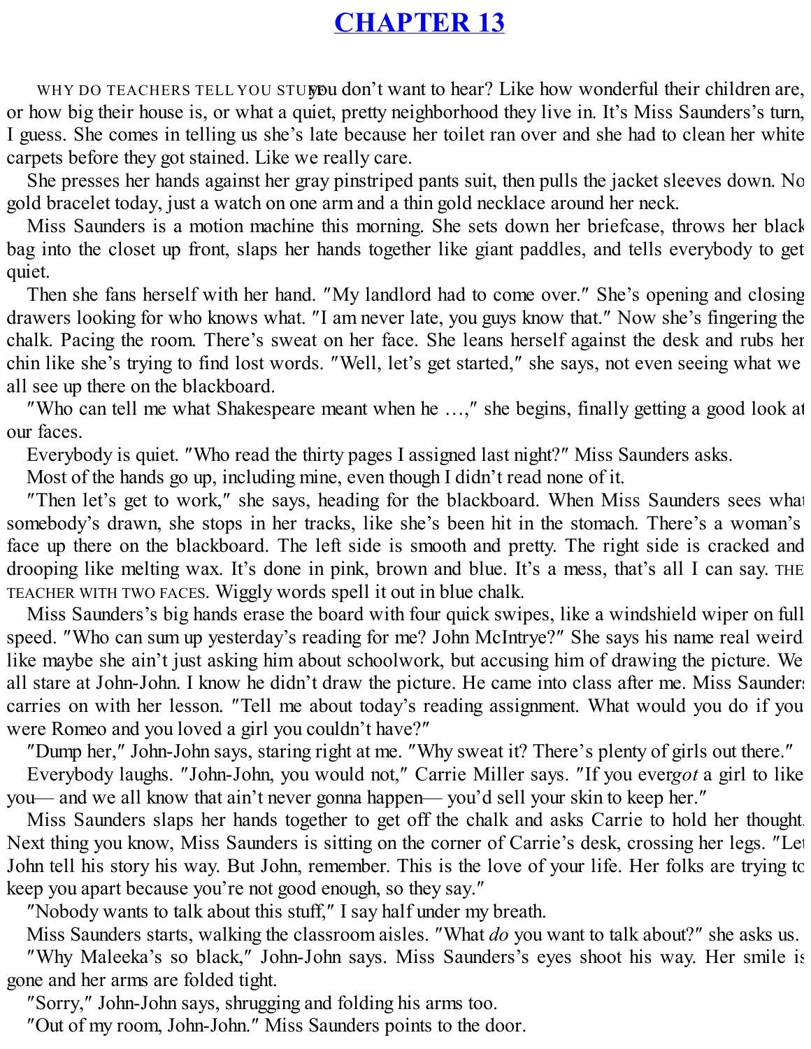# CHAPTER 13

WHY DO TEACHERS TELL YOU STUFF you don't want to hear? Like how wonderful their children are, or how big their house is, or what a quiet, pretty neighborhood they live in. It's Miss Saunders's turn, I guess. She comes in telling us she's late because her toilet ran over and she had to clean her white carpets before they got stained. Like we really care.

She presses her hands against her gray pinstriped pants suit, then pulls the jacket sleeves down. No gold bracelet today, just a watch on one arm and a thin gold necklace around her neck.

Miss Saunders is a motion machine this morning. She sets down her briefcase, throws her black bag into the closet up front, slaps her hands together like giant paddles, and tells everybody to get quiet.

Then she fans herself with her hand. "My landlord had to come over." She's opening and closing drawers looking for who knows what. "I am never late, you guys know that." Now she's fingering the chalk. Pacing the room. There's sweat on her face. She leans herself against the desk and rubs her chin like she's trying to find lost words. "Well, let's get started," she says, not even seeing what we all see up there on the blackboard.

"Who can tell me what Shakespeare meant when he …," she begins, finally getting a good look at our faces.

Everybody is quiet. "Who read the thirty pages I assigned last night?" Miss Saunders asks.

Most of the hands go up, including mine, even though I didn't read none of it.

"Then let's get to work," she says, heading for the blackboard. When Miss Saunders sees what somebody's drawn, she stops in her tracks, like she's been hit in the stomach. There's a woman's face up there on the blackboard. The left side is smooth and pretty. The right side is cracked and drooping like melting wax. It's done in pink, brown and blue. It's a mess, that's all I can say. THE TEACHER WITH TWO FACES. Wiggly words spell it out in blue chalk.

Miss Saunders's big hands erase the board with four quick swipes, like a windshield wiper on full speed. "Who can sum up yesterday's reading for me? John McIntrye?" She says his name real weird, like maybe she ain't just asking him about schoolwork, but accusing him of drawing the picture. We all stare at John-John. I know he didn't draw the picture. He came into class after me. Miss Saunders carries on with her lesson. "Tell me about today's reading assignment. What would you do if you were Romeo and you loved a girl you couldn't have?"

"Dump her," John-John says, staring right at me. "Why sweat it? There's plenty of girls out there."

Everybody laughs. "John-John, you would not," Carrie Miller says. "If you ever *got* a girl to like you— and we all know that ain't never gonna happen— you'd sell your skin to keep her."

Miss Saunders slaps her hands together to get off the chalk and asks Carrie to hold her thought. Next thing you know, Miss Saunders is sitting on the corner of Carrie's desk, crossing her legs. "Let John tell his story his way. But John, remember. This is the love of your life. Her folks are trying to keep you apart because you're not good enough, so they say."

"Nobody wants to talk about this stuff," I say half under my breath.

Miss Saunders starts, walking the classroom aisles. "What *do* you want to talk about?" she asks us.

"Why Maleeka's so black," John-John says. Miss Saunders's eyes shoot his way. Her smile is gone and her arms are folded tight.

"Sorry," John-John says, shrugging and folding his arms too.

"Out of my room, John-John." Miss Saunders points to the door.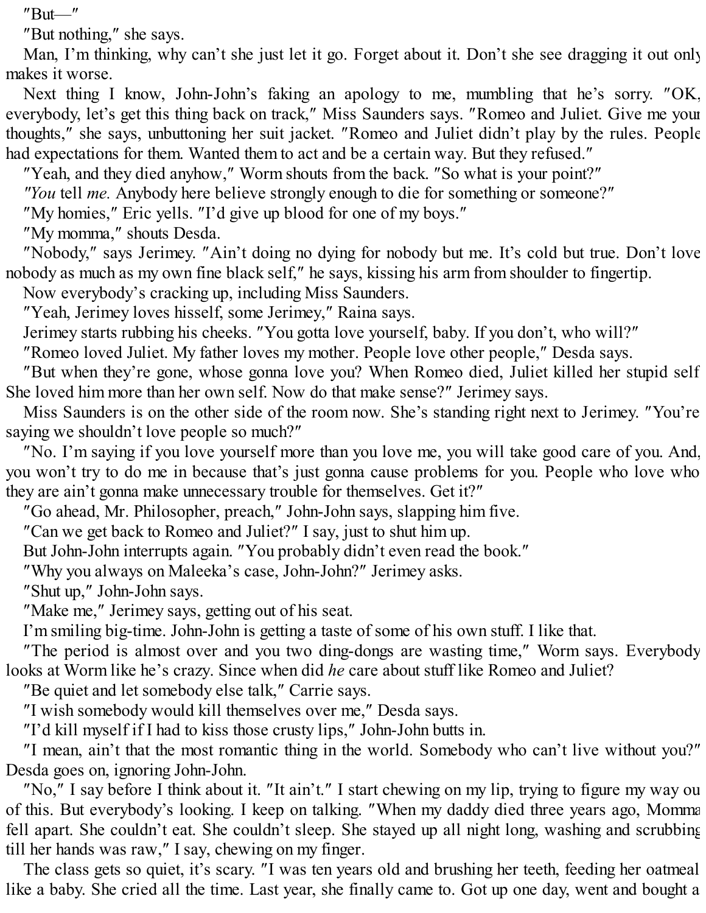"But—"

"But nothing," she says.

Man, I'm thinking, why can't she just let it go. Forget about it. Don't she see dragging it out only makes it worse.

Next thing I know, John-John's faking an apology to me, mumbling that he's sorry. "OK, everybody, let's get this thing back on track," Miss Saunders says. "Romeo and Juliet. Give me your thoughts," she says, unbuttoning her suit jacket. "Romeo and Juliet didn't play by the rules. People had expectations for them. Wanted them to act and be a certain way. But they refused."

"Yeah, and they died anyhow," Worm shouts from the back. "So what is your point?"

"*You* tell *me.* Anybody here believe strongly enough to die for something or someone?"

"My homies," Eric yells. "I'd give up blood for one of my boys."

"My momma," shouts Desda.

"Nobody," says Jerimey. "Ain't doing no dying for nobody but me. It's cold but true. Don't love nobody as much as my own fine black self," he says, kissing his arm from shoulder to fingertip.

Now everybody's cracking up, including Miss Saunders.

"Yeah, Jerimey loves hisself, some Jerimey," Raina says.

Jerimey starts rubbing his cheeks. "You gotta love yourself, baby. If you don't, who will?"

"Romeo loved Juliet. My father loves my mother. People love other people," Desda says.

"But when they're gone, whose gonna love you? When Romeo died, Juliet killed her stupid self. She loved him more than her own self. Now do that make sense?" Jerimey says.

Miss Saunders is on the other side of the room now. She's standing right next to Jerimey. "You're saying we shouldn't love people so much?"

"No. I'm saying if you love yourself more than you love me, you will take good care of you. And, you won't try to do me in because that's just gonna cause problems for you. People who love who they are ain't gonna make unnecessary trouble for themselves. Get it?"

"Go ahead, Mr. Philosopher, preach," John-John says, slapping him five.

"Can we get back to Romeo and Juliet?" I say, just to shut him up.

But John-John interrupts again. "You probably didn't even read the book."

"Why you always on Maleeka's case, John-John?" Jerimey asks.

"Shut up," John-John says.

"Make me," Jerimey says, getting out of his seat.

I'm smiling big-time. John-John is getting a taste of some of his own stuff. I like that.

"The period is almost over and you two ding-dongs are wasting time," Worm says. Everybody looks at Worm like he's crazy. Since when did *he* care about stuff like Romeo and Juliet?

"Be quiet and let somebody else talk," Carrie says.

"I wish somebody would kill themselves over me," Desda says.

"I'd kill myself if I had to kiss those crusty lips," John-John butts in.

"I mean, ain't that the most romantic thing in the world. Somebody who can't live without you?" Desda goes on, ignoring John-John.

"No," I say before I think about it. "It ain't." I start chewing on my lip, trying to figure my way out of this. But everybody's looking. I keep on talking. "When my daddy died three years ago, Momma fell apart. She couldn't eat. She couldn't sleep. She stayed up all night long, washing and scrubbing till her hands was raw," I say, chewing on my finger.

The class gets so quiet, it's scary. "I was ten years old and brushing her teeth, feeding her oatmeal like a baby. She cried all the time. Last year, she finally came to. Got up one day, went and bought a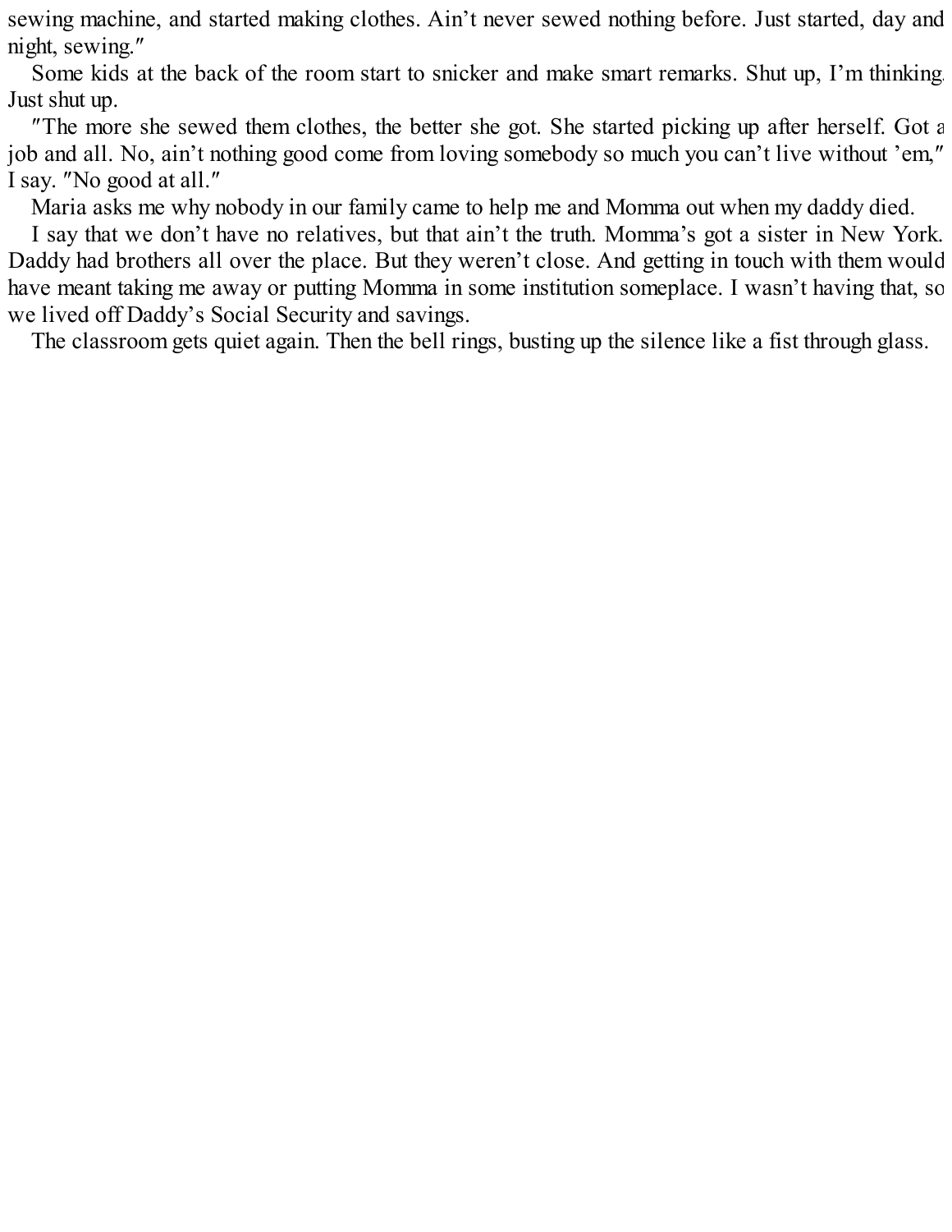sewing machine, and started making clothes. Ain't never sewed nothing before. Just started, day and night, sewing."

Some kids at the back of the room start to snicker and make smart remarks. Shut up, I'm thinking. Just shut up.

"The more she sewed them clothes, the better she got. She started picking up after herself. Got a job and all. No, ain't nothing good come from loving somebody so much you can't live without 'em," I say. "No good at all."

Maria asks me why nobody in our family came to help me and Momma out when my daddy died.

I say that we don't have no relatives, but that ain't the truth. Momma's got a sister in New York. Daddy had brothers all over the place. But they weren't close. And getting in touch with them would have meant taking me away or putting Momma in some institution someplace. I wasn't having that, so we lived off Daddy's Social Security and savings.

The classroom gets quiet again. Then the bell rings, busting up the silence like a fist through glass.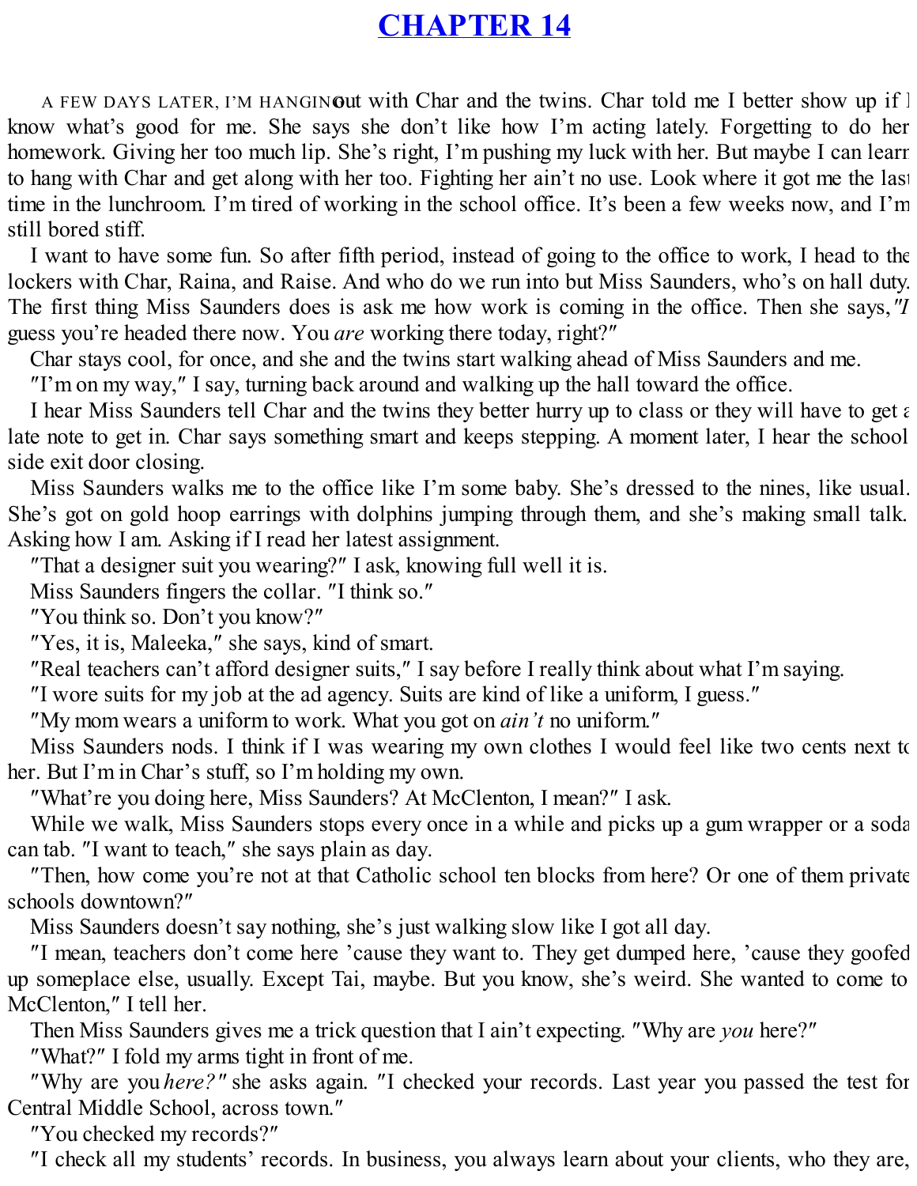# CHAPTER 14

A FEW DAYS LATER, I'M HANGING out with Char and the twins. Char told me I better show up if I know what's good for me. She says she don't like how I'm acting lately. Forgetting to do her homework. Giving her too much lip. She's right, I'm pushing my luck with her. But maybe I can learn to hang with Char and get along with her too. Fighting her ain't no use. Look where it got me the last time in the lunchroom. I'm tired of working in the school office. It's been a few weeks now, and I'm still bored stiff.

I want to have some fun. So after fifth period, instead of going to the office to work, I head to the lockers with Char, Raina, and Raise. And who do we run into but Miss Saunders, who's on hall duty. The first thing Miss Saunders does is ask me how work is coming in the office. Then she says, "I guess you're headed there now. You *are* working there today, right?"

Char stays cool, for once, and she and the twins start walking ahead of Miss Saunders and me.

"I'm on my way," I say, turning back around and walking up the hall toward the office.

I hear Miss Saunders tell Char and the twins they better hurry up to class or they will have to get a late note to get in. Char says something smart and keeps stepping. A moment later, I hear the school side exit door closing.

Miss Saunders walks me to the office like I'm some baby. She's dressed to the nines, like usual. She's got on gold hoop earrings with dolphins jumping through them, and she's making small talk. Asking how I am. Asking if I read her latest assignment.

"That a designer suit you wearing?" I ask, knowing full well it is.

Miss Saunders fingers the collar. "I think so."

"You think so. Don't you know?"

"Yes, it is, Maleeka," she says, kind of smart.

"Real teachers can't afford designer suits," I say before I really think about what I'm saying.

"I wore suits for my job at the ad agency. Suits are kind of like a uniform, I guess."

"My mom wears a uniform to work. What you got on *ain't* no uniform."

Miss Saunders nods. I think if I was wearing my own clothes I would feel like two cents next to her. But I'm in Char's stuff, so I'm holding my own.

"What're you doing here, Miss Saunders? At McClenton, I mean?" I ask.

While we walk, Miss Saunders stops every once in a while and picks up a gum wrapper or a soda can tab. "I want to teach," she says plain as day.

"Then, how come you're not at that Catholic school ten blocks from here? Or one of them private schools downtown?"

Miss Saunders doesn't say nothing, she's just walking slow like I got all day.

"I mean, teachers don't come here 'cause they want to. They get dumped here, 'cause they goofed up someplace else, usually. Except Tai, maybe. But you know, she's weird. She wanted to come to McClenton," I tell her.

Then Miss Saunders gives me a trick question that I ain't expecting. "Why are *you* here?"

"What?" I fold my arms tight in front of me.

"Why are you *here?*" she asks again. "I checked your records. Last year you passed the test for Central Middle School, across town."

"You checked my records?"

"I check all my students' records. In business, you always learn about your clients, who they are,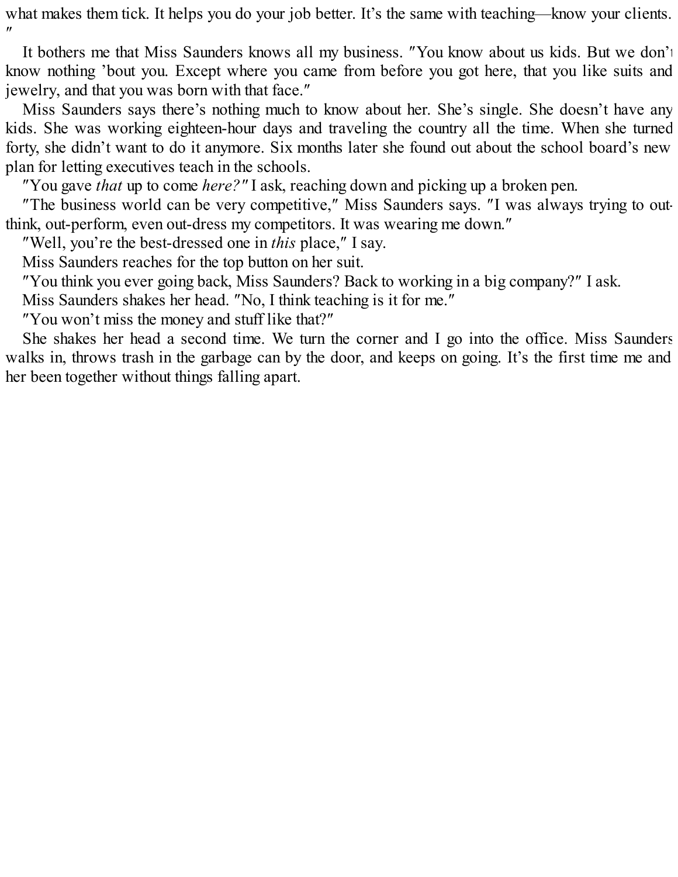what makes them tick. It helps you do your job better. It's the same with teaching—know your clients."

It bothers me that Miss Saunders knows all my business. "You know about us kids. But we don't know nothing 'bout you. Except where you came from before you got here, that you like suits and jewelry, and that you was born with that face."

Miss Saunders says there's nothing much to know about her. She's single. She doesn't have any kids. She was working eighteen-hour days and traveling the country all the time. When she turned forty, she didn't want to do it anymore. Six months later she found out about the school board's new plan for letting executives teach in the schools.

"You gave *that* up to come *here?*" I ask, reaching down and picking up a broken pen.

"The business world can be very competitive," Miss Saunders says. "I was always trying to out-think, out-perform, even out-dress my competitors. It was wearing me down."

"Well, you're the best-dressed one in *this* place," I say.

Miss Saunders reaches for the top button on her suit.

"You think you ever going back, Miss Saunders? Back to working in a big company?" I ask.

Miss Saunders shakes her head. "No, I think teaching is it for me."

"You won't miss the money and stuff like that?"

She shakes her head a second time. We turn the corner and I go into the office. Miss Saunders walks in, throws trash in the garbage can by the door, and keeps on going. It's the first time me and her been together without things falling apart.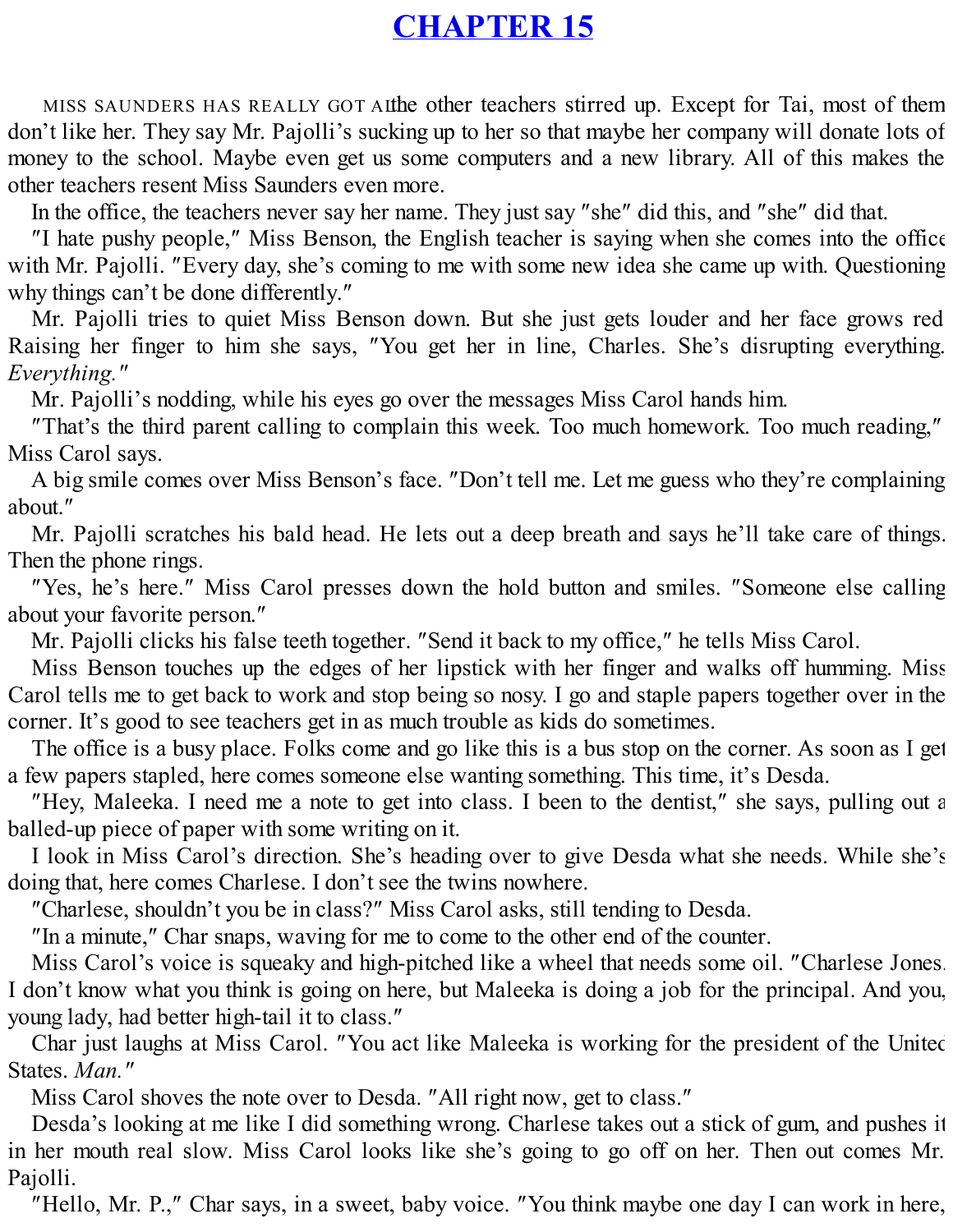# CHAPTER 15

MISS SAUNDERS HAS REALLY GOT ALL the other teachers stirred up. Except for Tai, most of them don't like her. They say Mr. Pajolli's sucking up to her so that maybe her company will donate lots of money to the school. Maybe even get us some computers and a new library. All of this makes the other teachers resent Miss Saunders even more.

In the office, the teachers never say her name. They just say "she" did this, and "she" did that.

"I hate pushy people," Miss Benson, the English teacher is saying when she comes into the office with Mr. Pajolli. "Every day, she's coming to me with some new idea she came up with. Questioning why things can't be done differently."

Mr. Pajolli tries to quiet Miss Benson down. But she just gets louder and her face grows red. Raising her finger to him she says, "You get her in line, Charles. She's disrupting everything. *Everything.*"

Mr. Pajolli's nodding, while his eyes go over the messages Miss Carol hands him.

"That's the third parent calling to complain this week. Too much homework. Too much reading," Miss Carol says.

A big smile comes over Miss Benson's face. "Don't tell me. Let me guess who they're complaining about."

Mr. Pajolli scratches his bald head. He lets out a deep breath and says he'll take care of things. Then the phone rings.

"Yes, he's here." Miss Carol presses down the hold button and smiles. "Someone else calling about your favorite person."

Mr. Pajolli clicks his false teeth together. "Send it back to my office," he tells Miss Carol.

Miss Benson touches up the edges of her lipstick with her finger and walks off humming. Miss Carol tells me to get back to work and stop being so nosy. I go and staple papers together over in the corner. It's good to see teachers get in as much trouble as kids do sometimes.

The office is a busy place. Folks come and go like this is a bus stop on the corner. As soon as I get a few papers stapled, here comes someone else wanting something. This time, it's Desda.

"Hey, Maleeka. I need me a note to get into class. I been to the dentist," she says, pulling out a balled-up piece of paper with some writing on it.

I look in Miss Carol's direction. She's heading over to give Desda what she needs. While she's doing that, here comes Charlese. I don't see the twins nowhere.

"Charlese, shouldn't you be in class?" Miss Carol asks, still tending to Desda.

"In a minute," Char snaps, waving for me to come to the other end of the counter.

Miss Carol's voice is squeaky and high-pitched like a wheel that needs some oil. "Charlese Jones. I don't know what you think is going on here, but Maleeka is doing a job for the principal. And you, young lady, had better high-tail it to class."

Char just laughs at Miss Carol. "You act like Maleeka is working for the president of the United States. *Man.*"

Miss Carol shoves the note over to Desda. "All right now, get to class."

Desda's looking at me like I did something wrong. Charlese takes out a stick of gum, and pushes it in her mouth real slow. Miss Carol looks like she's going to go off on her. Then out comes Mr. Pajolli.

"Hello, Mr. P.," Char says, in a sweet, baby voice. "You think maybe one day I can work in here,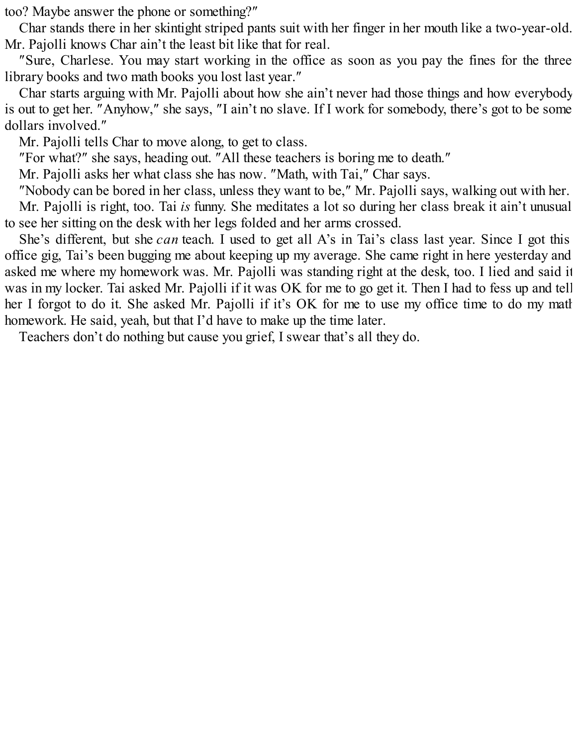too? Maybe answer the phone or something?"

Char stands there in her skintight striped pants suit with her finger in her mouth like a two-year-old. Mr. Pajolli knows Char ain't the least bit like that for real.

"Sure, Charlese. You may start working in the office as soon as you pay the fines for the three library books and two math books you lost last year."

Char starts arguing with Mr. Pajolli about how she ain't never had those things and how everybody is out to get her. "Anyhow," she says, "I ain't no slave. If I work for somebody, there's got to be some dollars involved."

Mr. Pajolli tells Char to move along, to get to class.

"For what?" she says, heading out. "All these teachers is boring me to death."

Mr. Pajolli asks her what class she has now. "Math, with Tai," Char says.

"Nobody can be bored in her class, unless they want to be," Mr. Pajolli says, walking out with her.

Mr. Pajolli is right, too. Tai *is* funny. She meditates a lot so during her class break it ain't unusual to see her sitting on the desk with her legs folded and her arms crossed.

She's different, but she *can* teach. I used to get all A's in Tai's class last year. Since I got this office gig, Tai's been bugging me about keeping up my average. She came right in here yesterday and asked me where my homework was. Mr. Pajolli was standing right at the desk, too. I lied and said it was in my locker. Tai asked Mr. Pajolli if it was OK for me to go get it. Then I had to fess up and tell her I forgot to do it. She asked Mr. Pajolli if it's OK for me to use my office time to do my math homework. He said, yeah, but that I'd have to make up the time later.

Teachers don't do nothing but cause you grief, I swear that's all they do.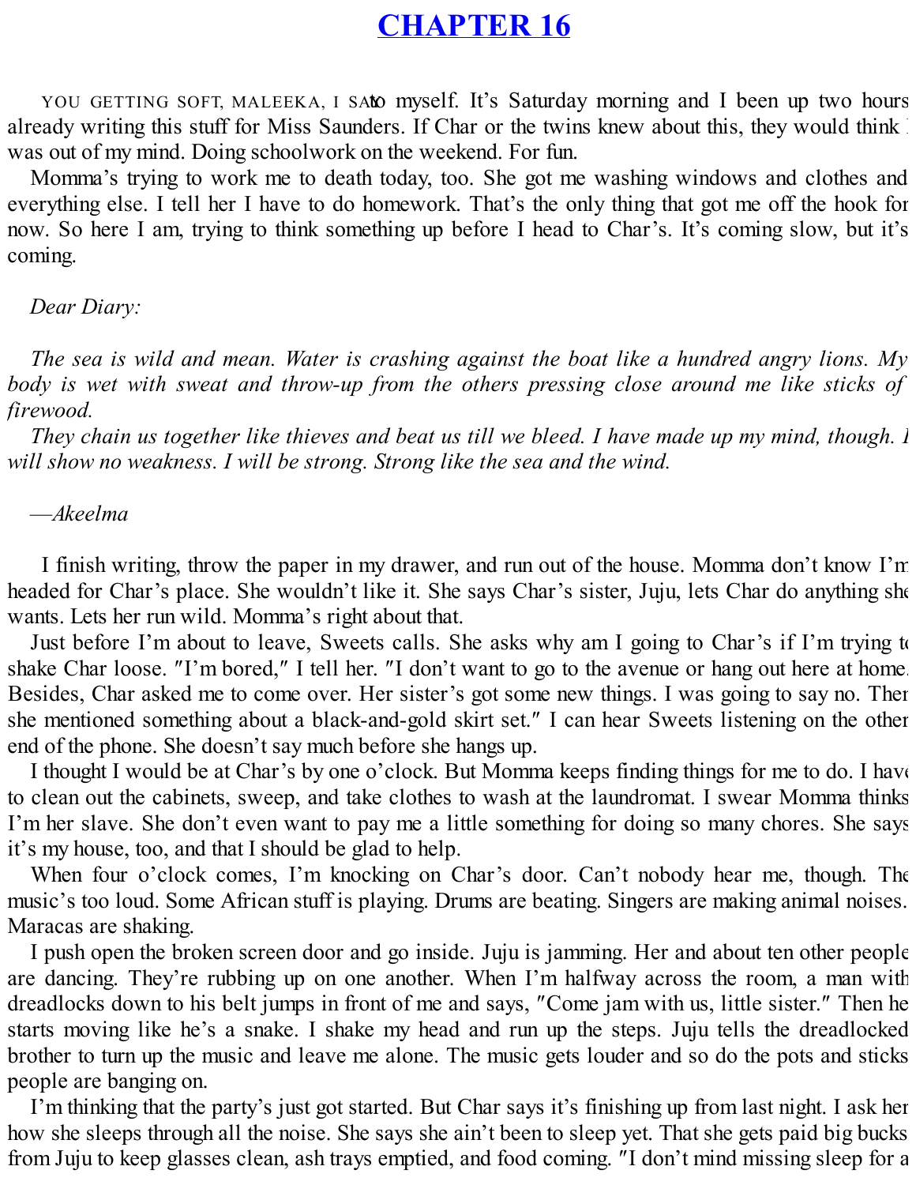# CHAPTER 16

YOU GETTING SOFT, MALEEKA, I SAY to myself. It's Saturday morning and I been up two hours already writing this stuff for Miss Saunders. If Char or the twins knew about this, they would think I was out of my mind. Doing schoolwork on the weekend. For fun.

Momma's trying to work me to death today, too. She got me washing windows and clothes and everything else. I tell her I have to do homework. That's the only thing that got me off the hook for now. So here I am, trying to think something up before I head to Char's. It's coming slow, but it's coming.

*Dear Diary:*

*The sea is wild and mean. Water is crashing against the boat like a hundred angry lions. My body is wet with sweat and throw-up from the others pressing close around me like sticks of firewood.*

*They chain us together like thieves and beat us till we bleed. I have made up my mind, though. I will show no weakness. I will be strong. Strong like the sea and the wind.*

*—Akeelma*

I finish writing, throw the paper in my drawer, and run out of the house. Momma don't know I'm headed for Char's place. She wouldn't like it. She says Char's sister, Juju, lets Char do anything she wants. Lets her run wild. Momma's right about that.

Just before I'm about to leave, Sweets calls. She asks why am I going to Char's if I'm trying to shake Char loose. "I'm bored," I tell her. "I don't want to go to the avenue or hang out here at home. Besides, Char asked me to come over. Her sister's got some new things. I was going to say no. Then she mentioned something about a black-and-gold skirt set." I can hear Sweets listening on the other end of the phone. She doesn't say much before she hangs up.

I thought I would be at Char's by one o'clock. But Momma keeps finding things for me to do. I have to clean out the cabinets, sweep, and take clothes to wash at the laundromat. I swear Momma thinks I'm her slave. She don't even want to pay me a little something for doing so many chores. She says it's my house, too, and that I should be glad to help.

When four o'clock comes, I'm knocking on Char's door. Can't nobody hear me, though. The music's too loud. Some African stuff is playing. Drums are beating. Singers are making animal noises. Maracas are shaking.

I push open the broken screen door and go inside. Juju is jamming. Her and about ten other people are dancing. They're rubbing up on one another. When I'm halfway across the room, a man with dreadlocks down to his belt jumps in front of me and says, "Come jam with us, little sister." Then he starts moving like he's a snake. I shake my head and run up the steps. Juju tells the dreadlocked brother to turn up the music and leave me alone. The music gets louder and so do the pots and sticks people are banging on.

I'm thinking that the party's just got started. But Char says it's finishing up from last night. I ask her how she sleeps through all the noise. She says she ain't been to sleep yet. That she gets paid big bucks from Juju to keep glasses clean, ash trays emptied, and food coming. "I don't mind missing sleep for a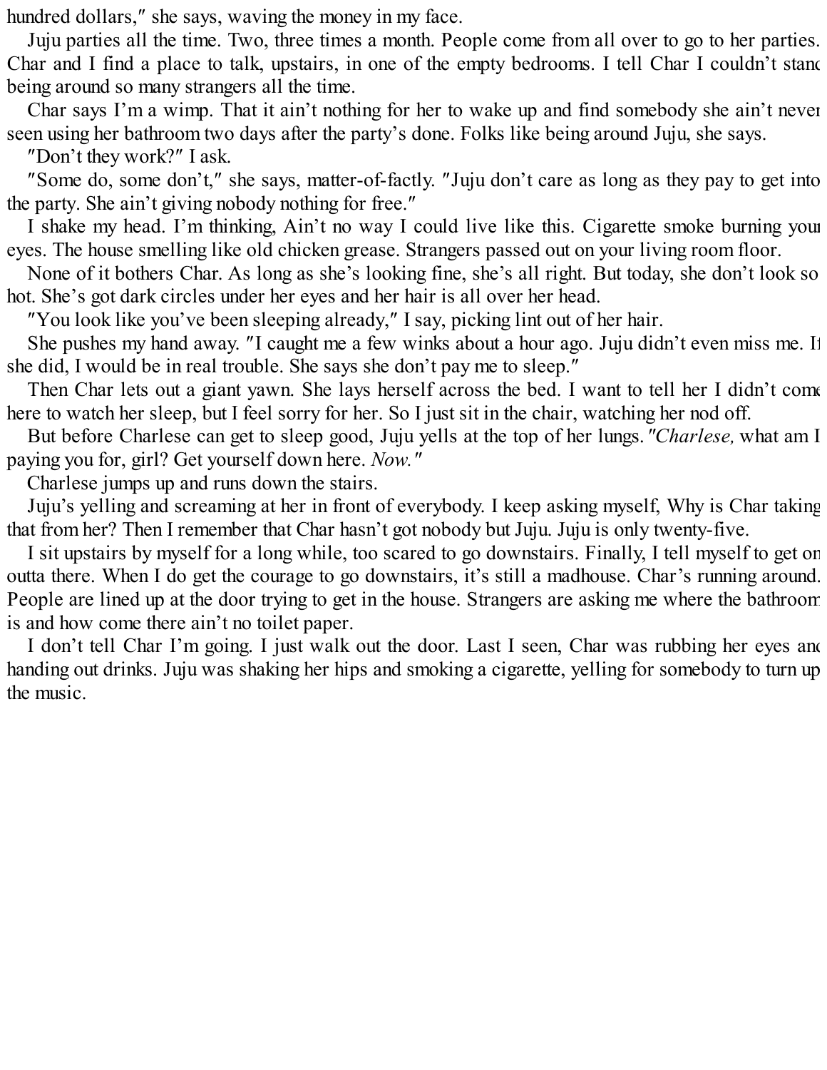hundred dollars," she says, waving the money in my face.

Juju parties all the time. Two, three times a month. People come from all over to go to her parties. Char and I find a place to talk, upstairs, in one of the empty bedrooms. I tell Char I couldn't stand being around so many strangers all the time.

Char says I'm a wimp. That it ain't nothing for her to wake up and find somebody she ain't never seen using her bathroom two days after the party's done. Folks like being around Juju, she says.

"Don't they work?" I ask.

"Some do, some don't," she says, matter-of-factly. "Juju don't care as long as they pay to get into the party. She ain't giving nobody nothing for free."

I shake my head. I'm thinking, Ain't no way I could live like this. Cigarette smoke burning your eyes. The house smelling like old chicken grease. Strangers passed out on your living room floor.

None of it bothers Char. As long as she's looking fine, she's all right. But today, she don't look so hot. She's got dark circles under her eyes and her hair is all over her head.

"You look like you've been sleeping already," I say, picking lint out of her hair.

She pushes my hand away. "I caught me a few winks about a hour ago. Juju didn't even miss me. If she did, I would be in real trouble. She says she don't pay me to sleep."

Then Char lets out a giant yawn. She lays herself across the bed. I want to tell her I didn't come here to watch her sleep, but I feel sorry for her. So I just sit in the chair, watching her nod off.

But before Charlese can get to sleep good, Juju yells at the top of her lungs. "*Charlese,* what am I paying you for, girl? Get yourself down here. *Now.*"

Charlese jumps up and runs down the stairs.

Juju's yelling and screaming at her in front of everybody. I keep asking myself, Why is Char taking that from her? Then I remember that Char hasn't got nobody but Juju. Juju is only twenty-five.

I sit upstairs by myself for a long while, too scared to go downstairs. Finally, I tell myself to get on outta there. When I do get the courage to go downstairs, it's still a madhouse. Char's running around. People are lined up at the door trying to get in the house. Strangers are asking me where the bathroom is and how come there ain't no toilet paper.

I don't tell Char I'm going. I just walk out the door. Last I seen, Char was rubbing her eyes and handing out drinks. Juju was shaking her hips and smoking a cigarette, yelling for somebody to turn up the music.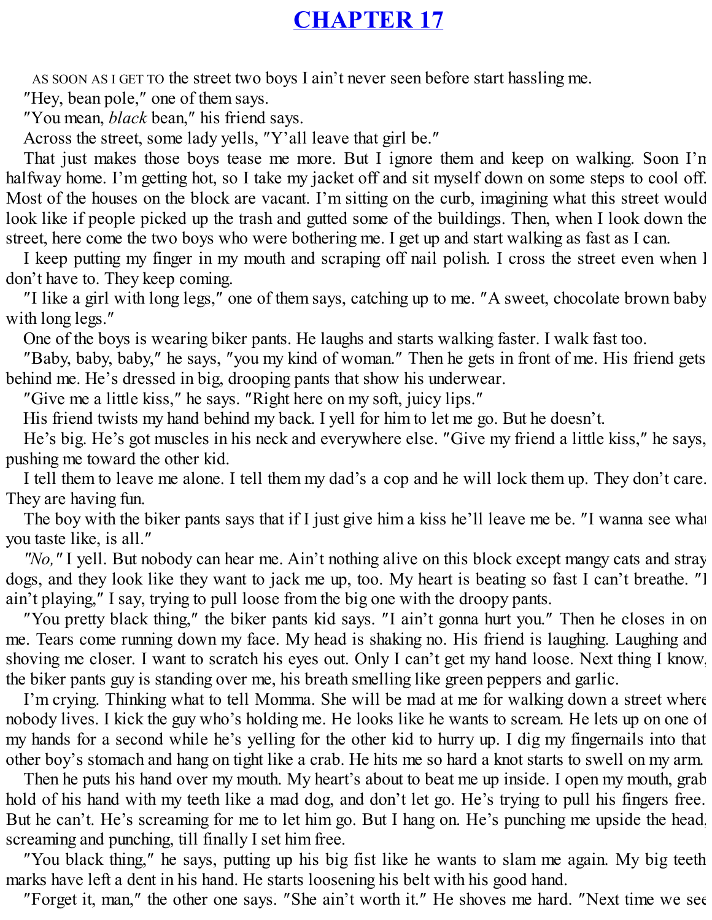# CHAPTER 17

AS SOON AS I GET TO the street two boys I ain't never seen before start hassling me.

"Hey, bean pole," one of them says.

"You mean, *black* bean," his friend says.

Across the street, some lady yells, "Y'all leave that girl be."

That just makes those boys tease me more. But I ignore them and keep on walking. Soon I'm halfway home. I'm getting hot, so I take my jacket off and sit myself down on some steps to cool off. Most of the houses on the block are vacant. I'm sitting on the curb, imagining what this street would look like if people picked up the trash and gutted some of the buildings. Then, when I look down the street, here come the two boys who were bothering me. I get up and start walking as fast as I can.

I keep putting my finger in my mouth and scraping off nail polish. I cross the street even when I don't have to. They keep coming.

"I like a girl with long legs," one of them says, catching up to me. "A sweet, chocolate brown baby with long legs."

One of the boys is wearing biker pants. He laughs and starts walking faster. I walk fast too.

"Baby, baby, baby," he says, "you my kind of woman." Then he gets in front of me. His friend gets behind me. He's dressed in big, drooping pants that show his underwear.

"Give me a little kiss," he says. "Right here on my soft, juicy lips."

His friend twists my hand behind my back. I yell for him to let me go. But he doesn't.

He's big. He's got muscles in his neck and everywhere else. "Give my friend a little kiss," he says, pushing me toward the other kid.

I tell them to leave me alone. I tell them my dad's a cop and he will lock them up. They don't care. They are having fun.

The boy with the biker pants says that if I just give him a kiss he'll leave me be. "I wanna see what you taste like, is all."

*"No,"* I yell. But nobody can hear me. Ain't nothing alive on this block except mangy cats and stray dogs, and they look like they want to jack me up, too. My heart is beating so fast I can't breathe. "I ain't playing," I say, trying to pull loose from the big one with the droopy pants.

"You pretty black thing," the biker pants kid says. "I ain't gonna hurt you." Then he closes in on me. Tears come running down my face. My head is shaking no. His friend is laughing. Laughing and shoving me closer. I want to scratch his eyes out. Only I can't get my hand loose. Next thing I know, the biker pants guy is standing over me, his breath smelling like green peppers and garlic.

I'm crying. Thinking what to tell Momma. She will be mad at me for walking down a street where nobody lives. I kick the guy who's holding me. He looks like he wants to scream. He lets up on one of my hands for a second while he's yelling for the other kid to hurry up. I dig my fingernails into that other boy's stomach and hang on tight like a crab. He hits me so hard a knot starts to swell on my arm.

Then he puts his hand over my mouth. My heart's about to beat me up inside. I open my mouth, grab hold of his hand with my teeth like a mad dog, and don't let go. He's trying to pull his fingers free. But he can't. He's screaming for me to let him go. But I hang on. He's punching me upside the head, screaming and punching, till finally I set him free.

"You black thing," he says, putting up his big fist like he wants to slam me again. My big teeth marks have left a dent in his hand. He starts loosening his belt with his good hand.

"Forget it, man," the other one says. "She ain't worth it." He shoves me hard. "Next time we see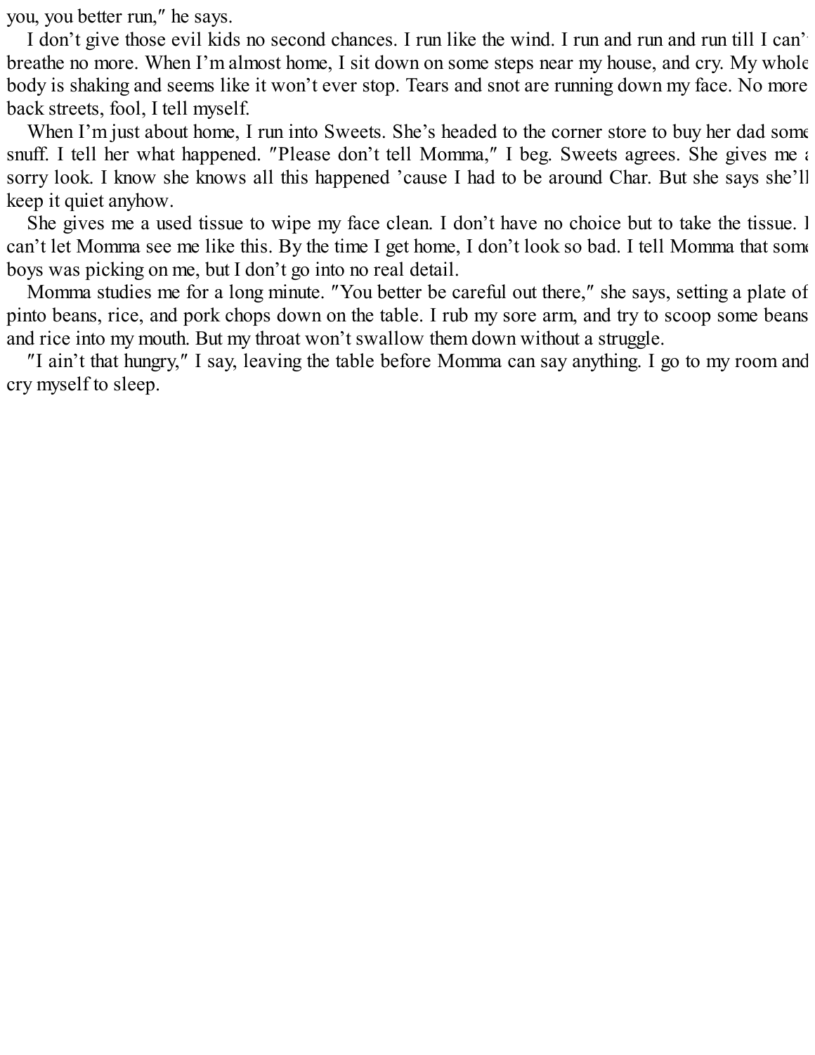you, you better run," he says.

I don't give those evil kids no second chances. I run like the wind. I run and run and run till I can't breathe no more. When I'm almost home, I sit down on some steps near my house, and cry. My whole body is shaking and seems like it won't ever stop. Tears and snot are running down my face. No more back streets, fool, I tell myself.

When I'm just about home, I run into Sweets. She's headed to the corner store to buy her dad some snuff. I tell her what happened. "Please don't tell Momma," I beg. Sweets agrees. She gives me a sorry look. I know she knows all this happened 'cause I had to be around Char. But she says she'll keep it quiet anyhow.

She gives me a used tissue to wipe my face clean. I don't have no choice but to take the tissue. I can't let Momma see me like this. By the time I get home, I don't look so bad. I tell Momma that some boys was picking on me, but I don't go into no real detail.

Momma studies me for a long minute. "You better be careful out there," she says, setting a plate of pinto beans, rice, and pork chops down on the table. I rub my sore arm, and try to scoop some beans and rice into my mouth. But my throat won't swallow them down without a struggle.

"I ain't that hungry," I say, leaving the table before Momma can say anything. I go to my room and cry myself to sleep.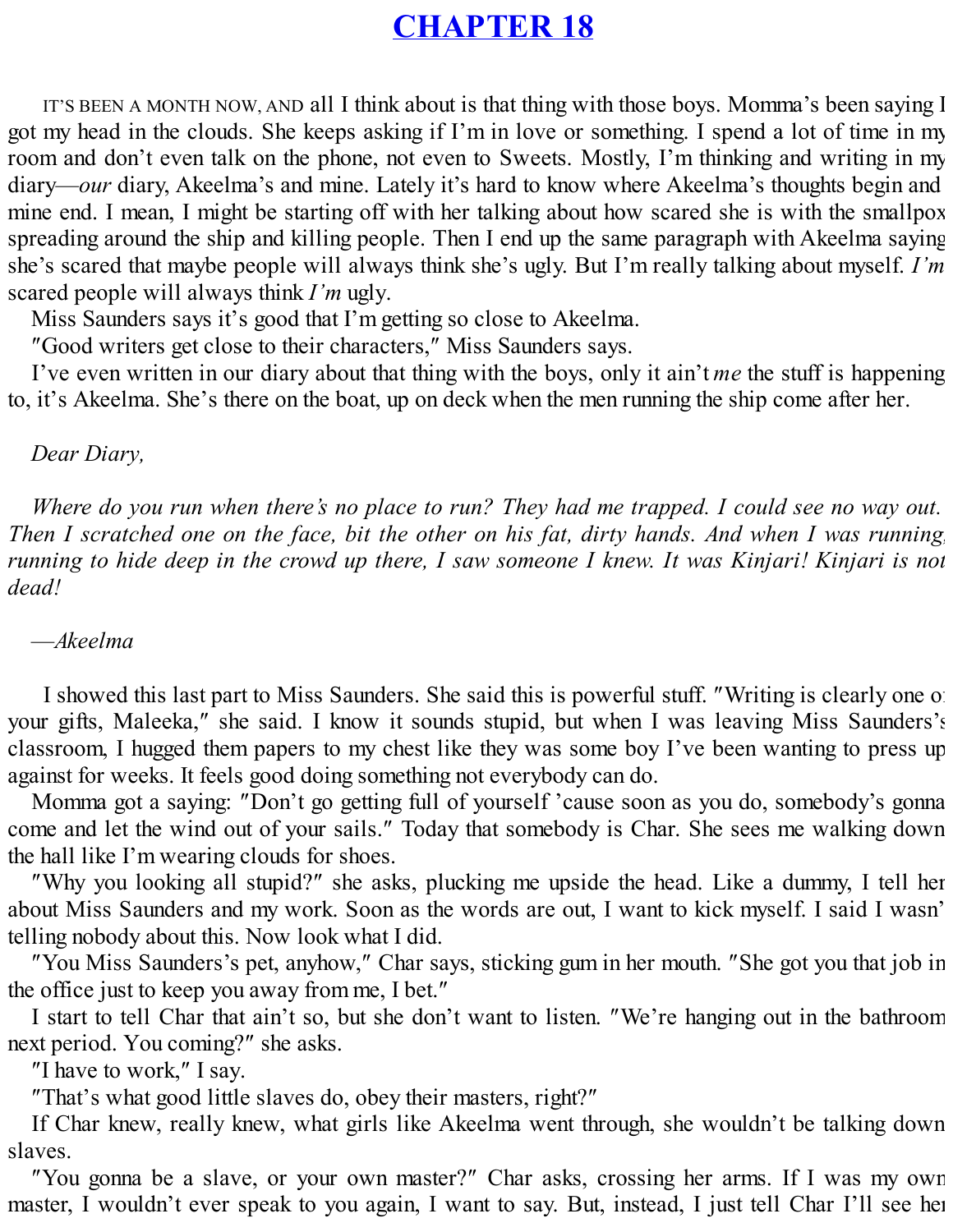# CHAPTER 18

IT'S BEEN A MONTH NOW, AND all I think about is that thing with those boys. Momma's been saying I got my head in the clouds. She keeps asking if I'm in love or something. I spend a lot of time in my room and don't even talk on the phone, not even to Sweets. Mostly, I'm thinking and writing in my diary—*our* diary, Akeelma's and mine. Lately it's hard to know where Akeelma's thoughts begin and mine end. I mean, I might be starting off with her talking about how scared she is with the smallpox spreading around the ship and killing people. Then I end up the same paragraph with Akeelma saying she's scared that maybe people will always think she's ugly. But I'm really talking about myself. *I'm* scared people will always think *I'm* ugly.

Miss Saunders says it's good that I'm getting so close to Akeelma.

"Good writers get close to their characters," Miss Saunders says.

I've even written in our diary about that thing with the boys, only it ain't *me* the stuff is happening to, it's Akeelma. She's there on the boat, up on deck when the men running the ship come after her.

*Dear Diary,*

*Where do you run when there's no place to run? They had me trapped. I could see no way out. Then I scratched one on the face, bit the other on his fat, dirty hands. And when I was running, running to hide deep in the crowd up there, I saw someone I knew. It was Kinjari! Kinjari is not dead!*

*—Akeelma*

I showed this last part to Miss Saunders. She said this is powerful stuff. "Writing is clearly one of your gifts, Maleeka," she said. I know it sounds stupid, but when I was leaving Miss Saunders's classroom, I hugged them papers to my chest like they was some boy I've been wanting to press up against for weeks. It feels good doing something not everybody can do.

Momma got a saying: "Don't go getting full of yourself 'cause soon as you do, somebody's gonna come and let the wind out of your sails." Today that somebody is Char. She sees me walking down the hall like I'm wearing clouds for shoes.

"Why you looking all stupid?" she asks, plucking me upside the head. Like a dummy, I tell her about Miss Saunders and my work. Soon as the words are out, I want to kick myself. I said I wasn't telling nobody about this. Now look what I did.

"You Miss Saunders's pet, anyhow," Char says, sticking gum in her mouth. "She got you that job in the office just to keep you away from me, I bet."

I start to tell Char that ain't so, but she don't want to listen. "We're hanging out in the bathroom next period. You coming?" she asks.

"I have to work," I say.

"That's what good little slaves do, obey their masters, right?"

If Char knew, really knew, what girls like Akeelma went through, she wouldn't be talking down slaves.

"You gonna be a slave, or your own master?" Char asks, crossing her arms. If I was my own master, I wouldn't ever speak to you again, I want to say. But, instead, I just tell Char I'll see her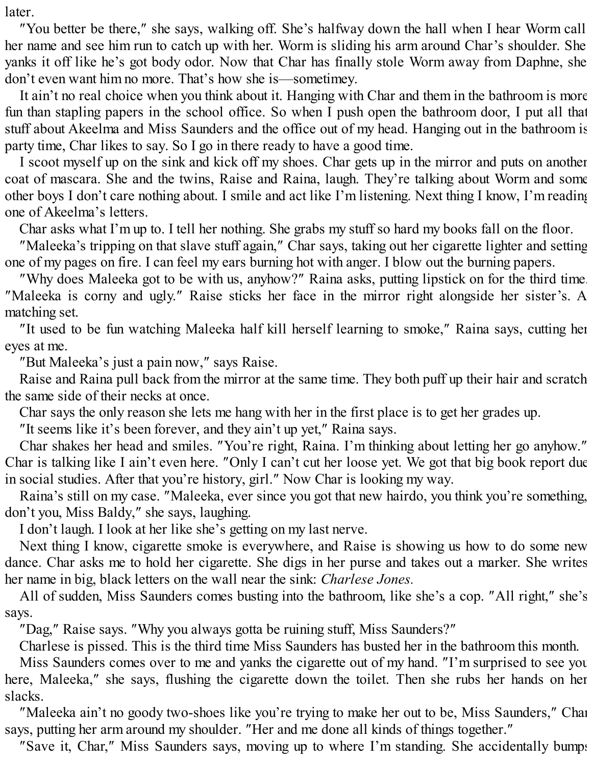later.

"You better be there," she says, walking off. She's halfway down the hall when I hear Worm call her name and see him run to catch up with her. Worm is sliding his arm around Char's shoulder. She yanks it off like he's got body odor. Now that Char has finally stole Worm away from Daphne, she don't even want him no more. That's how she is—sometimey.

It ain't no real choice when you think about it. Hanging with Char and them in the bathroom is more fun than stapling papers in the school office. So when I push open the bathroom door, I put all that stuff about Akeelma and Miss Saunders and the office out of my head. Hanging out in the bathroom is party time, Char likes to say. So I go in there ready to have a good time.

I scoot myself up on the sink and kick off my shoes. Char gets up in the mirror and puts on another coat of mascara. She and the twins, Raise and Raina, laugh. They're talking about Worm and some other boys I don't care nothing about. I smile and act like I'm listening. Next thing I know, I'm reading one of Akeelma's letters.

Char asks what I'm up to. I tell her nothing. She grabs my stuff so hard my books fall on the floor.

"Maleeka's tripping on that slave stuff again," Char says, taking out her cigarette lighter and setting one of my pages on fire. I can feel my ears burning hot with anger. I blow out the burning papers.

"Why does Maleeka got to be with us, anyhow?" Raina asks, putting lipstick on for the third time. "Maleeka is corny and ugly." Raise sticks her face in the mirror right alongside her sister's. A matching set.

"It used to be fun watching Maleeka half kill herself learning to smoke," Raina says, cutting her eyes at me.

"But Maleeka's just a pain now," says Raise.

Raise and Raina pull back from the mirror at the same time. They both puff up their hair and scratch the same side of their necks at once.

Char says the only reason she lets me hang with her in the first place is to get her grades up.

"It seems like it's been forever, and they ain't up yet," Raina says.

Char shakes her head and smiles. "You're right, Raina. I'm thinking about letting her go anyhow." Char is talking like I ain't even here. "Only I can't cut her loose yet. We got that big book report due in social studies. After that you're history, girl." Now Char is looking my way.

Raina's still on my case. "Maleeka, ever since you got that new hairdo, you think you're something, don't you, Miss Baldy," she says, laughing.

I don't laugh. I look at her like she's getting on my last nerve.

Next thing I know, cigarette smoke is everywhere, and Raise is showing us how to do some new dance. Char asks me to hold her cigarette. She digs in her purse and takes out a marker. She writes her name in big, black letters on the wall near the sink: *Charlese Jones.*

All of sudden, Miss Saunders comes busting into the bathroom, like she's a cop. "All right," she's says.

"Dag," Raise says. "Why you always gotta be ruining stuff, Miss Saunders?"

Charlese is pissed. This is the third time Miss Saunders has busted her in the bathroom this month.

Miss Saunders comes over to me and yanks the cigarette out of my hand. "I'm surprised to see you here, Maleeka," she says, flushing the cigarette down the toilet. Then she rubs her hands on her slacks.

"Maleeka ain't no goody two-shoes like you're trying to make her out to be, Miss Saunders," Char says, putting her arm around my shoulder. "Her and me done all kinds of things together."

"Save it, Char," Miss Saunders says, moving up to where I'm standing. She accidentally bumps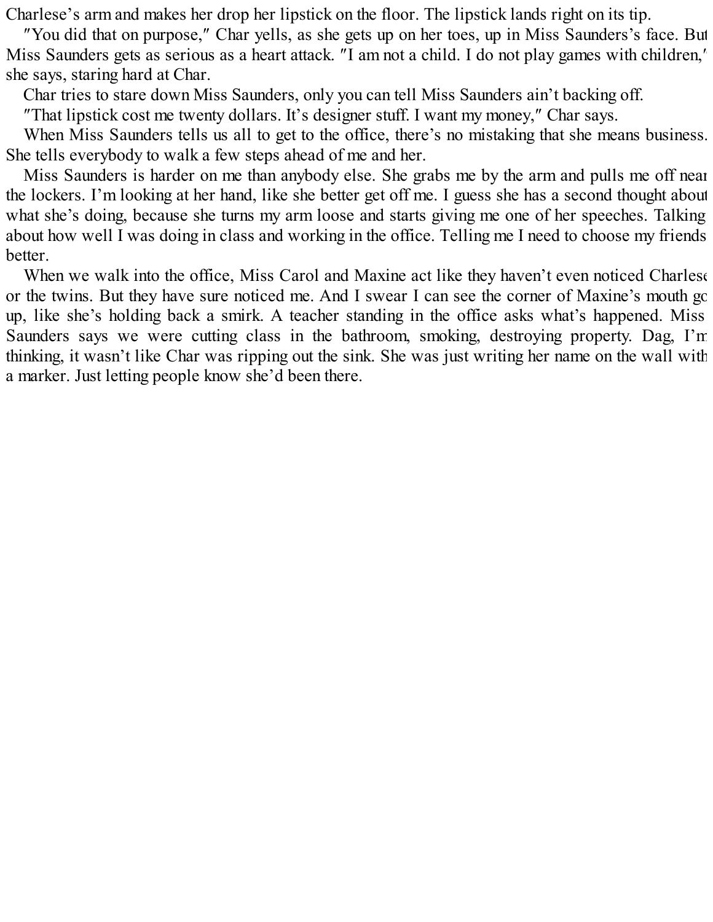Charlese's arm and makes her drop her lipstick on the floor. The lipstick lands right on its tip.

″You did that on purpose,″ Char yells, as she gets up on her toes, up in Miss Saunders's face. But Miss Saunders gets as serious as a heart attack. ″I am not a child. I do not play games with children,″ she says, staring hard at Char.

Char tries to stare down Miss Saunders, only you can tell Miss Saunders ain't backing off.

″That lipstick cost me twenty dollars. It's designer stuff. I want my money,″ Char says.

When Miss Saunders tells us all to get to the office, there's no mistaking that she means business. She tells everybody to walk a few steps ahead of me and her.

Miss Saunders is harder on me than anybody else. She grabs me by the arm and pulls me off near the lockers. I'm looking at her hand, like she better get off me. I guess she has a second thought about what she's doing, because she turns my arm loose and starts giving me one of her speeches. Talking about how well I was doing in class and working in the office. Telling me I need to choose my friends better.

When we walk into the office, Miss Carol and Maxine act like they haven't even noticed Charlese or the twins. But they have sure noticed me. And I swear I can see the corner of Maxine's mouth go up, like she's holding back a smirk. A teacher standing in the office asks what's happened. Miss Saunders says we were cutting class in the bathroom, smoking, destroying property. Dag, I'm thinking, it wasn't like Char was ripping out the sink. She was just writing her name on the wall with a marker. Just letting people know she'd been there.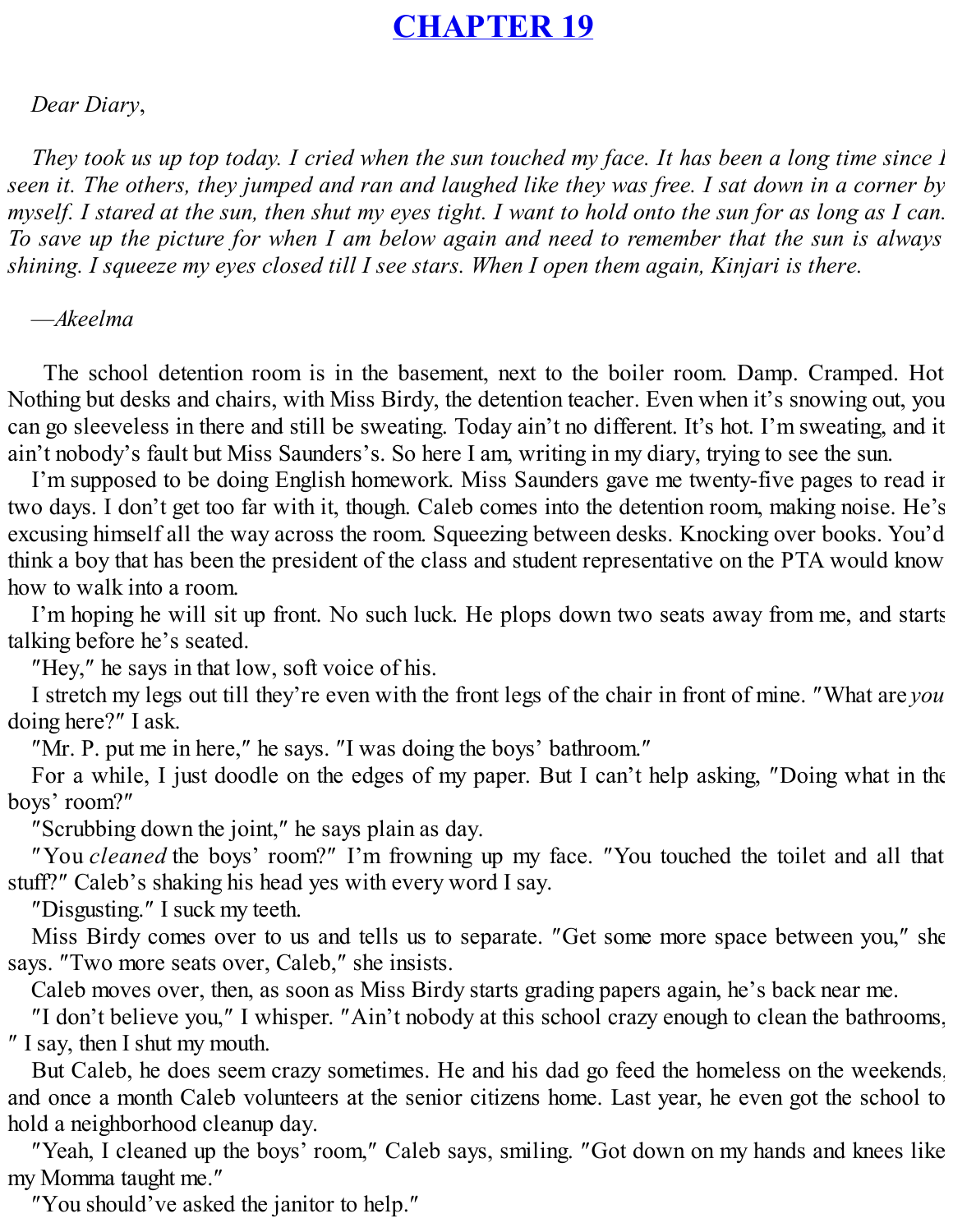# CHAPTER 19

*Dear Diary,*

*They took us up top today. I cried when the sun touched my face. It has been a long time since I seen it. The others, they jumped and ran and laughed like they was free. I sat down in a corner by myself. I stared at the sun, then shut my eyes tight. I want to hold onto the sun for as long as I can. To save up the picture for when I am below again and need to remember that the sun is always shining. I squeeze my eyes closed till I see stars. When I open them again, Kinjari is there.*

*—Akeelma*

The school detention room is in the basement, next to the boiler room. Damp. Cramped. Hot. Nothing but desks and chairs, with Miss Birdy, the detention teacher. Even when it's snowing out, you can go sleeveless in there and still be sweating. Today ain't no different. It's hot. I'm sweating, and it ain't nobody's fault but Miss Saunders's. So here I am, writing in my diary, trying to see the sun.

I'm supposed to be doing English homework. Miss Saunders gave me twenty-five pages to read in two days. I don't get too far with it, though. Caleb comes into the detention room, making noise. He's excusing himself all the way across the room. Squeezing between desks. Knocking over books. You'd think a boy that has been the president of the class and student representative on the PTA would know how to walk into a room.

I'm hoping he will sit up front. No such luck. He plops down two seats away from me, and starts talking before he's seated.

"Hey," he says in that low, soft voice of his.

I stretch my legs out till they're even with the front legs of the chair in front of mine. "What are *you* doing here?" I ask.

"Mr. P. put me in here," he says. "I was doing the boys' bathroom."

For a while, I just doodle on the edges of my paper. But I can't help asking, "Doing what in the boys' room?"

"Scrubbing down the joint," he says plain as day.

"You *cleaned* the boys' room?" I'm frowning up my face. "You touched the toilet and all that stuff?" Caleb's shaking his head yes with every word I say.

"Disgusting." I suck my teeth.

Miss Birdy comes over to us and tells us to separate. "Get some more space between you," she says. "Two more seats over, Caleb," she insists.

Caleb moves over, then, as soon as Miss Birdy starts grading papers again, he's back near me.

"I don't believe you," I whisper. "Ain't nobody at this school crazy enough to clean the bathrooms," I say, then I shut my mouth.

But Caleb, he does seem crazy sometimes. He and his dad go feed the homeless on the weekends, and once a month Caleb volunteers at the senior citizens home. Last year, he even got the school to hold a neighborhood cleanup day.

"Yeah, I cleaned up the boys' room," Caleb says, smiling. "Got down on my hands and knees like my Momma taught me."

"You should've asked the janitor to help."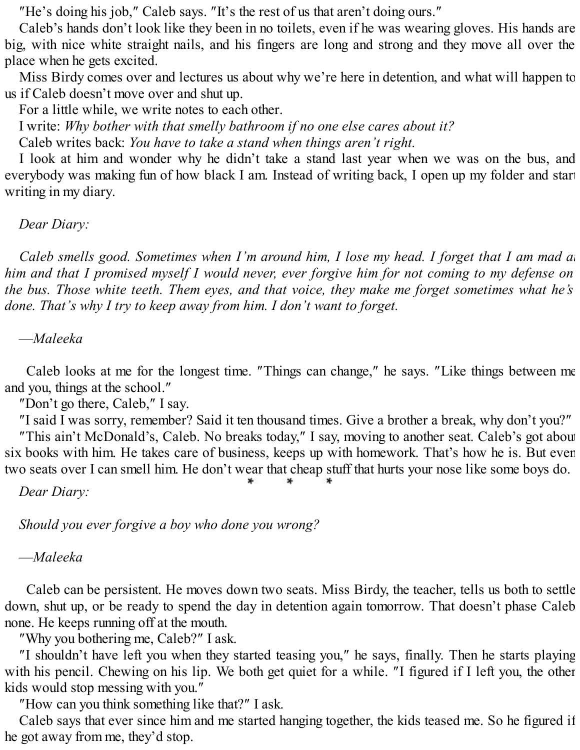"He's doing his job," Caleb says. "It's the rest of us that aren't doing ours."

Caleb's hands don't look like they been in no toilets, even if he was wearing gloves. His hands are big, with nice white straight nails, and his fingers are long and strong and they move all over the place when he gets excited.

Miss Birdy comes over and lectures us about why we're here in detention, and what will happen to us if Caleb doesn't move over and shut up.

For a little while, we write notes to each other.

I write: *Why bother with that smelly bathroom if no one else cares about it?*

Caleb writes back: *You have to take a stand when things aren't right.*

I look at him and wonder why he didn't take a stand last year when we was on the bus, and everybody was making fun of how black I am. Instead of writing back, I open up my folder and start writing in my diary.

*Dear Diary:*

*Caleb smells good. Sometimes when I'm around him, I lose my head. I forget that I am mad at him and that I promised myself I would never, ever forgive him for not coming to my defense on the bus. Those white teeth. Them eyes, and that voice, they make me forget sometimes what he's done. That's why I try to keep away from him. I don't want to forget.*

*—Maleeka*

Caleb looks at me for the longest time. "Things can change," he says. "Like things between me and you, things at the school."

"Don't go there, Caleb," I say.

"I said I was sorry, remember? Said it ten thousand times. Give a brother a break, why don't you?"

"This ain't McDonald's, Caleb. No breaks today," I say, moving to another seat. Caleb's got about six books with him. He takes care of business, keeps up with homework. That's how he is. But even two seats over I can smell him. He don't wear that cheap stuff that hurts your nose like some boys do.

\* \* \*

*Dear Diary:*

*Should you ever forgive a boy who done you wrong?*

*—Maleeka*

Caleb can be persistent. He moves down two seats. Miss Birdy, the teacher, tells us both to settle down, shut up, or be ready to spend the day in detention again tomorrow. That doesn't phase Caleb none. He keeps running off at the mouth.

"Why you bothering me, Caleb?" I ask.

"I shouldn't have left you when they started teasing you," he says, finally. Then he starts playing with his pencil. Chewing on his lip. We both get quiet for a while. "I figured if I left you, the other kids would stop messing with you."

"How can you think something like that?" I ask.

Caleb says that ever since him and me started hanging together, the kids teased me. So he figured if he got away from me, they'd stop.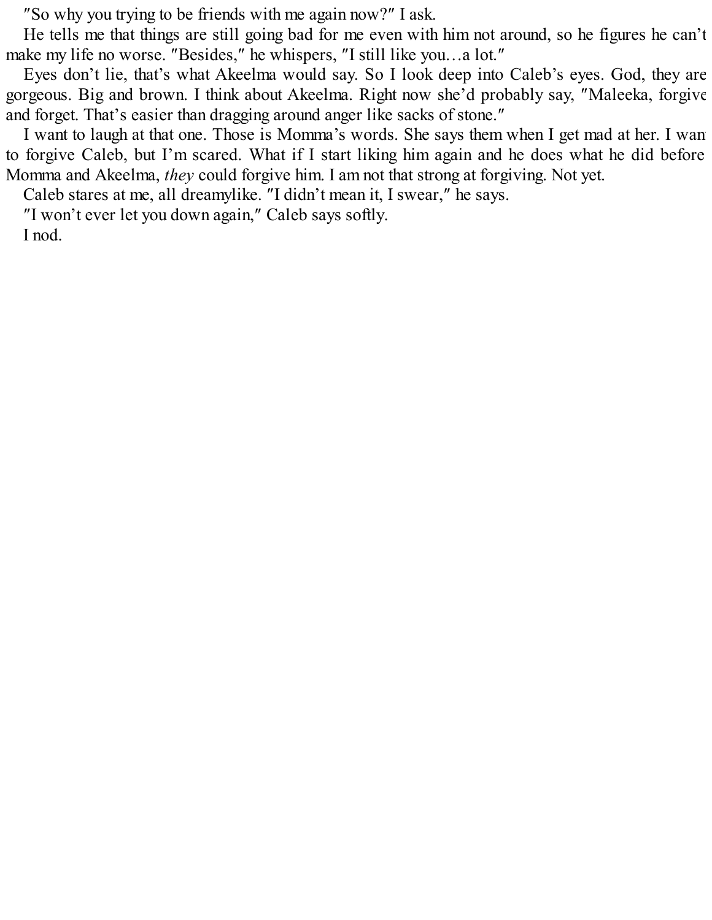"So why you trying to be friends with me again now?" I ask.

He tells me that things are still going bad for me even with him not around, so he figures he can't make my life no worse. "Besides," he whispers, "I still like you…a lot."

Eyes don't lie, that's what Akeelma would say. So I look deep into Caleb's eyes. God, they are gorgeous. Big and brown. I think about Akeelma. Right now she'd probably say, "Maleeka, forgive and forget. That's easier than dragging around anger like sacks of stone."

I want to laugh at that one. Those is Momma's words. She says them when I get mad at her. I want to forgive Caleb, but I'm scared. What if I start liking him again and he does what he did before. Momma and Akeelma, *they* could forgive him. I am not that strong at forgiving. Not yet.

Caleb stares at me, all dreamylike. "I didn't mean it, I swear," he says.

"I won't ever let you down again," Caleb says softly.

I nod.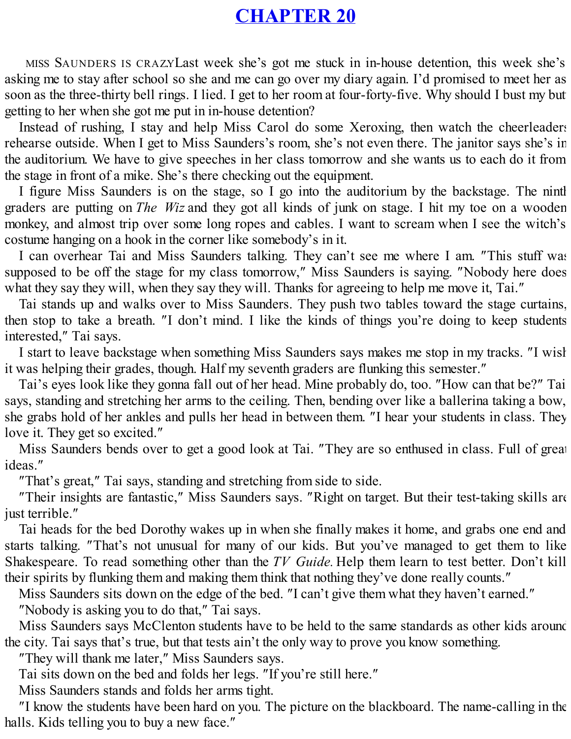# CHAPTER 20

MISS SAUNDERS IS CRAZY. Last week she's got me stuck in in-house detention, this week she's asking me to stay after school so she and me can go over my diary again. I'd promised to meet her as soon as the three-thirty bell rings. I lied. I get to her room at four-forty-five. Why should I bust my butt getting to her when she got me put in in-house detention?

Instead of rushing, I stay and help Miss Carol do some Xeroxing, then watch the cheerleaders rehearse outside. When I get to Miss Saunders's room, she's not even there. The janitor says she's in the auditorium. We have to give speeches in her class tomorrow and she wants us to each do it from the stage in front of a mike. She's there checking out the equipment.

I figure Miss Saunders is on the stage, so I go into the auditorium by the backstage. The ninth graders are putting on *The Wiz* and they got all kinds of junk on stage. I hit my toe on a wooden monkey, and almost trip over some long ropes and cables. I want to scream when I see the witch's costume hanging on a hook in the corner like somebody's in it.

I can overhear Tai and Miss Saunders talking. They can't see me where I am. "This stuff was supposed to be off the stage for my class tomorrow," Miss Saunders is saying. "Nobody here does what they say they will, when they say they will. Thanks for agreeing to help me move it, Tai."

Tai stands up and walks over to Miss Saunders. They push two tables toward the stage curtains, then stop to take a breath. "I don't mind. I like the kinds of things you're doing to keep students interested," Tai says.

I start to leave backstage when something Miss Saunders says makes me stop in my tracks. "I wish it was helping their grades, though. Half my seventh graders are flunking this semester."

Tai's eyes look like they gonna fall out of her head. Mine probably do, too. "How can that be?" Tai says, standing and stretching her arms to the ceiling. Then, bending over like a ballerina taking a bow, she grabs hold of her ankles and pulls her head in between them. "I hear your students in class. They love it. They get so excited."

Miss Saunders bends over to get a good look at Tai. "They are so enthused in class. Full of great ideas."

"That's great," Tai says, standing and stretching from side to side.

"Their insights are fantastic," Miss Saunders says. "Right on target. But their test-taking skills are just terrible."

Tai heads for the bed Dorothy wakes up in when she finally makes it home, and grabs one end and starts talking. "That's not unusual for many of our kids. But you've managed to get them to like Shakespeare. To read something other than the *TV Guide.* Help them learn to test better. Don't kill their spirits by flunking them and making them think that nothing they've done really counts."

Miss Saunders sits down on the edge of the bed. "I can't give them what they haven't earned."

"Nobody is asking you to do that," Tai says.

Miss Saunders says McClenton students have to be held to the same standards as other kids around the city. Tai says that's true, but that tests ain't the only way to prove you know something.

"They will thank me later," Miss Saunders says.

Tai sits down on the bed and folds her legs. "If you're still here."

Miss Saunders stands and folds her arms tight.

"I know the students have been hard on you. The picture on the blackboard. The name-calling in the halls. Kids telling you to buy a new face."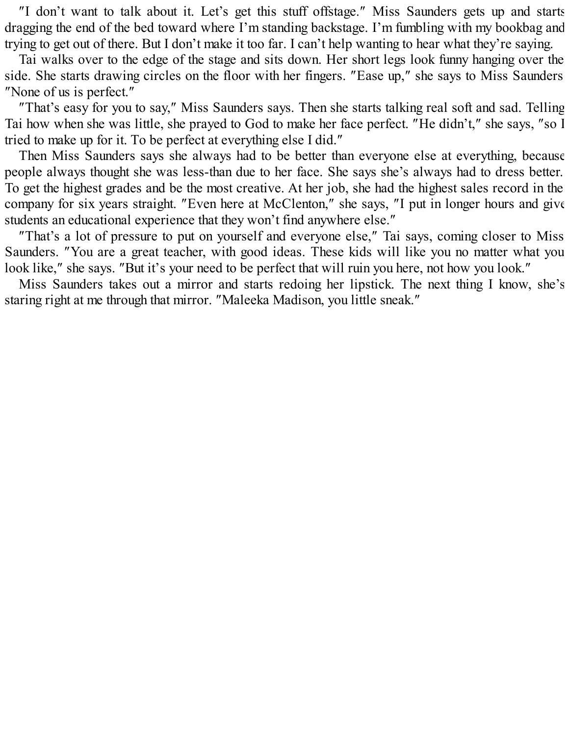"I don't want to talk about it. Let's get this stuff offstage." Miss Saunders gets up and starts dragging the end of the bed toward where I'm standing backstage. I'm fumbling with my bookbag and trying to get out of there. But I don't make it too far. I can't help wanting to hear what they're saying.

Tai walks over to the edge of the stage and sits down. Her short legs look funny hanging over the side. She starts drawing circles on the floor with her fingers. "Ease up," she says to Miss Saunders. "None of us is perfect."

"That's easy for you to say," Miss Saunders says. Then she starts talking real soft and sad. Telling Tai how when she was little, she prayed to God to make her face perfect. "He didn't," she says, "so I tried to make up for it. To be perfect at everything else I did."

Then Miss Saunders says she always had to be better than everyone else at everything, because people always thought she was less-than due to her face. She says she's always had to dress better. To get the highest grades and be the most creative. At her job, she had the highest sales record in the company for six years straight. "Even here at McClenton," she says, "I put in longer hours and give students an educational experience that they won't find anywhere else."

"That's a lot of pressure to put on yourself and everyone else," Tai says, coming closer to Miss Saunders. "You are a great teacher, with good ideas. These kids will like you no matter what you look like," she says. "But it's your need to be perfect that will ruin you here, not how you look."

Miss Saunders takes out a mirror and starts redoing her lipstick. The next thing I know, she's staring right at me through that mirror. "Maleeka Madison, you little sneak."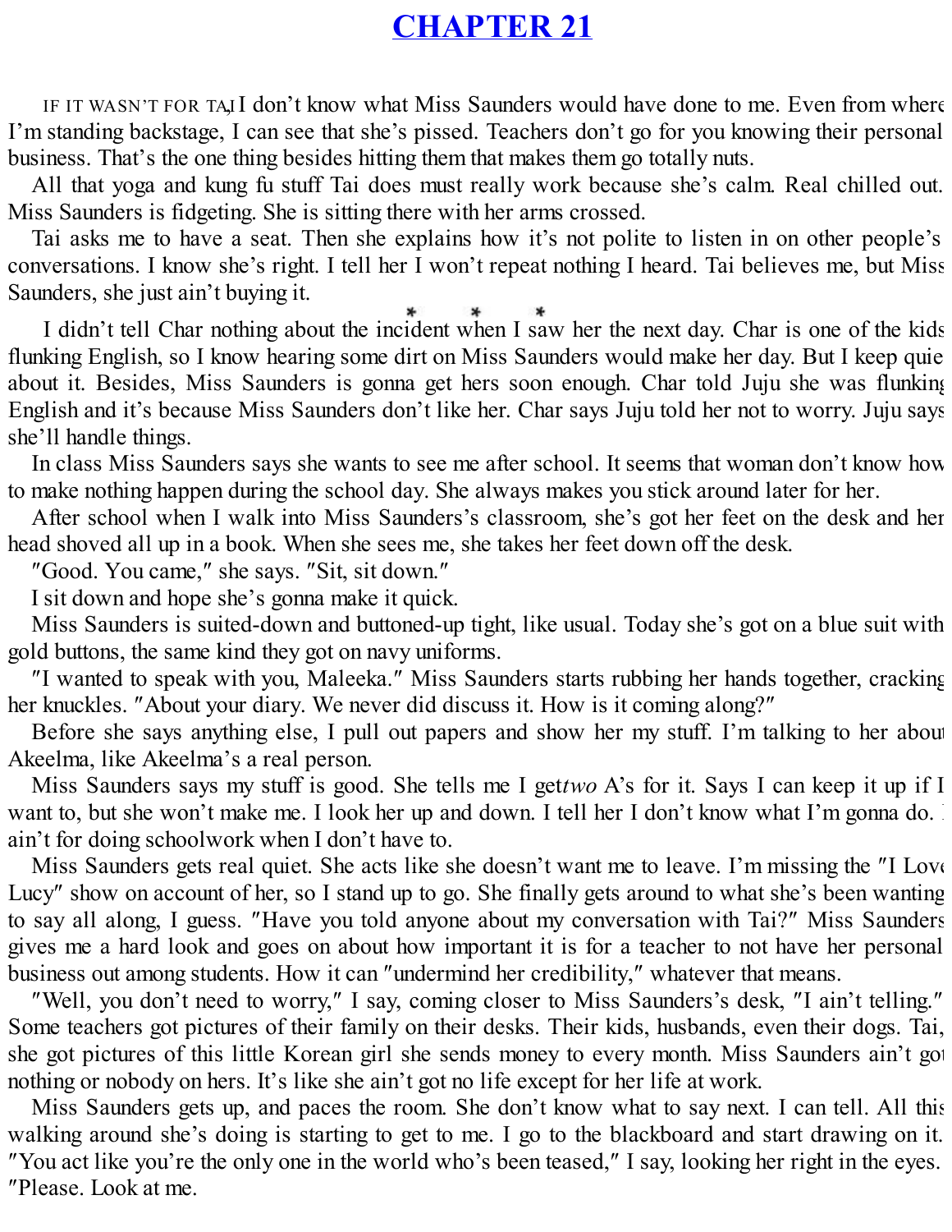# CHAPTER 21

IF IT WASN'T FOR TAI, I don't know what Miss Saunders would have done to me. Even from where I'm standing backstage, I can see that she's pissed. Teachers don't go for you knowing their personal business. That's the one thing besides hitting them that makes them go totally nuts.

All that yoga and kung fu stuff Tai does must really work because she's calm. Real chilled out. Miss Saunders is fidgeting. She is sitting there with her arms crossed.

Tai asks me to have a seat. Then she explains how it's not polite to listen in on other people's conversations. I know she's right. I tell her I won't repeat nothing I heard. Tai believes me, but Miss Saunders, she just ain't buying it.

\* \* \*

I didn't tell Char nothing about the incident when I saw her the next day. Char is one of the kids flunking English, so I know hearing some dirt on Miss Saunders would make her day. But I keep quiet about it. Besides, Miss Saunders is gonna get hers soon enough. Char told Juju she was flunking English and it's because Miss Saunders don't like her. Char says Juju told her not to worry. Juju says she'll handle things.

In class Miss Saunders says she wants to see me after school. It seems that woman don't know how to make nothing happen during the school day. She always makes you stick around later for her.

After school when I walk into Miss Saunders's classroom, she's got her feet on the desk and her head shoved all up in a book. When she sees me, she takes her feet down off the desk.

"Good. You came," she says. "Sit, sit down."

I sit down and hope she's gonna make it quick.

Miss Saunders is suited-down and buttoned-up tight, like usual. Today she's got on a blue suit with gold buttons, the same kind they got on navy uniforms.

"I wanted to speak with you, Maleeka." Miss Saunders starts rubbing her hands together, cracking her knuckles. "About your diary. We never did discuss it. How is it coming along?"

Before she says anything else, I pull out papers and show her my stuff. I'm talking to her about Akeelma, like Akeelma's a real person.

Miss Saunders says my stuff is good. She tells me I get *two* A's for it. Says I can keep it up if I want to, but she won't make me. I look her up and down. I tell her I don't know what I'm gonna do. I ain't for doing schoolwork when I don't have to.

Miss Saunders gets real quiet. She acts like she doesn't want me to leave. I'm missing the "I Love Lucy" show on account of her, so I stand up to go. She finally gets around to what she's been wanting to say all along, I guess. "Have you told anyone about my conversation with Tai?" Miss Saunders gives me a hard look and goes on about how important it is for a teacher to not have her personal business out among students. How it can "undermind her credibility," whatever that means.

"Well, you don't need to worry," I say, coming closer to Miss Saunders's desk, "I ain't telling." Some teachers got pictures of their family on their desks. Their kids, husbands, even their dogs. Tai, she got pictures of this little Korean girl she sends money to every month. Miss Saunders ain't got nothing or nobody on hers. It's like she ain't got no life except for her life at work.

Miss Saunders gets up, and paces the room. She don't know what to say next. I can tell. All this walking around she's doing is starting to get to me. I go to the blackboard and start drawing on it. "You act like you're the only one in the world who's been teased," I say, looking her right in the eyes. "Please. Look at me.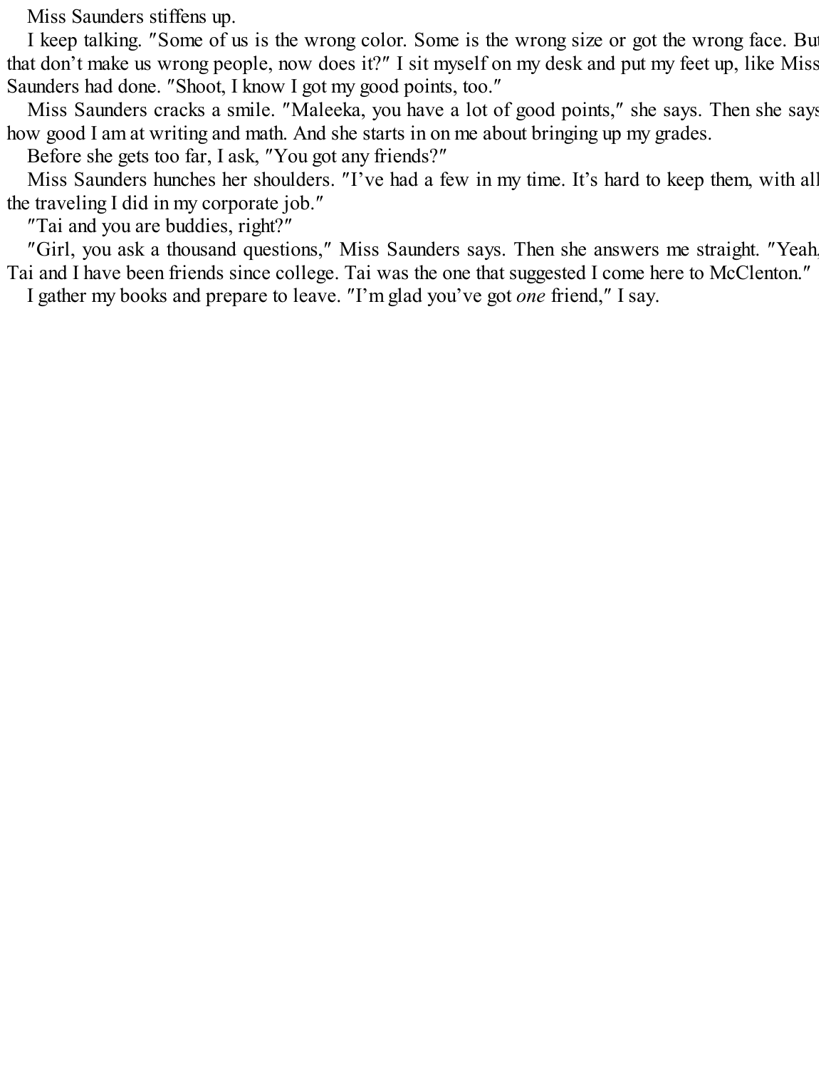Miss Saunders stiffens up.

I keep talking. "Some of us is the wrong color. Some is the wrong size or got the wrong face. But that don't make us wrong people, now does it?" I sit myself on my desk and put my feet up, like Miss Saunders had done. "Shoot, I know I got my good points, too."

Miss Saunders cracks a smile. "Maleeka, you have a lot of good points," she says. Then she says how good I am at writing and math. And she starts in on me about bringing up my grades.

Before she gets too far, I ask, "You got any friends?"

Miss Saunders hunches her shoulders. "I've had a few in my time. It's hard to keep them, with all the traveling I did in my corporate job."

"Tai and you are buddies, right?"

"Girl, you ask a thousand questions," Miss Saunders says. Then she answers me straight. "Yeah, Tai and I have been friends since college. Tai was the one that suggested I come here to McClenton."

I gather my books and prepare to leave. "I'm glad you've got *one* friend," I say.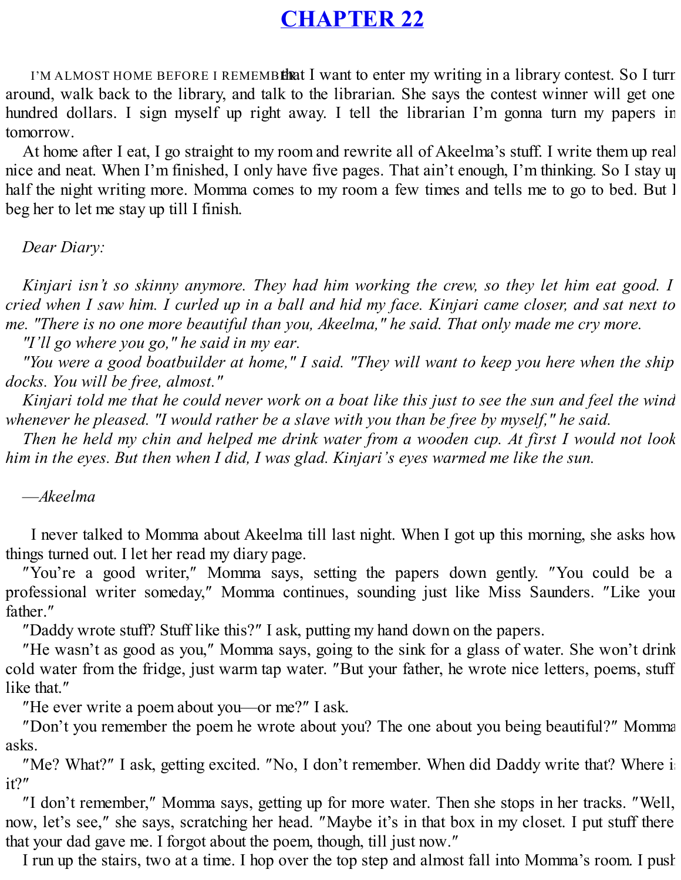# CHAPTER 22

I'M ALMOST HOME BEFORE I REMEMBER that I want to enter my writing in a library contest. So I turn around, walk back to the library, and talk to the librarian. She says the contest winner will get one hundred dollars. I sign myself up right away. I tell the librarian I'm gonna turn my papers in tomorrow.

At home after I eat, I go straight to my room and rewrite all of Akeelma's stuff. I write them up real nice and neat. When I'm finished, I only have five pages. That ain't enough, I'm thinking. So I stay up half the night writing more. Momma comes to my room a few times and tells me to go to bed. But I beg her to let me stay up till I finish.

*Dear Diary:*

*Kinjari isn't so skinny anymore. They had him working the crew, so they let him eat good. I cried when I saw him. I curled up in a ball and hid my face. Kinjari came closer, and sat next to me. "There is no one more beautiful than you, Akeelma," he said. That only made me cry more.*

*"I'll go where you go," he said in my ear.*

*"You were a good boatbuilder at home," I said. "They will want to keep you here when the ship docks. You will be free, almost."*

*Kinjari told me that he could never work on a boat like this just to see the sun and feel the wind whenever he pleased. "I would rather be a slave with you than be free by myself," he said.*

*Then he held my chin and helped me drink water from a wooden cup. At first I would not look him in the eyes. But then when I did, I was glad. Kinjari's eyes warmed me like the sun.*

*—Akeelma*

I never talked to Momma about Akeelma till last night. When I got up this morning, she asks how things turned out. I let her read my diary page.

"You're a good writer," Momma says, setting the papers down gently. "You could be a professional writer someday," Momma continues, sounding just like Miss Saunders. "Like your father."

"Daddy wrote stuff? Stuff like this?" I ask, putting my hand down on the papers.

"He wasn't as good as you," Momma says, going to the sink for a glass of water. She won't drink cold water from the fridge, just warm tap water. "But your father, he wrote nice letters, poems, stuff like that."

"He ever write a poem about you—or me?" I ask.

"Don't you remember the poem he wrote about you? The one about you being beautiful?" Momma asks.

"Me? What?" I ask, getting excited. "No, I don't remember. When did Daddy write that? Where is it?"

"I don't remember," Momma says, getting up for more water. Then she stops in her tracks. "Well, now, let's see," she says, scratching her head. "Maybe it's in that box in my closet. I put stuff there that your dad gave me. I forgot about the poem, though, till just now."

I run up the stairs, two at a time. I hop over the top step and almost fall into Momma's room. I push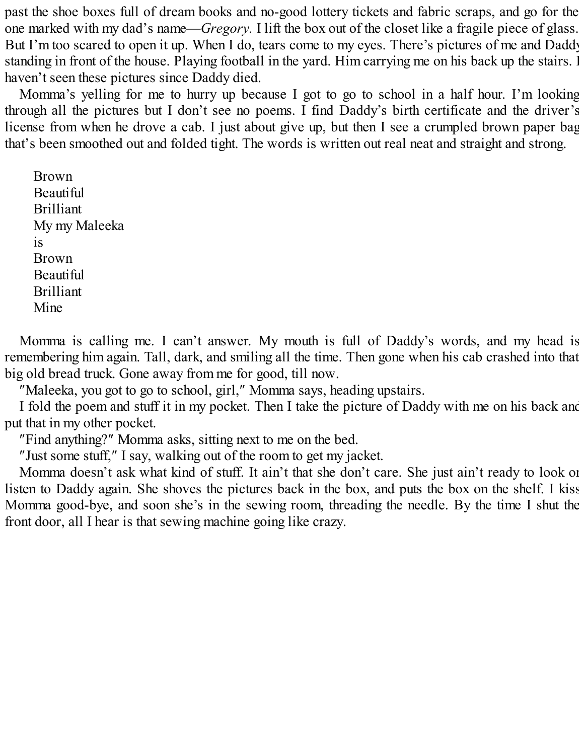past the shoe boxes full of dream books and no-good lottery tickets and fabric scraps, and go for the one marked with my dad's name—*Gregory.* I lift the box out of the closet like a fragile piece of glass. But I'm too scared to open it up. When I do, tears come to my eyes. There's pictures of me and Daddy standing in front of the house. Playing football in the yard. Him carrying me on his back up the stairs. I haven't seen these pictures since Daddy died.

Momma's yelling for me to hurry up because I got to go to school in a half hour. I'm looking through all the pictures but I don't see no poems. I find Daddy's birth certificate and the driver's license from when he drove a cab. I just about give up, but then I see a crumpled brown paper bag that's been smoothed out and folded tight. The words is written out real neat and straight and strong.

> Brown
> Beautiful
> Brilliant
> My my Maleeka
> is
> Brown
> Beautiful
> Brilliant
> Mine

Momma is calling me. I can't answer. My mouth is full of Daddy's words, and my head is remembering him again. Tall, dark, and smiling all the time. Then gone when his cab crashed into that big old bread truck. Gone away from me for good, till now.

"Maleeka, you got to go to school, girl," Momma says, heading upstairs.

I fold the poem and stuff it in my pocket. Then I take the picture of Daddy with me on his back and put that in my other pocket.

"Find anything?" Momma asks, sitting next to me on the bed.

"Just some stuff," I say, walking out of the room to get my jacket.

Momma doesn't ask what kind of stuff. It ain't that she don't care. She just ain't ready to look or listen to Daddy again. She shoves the pictures back in the box, and puts the box on the shelf. I kiss Momma good-bye, and soon she's in the sewing room, threading the needle. By the time I shut the front door, all I hear is that sewing machine going like crazy.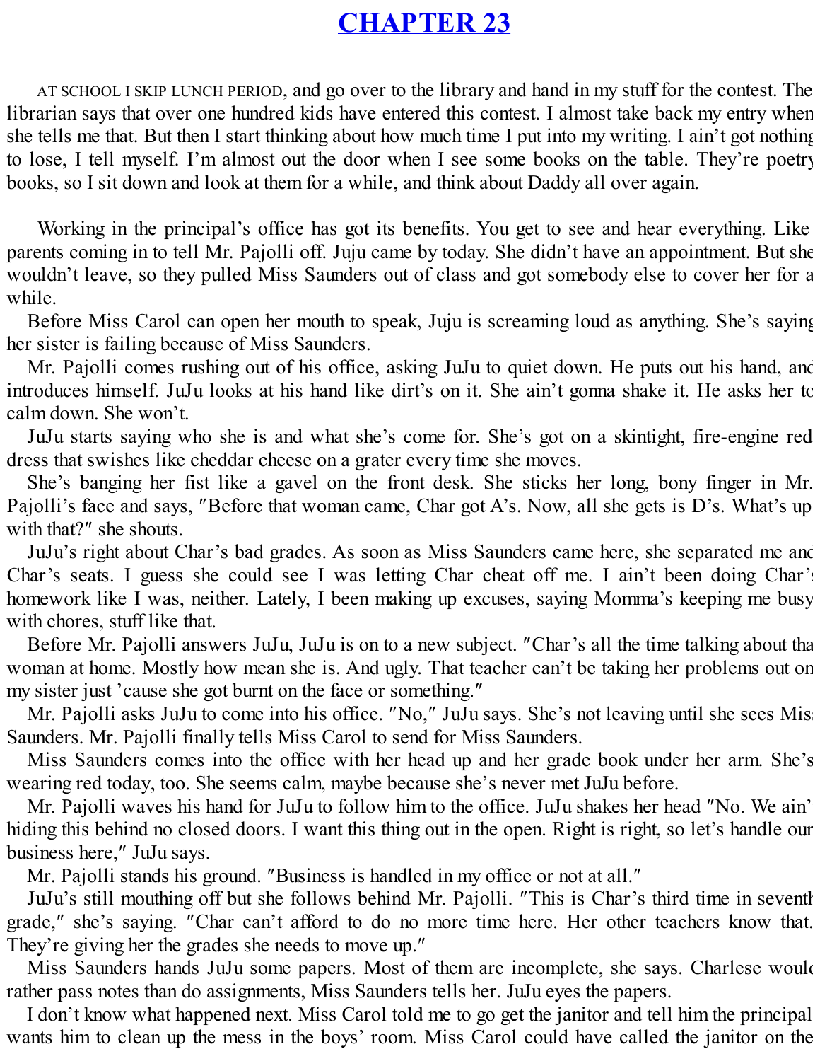# CHAPTER 23

AT SCHOOL I SKIP LUNCH PERIOD, and go over to the library and hand in my stuff for the contest. The librarian says that over one hundred kids have entered this contest. I almost take back my entry when she tells me that. But then I start thinking about how much time I put into my writing. I ain't got nothing to lose, I tell myself. I'm almost out the door when I see some books on the table. They're poetry books, so I sit down and look at them for a while, and think about Daddy all over again.

Working in the principal's office has got its benefits. You get to see and hear everything. Like parents coming in to tell Mr. Pajolli off. Juju came by today. She didn't have an appointment. But she wouldn't leave, so they pulled Miss Saunders out of class and got somebody else to cover her for a while.

Before Miss Carol can open her mouth to speak, Juju is screaming loud as anything. She's saying her sister is failing because of Miss Saunders.

Mr. Pajolli comes rushing out of his office, asking JuJu to quiet down. He puts out his hand, and introduces himself. JuJu looks at his hand like dirt's on it. She ain't gonna shake it. He asks her to calm down. She won't.

JuJu starts saying who she is and what she's come for. She's got on a skintight, fire-engine red dress that swishes like cheddar cheese on a grater every time she moves.

She's banging her fist like a gavel on the front desk. She sticks her long, bony finger in Mr. Pajolli's face and says, "Before that woman came, Char got A's. Now, all she gets is D's. What's up with that?" she shouts.

JuJu's right about Char's bad grades. As soon as Miss Saunders came here, she separated me and Char's seats. I guess she could see I was letting Char cheat off me. I ain't been doing Char's homework like I was, neither. Lately, I been making up excuses, saying Momma's keeping me busy with chores, stuff like that.

Before Mr. Pajolli answers JuJu, JuJu is on to a new subject. "Char's all the time talking about that woman at home. Mostly how mean she is. And ugly. That teacher can't be taking her problems out on my sister just 'cause she got burnt on the face or something."

Mr. Pajolli asks JuJu to come into his office. "No," JuJu says. She's not leaving until she sees Miss Saunders. Mr. Pajolli finally tells Miss Carol to send for Miss Saunders.

Miss Saunders comes into the office with her head up and her grade book under her arm. She's wearing red today, too. She seems calm, maybe because she's never met JuJu before.

Mr. Pajolli waves his hand for JuJu to follow him to the office. JuJu shakes her head "No. We ain't hiding this behind no closed doors. I want this thing out in the open. Right is right, so let's handle our business here," JuJu says.

Mr. Pajolli stands his ground. "Business is handled in my office or not at all."

JuJu's still mouthing off but she follows behind Mr. Pajolli. "This is Char's third time in seventh grade," she's saying. "Char can't afford to do no more time here. Her other teachers know that. They're giving her the grades she needs to move up."

Miss Saunders hands JuJu some papers. Most of them are incomplete, she says. Charlese would rather pass notes than do assignments, Miss Saunders tells her. JuJu eyes the papers.

I don't know what happened next. Miss Carol told me to go get the janitor and tell him the principal wants him to clean up the mess in the boys' room. Miss Carol could have called the janitor on the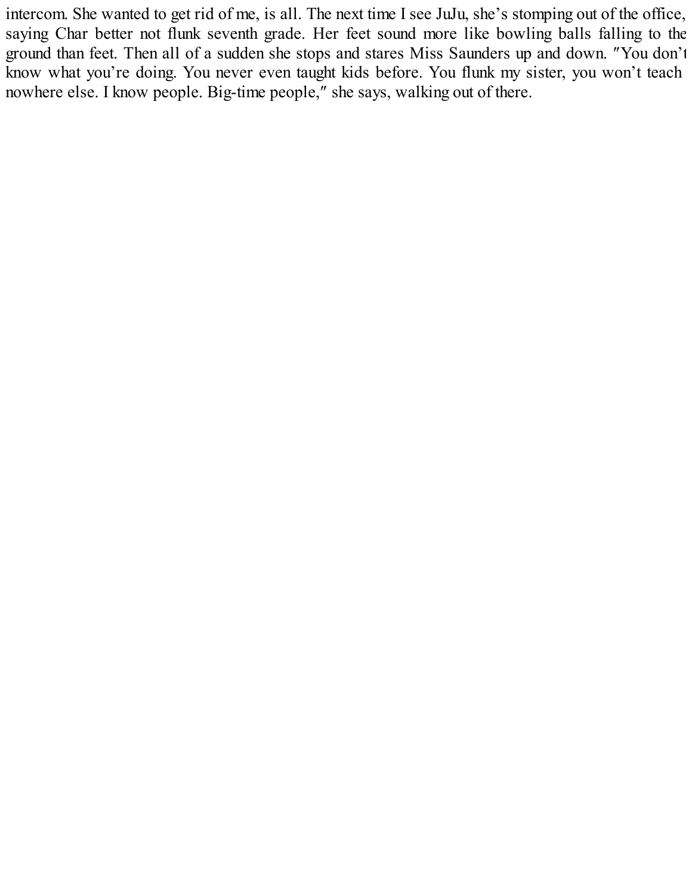intercom. She wanted to get rid of me, is all. The next time I see JuJu, she’s stomping out of the office, saying Char better not flunk seventh grade. Her feet sound more like bowling balls falling to the ground than feet. Then all of a sudden she stops and stares Miss Saunders up and down. ″You don’t know what you’re doing. You never even taught kids before. You flunk my sister, you won’t teach nowhere else. I know people. Big-time people,″ she says, walking out of there.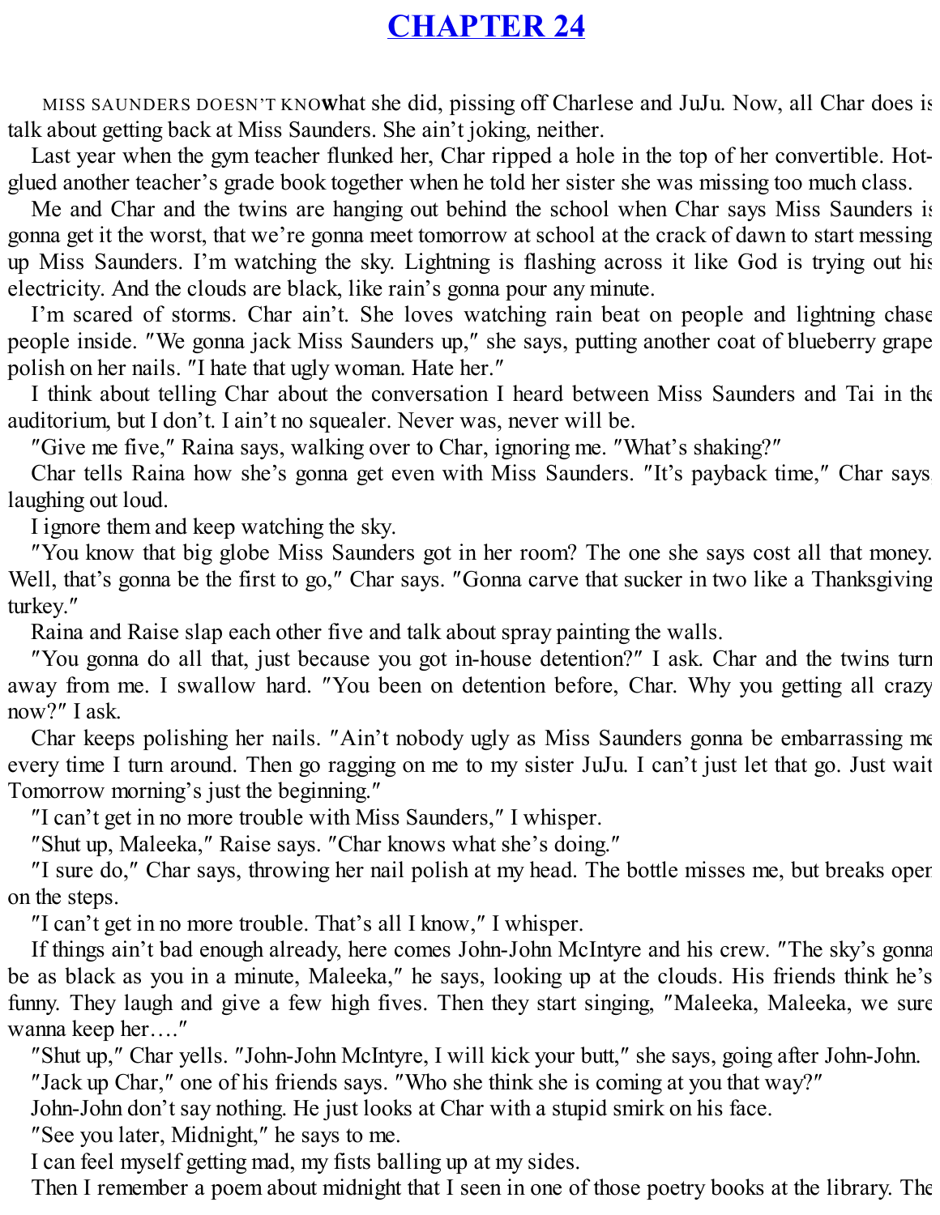# CHAPTER 24

MISS SAUNDERS DOESN'T KNOW what she did, pissing off Charlese and JuJu. Now, all Char does is talk about getting back at Miss Saunders. She ain't joking, neither.

Last year when the gym teacher flunked her, Char ripped a hole in the top of her convertible. Hot-glued another teacher's grade book together when he told her sister she was missing too much class.

Me and Char and the twins are hanging out behind the school when Char says Miss Saunders is gonna get it the worst, that we're gonna meet tomorrow at school at the crack of dawn to start messing up Miss Saunders. I'm watching the sky. Lightning is flashing across it like God is trying out his electricity. And the clouds are black, like rain's gonna pour any minute.

I'm scared of storms. Char ain't. She loves watching rain beat on people and lightning chase people inside. "We gonna jack Miss Saunders up," she says, putting another coat of blueberry grape polish on her nails. "I hate that ugly woman. Hate her."

I think about telling Char about the conversation I heard between Miss Saunders and Tai in the auditorium, but I don't. I ain't no squealer. Never was, never will be.

"Give me five," Raina says, walking over to Char, ignoring me. "What's shaking?"

Char tells Raina how she's gonna get even with Miss Saunders. "It's payback time," Char says, laughing out loud.

I ignore them and keep watching the sky.

"You know that big globe Miss Saunders got in her room? The one she says cost all that money. Well, that's gonna be the first to go," Char says. "Gonna carve that sucker in two like a Thanksgiving turkey."

Raina and Raise slap each other five and talk about spray painting the walls.

"You gonna do all that, just because you got in-house detention?" I ask. Char and the twins turn away from me. I swallow hard. "You been on detention before, Char. Why you getting all crazy now?" I ask.

Char keeps polishing her nails. "Ain't nobody ugly as Miss Saunders gonna be embarrassing me every time I turn around. Then go ragging on me to my sister JuJu. I can't just let that go. Just wait. Tomorrow morning's just the beginning."

"I can't get in no more trouble with Miss Saunders," I whisper.

"Shut up, Maleeka," Raise says. "Char knows what she's doing."

"I sure do," Char says, throwing her nail polish at my head. The bottle misses me, but breaks open on the steps.

"I can't get in no more trouble. That's all I know," I whisper.

If things ain't bad enough already, here comes John-John McIntyre and his crew. "The sky's gonna be as black as you in a minute, Maleeka," he says, looking up at the clouds. His friends think he's funny. They laugh and give a few high fives. Then they start singing, "Maleeka, Maleeka, we sure wanna keep her…."

"Shut up," Char yells. "John-John McIntyre, I will kick your butt," she says, going after John-John.

"Jack up Char," one of his friends says. "Who she think she is coming at you that way?"

John-John don't say nothing. He just looks at Char with a stupid smirk on his face.

"See you later, Midnight," he says to me.

I can feel myself getting mad, my fists balling up at my sides.

Then I remember a poem about midnight that I seen in one of those poetry books at the library. The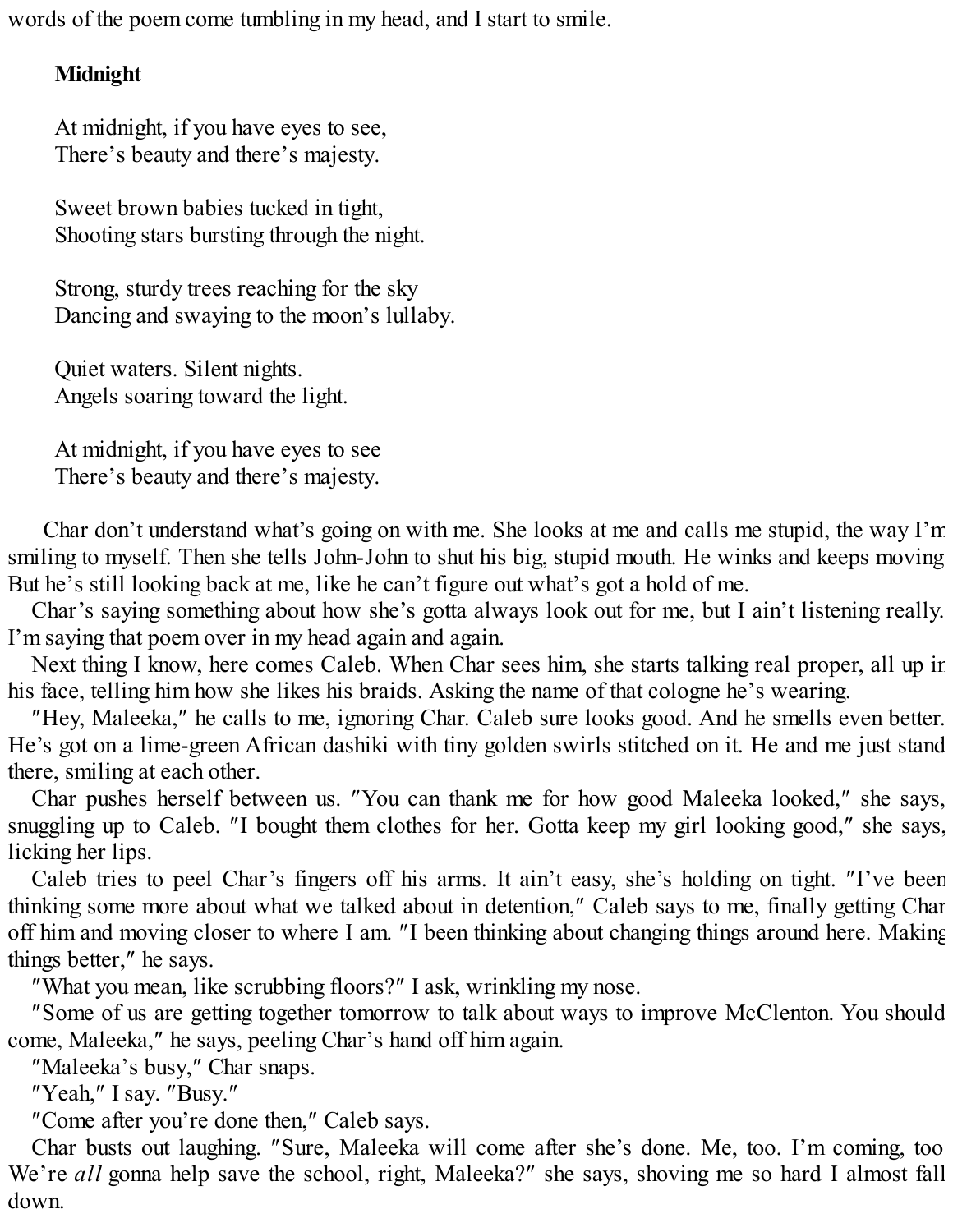words of the poem come tumbling in my head, and I start to smile.

**Midnight**

At midnight, if you have eyes to see,
There's beauty and there's majesty.

Sweet brown babies tucked in tight,
Shooting stars bursting through the night.

Strong, sturdy trees reaching for the sky
Dancing and swaying to the moon's lullaby.

Quiet waters. Silent nights.
Angels soaring toward the light.

At midnight, if you have eyes to see
There's beauty and there's majesty.

Char don't understand what's going on with me. She looks at me and calls me stupid, the way I'm smiling to myself. Then she tells John-John to shut his big, stupid mouth. He winks and keeps moving. But he's still looking back at me, like he can't figure out what's got a hold of me.

Char's saying something about how she's gotta always look out for me, but I ain't listening really. I'm saying that poem over in my head again and again.

Next thing I know, here comes Caleb. When Char sees him, she starts talking real proper, all up in his face, telling him how she likes his braids. Asking the name of that cologne he's wearing.

"Hey, Maleeka," he calls to me, ignoring Char. Caleb sure looks good. And he smells even better. He's got on a lime-green African dashiki with tiny golden swirls stitched on it. He and me just stand there, smiling at each other.

Char pushes herself between us. "You can thank me for how good Maleeka looked," she says, snuggling up to Caleb. "I bought them clothes for her. Gotta keep my girl looking good," she says, licking her lips.

Caleb tries to peel Char's fingers off his arms. It ain't easy, she's holding on tight. "I've been thinking some more about what we talked about in detention," Caleb says to me, finally getting Char off him and moving closer to where I am. "I been thinking about changing things around here. Making things better," he says.

"What you mean, like scrubbing floors?" I ask, wrinkling my nose.

"Some of us are getting together tomorrow to talk about ways to improve McClenton. You should come, Maleeka," he says, peeling Char's hand off him again.

"Maleeka's busy," Char snaps.

"Yeah," I say. "Busy."

"Come after you're done then," Caleb says.

Char busts out laughing. "Sure, Maleeka will come after she's done. Me, too. I'm coming, too. We're *all* gonna help save the school, right, Maleeka?" she says, shoving me so hard I almost fall down.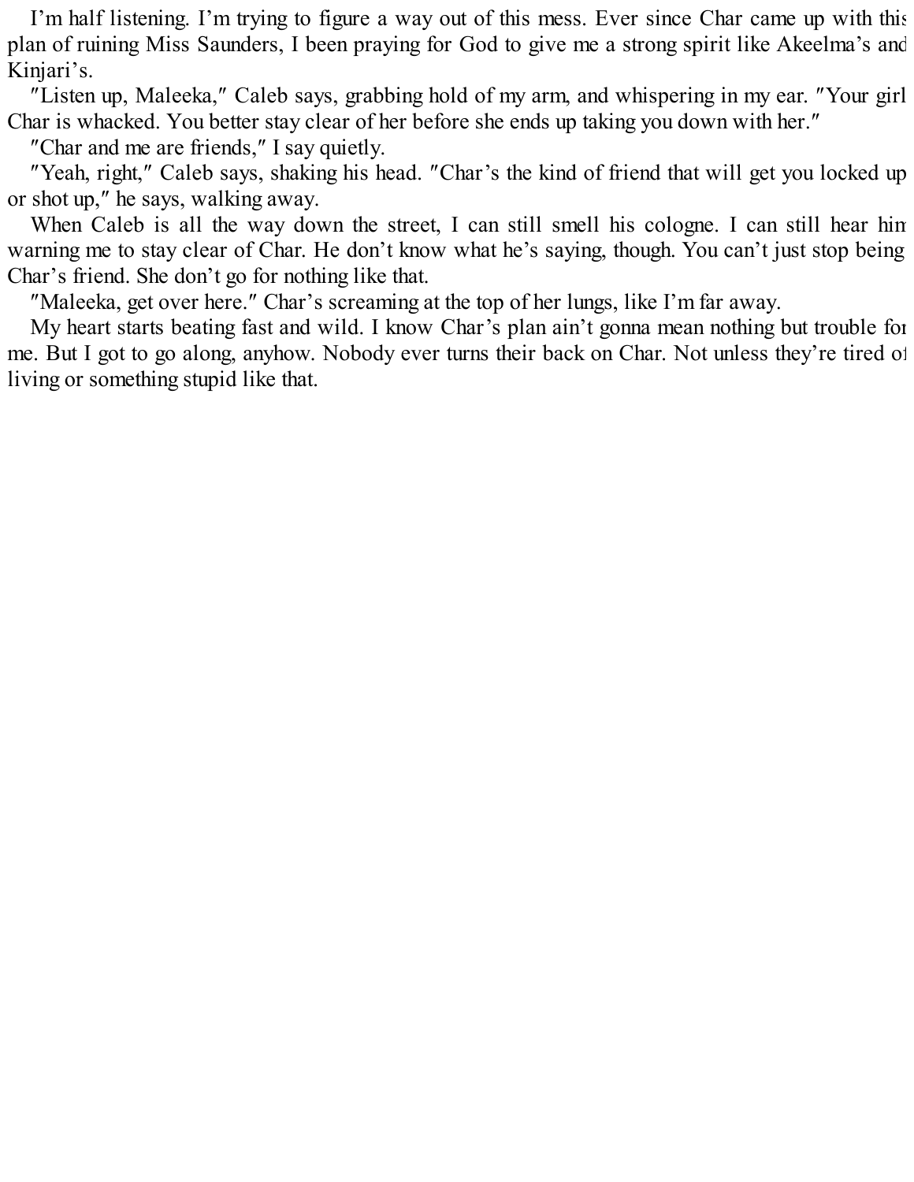I'm half listening. I'm trying to figure a way out of this mess. Ever since Char came up with this plan of ruining Miss Saunders, I been praying for God to give me a strong spirit like Akeelma's and Kinjari's.

"Listen up, Maleeka," Caleb says, grabbing hold of my arm, and whispering in my ear. "Your girl Char is whacked. You better stay clear of her before she ends up taking you down with her."

"Char and me are friends," I say quietly.

"Yeah, right," Caleb says, shaking his head. "Char's the kind of friend that will get you locked up or shot up," he says, walking away.

When Caleb is all the way down the street, I can still smell his cologne. I can still hear him warning me to stay clear of Char. He don't know what he's saying, though. You can't just stop being Char's friend. She don't go for nothing like that.

"Maleeka, get over here." Char's screaming at the top of her lungs, like I'm far away.

My heart starts beating fast and wild. I know Char's plan ain't gonna mean nothing but trouble for me. But I got to go along, anyhow. Nobody ever turns their back on Char. Not unless they're tired of living or something stupid like that.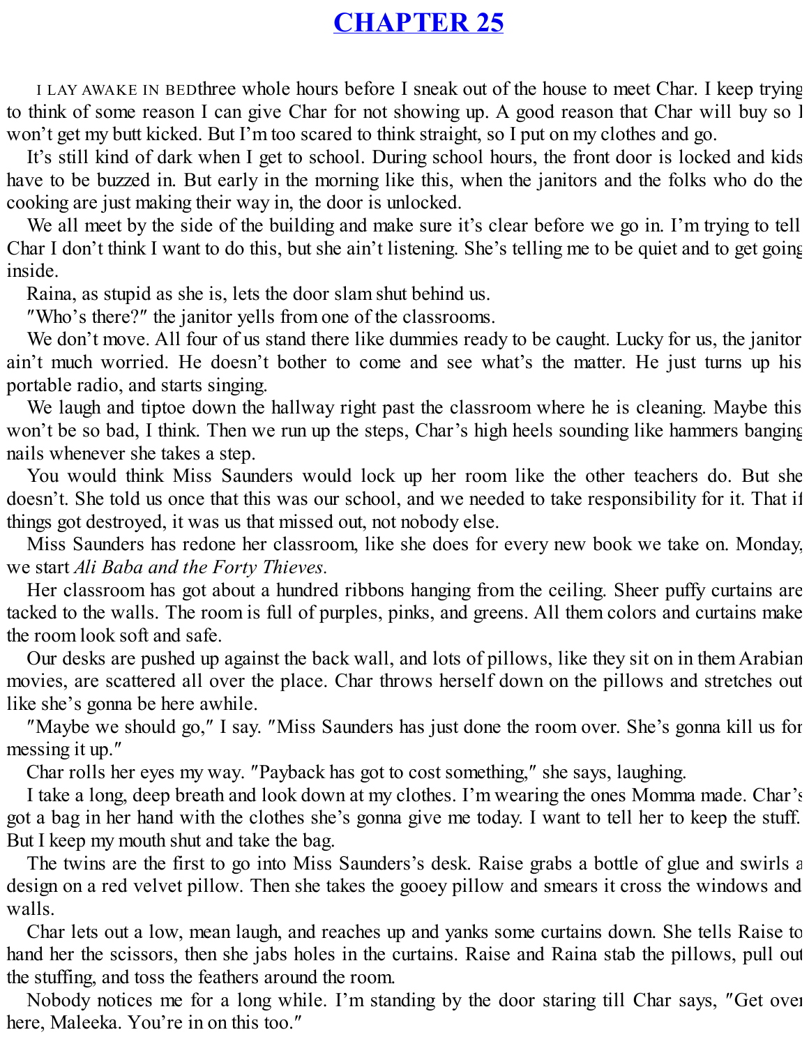# CHAPTER 25

I LAY AWAKE IN BED three whole hours before I sneak out of the house to meet Char. I keep trying to think of some reason I can give Char for not showing up. A good reason that Char will buy so I won't get my butt kicked. But I'm too scared to think straight, so I put on my clothes and go.

It's still kind of dark when I get to school. During school hours, the front door is locked and kids have to be buzzed in. But early in the morning like this, when the janitors and the folks who do the cooking are just making their way in, the door is unlocked.

We all meet by the side of the building and make sure it's clear before we go in. I'm trying to tell Char I don't think I want to do this, but she ain't listening. She's telling me to be quiet and to get going inside.

Raina, as stupid as she is, lets the door slam shut behind us.

"Who's there?" the janitor yells from one of the classrooms.

We don't move. All four of us stand there like dummies ready to be caught. Lucky for us, the janitor ain't much worried. He doesn't bother to come and see what's the matter. He just turns up his portable radio, and starts singing.

We laugh and tiptoe down the hallway right past the classroom where he is cleaning. Maybe this won't be so bad, I think. Then we run up the steps, Char's high heels sounding like hammers banging nails whenever she takes a step.

You would think Miss Saunders would lock up her room like the other teachers do. But she doesn't. She told us once that this was our school, and we needed to take responsibility for it. That if things got destroyed, it was us that missed out, not nobody else.

Miss Saunders has redone her classroom, like she does for every new book we take on. Monday, we start *Ali Baba and the Forty Thieves.*

Her classroom has got about a hundred ribbons hanging from the ceiling. Sheer puffy curtains are tacked to the walls. The room is full of purples, pinks, and greens. All them colors and curtains make the room look soft and safe.

Our desks are pushed up against the back wall, and lots of pillows, like they sit on in them Arabian movies, are scattered all over the place. Char throws herself down on the pillows and stretches out like she's gonna be here awhile.

"Maybe we should go," I say. "Miss Saunders has just done the room over. She's gonna kill us for messing it up."

Char rolls her eyes my way. "Payback has got to cost something," she says, laughing.

I take a long, deep breath and look down at my clothes. I'm wearing the ones Momma made. Char's got a bag in her hand with the clothes she's gonna give me today. I want to tell her to keep the stuff. But I keep my mouth shut and take the bag.

The twins are the first to go into Miss Saunders's desk. Raise grabs a bottle of glue and swirls a design on a red velvet pillow. Then she takes the gooey pillow and smears it cross the windows and walls.

Char lets out a low, mean laugh, and reaches up and yanks some curtains down. She tells Raise to hand her the scissors, then she jabs holes in the curtains. Raise and Raina stab the pillows, pull out the stuffing, and toss the feathers around the room.

Nobody notices me for a long while. I'm standing by the door staring till Char says, "Get over here, Maleeka. You're in on this too."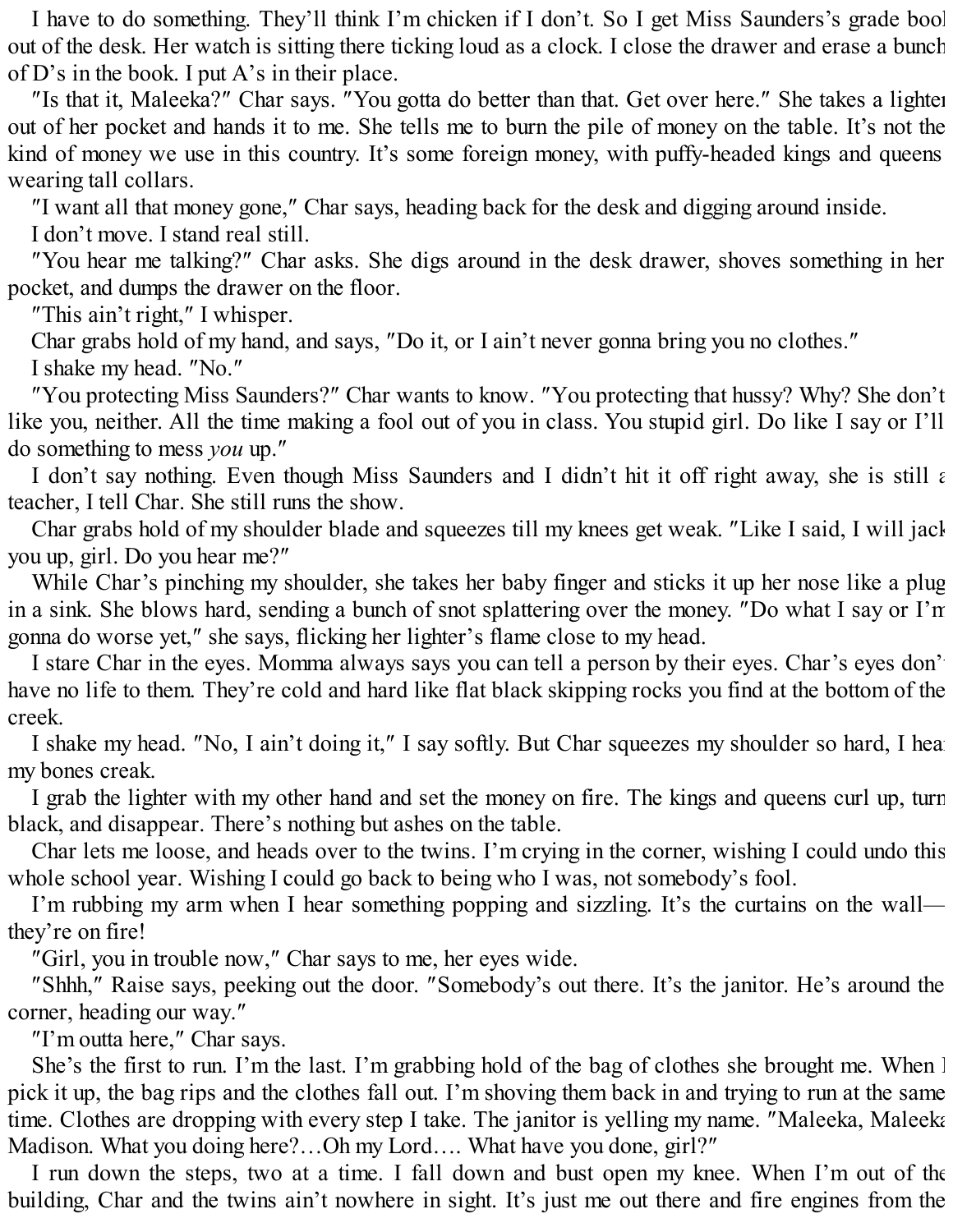I have to do something. They’ll think I’m chicken if I don’t. So I get Miss Saunders’s grade book out of the desk. Her watch is sitting there ticking loud as a clock. I close the drawer and erase a bunch of D’s in the book. I put A’s in their place.

"Is that it, Maleeka?" Char says. "You gotta do better than that. Get over here." She takes a lighter out of her pocket and hands it to me. She tells me to burn the pile of money on the table. It’s not the kind of money we use in this country. It’s some foreign money, with puffy-headed kings and queens wearing tall collars.

"I want all that money gone," Char says, heading back for the desk and digging around inside.

I don’t move. I stand real still.

"You hear me talking?" Char asks. She digs around in the desk drawer, shoves something in her pocket, and dumps the drawer on the floor.

"This ain’t right," I whisper.

Char grabs hold of my hand, and says, "Do it, or I ain’t never gonna bring you no clothes."

I shake my head. "No."

"You protecting Miss Saunders?" Char wants to know. "You protecting that hussy? Why? She don’t like you, neither. All the time making a fool out of you in class. You stupid girl. Do like I say or I’ll do something to mess *you* up."

I don’t say nothing. Even though Miss Saunders and I didn’t hit it off right away, she is still a teacher, I tell Char. She still runs the show.

Char grabs hold of my shoulder blade and squeezes till my knees get weak. "Like I said, I will jack you up, girl. Do you hear me?"

While Char’s pinching my shoulder, she takes her baby finger and sticks it up her nose like a plug in a sink. She blows hard, sending a bunch of snot splattering over the money. "Do what I say or I’m gonna do worse yet," she says, flicking her lighter’s flame close to my head.

I stare Char in the eyes. Momma always says you can tell a person by their eyes. Char’s eyes don’t have no life to them. They’re cold and hard like flat black skipping rocks you find at the bottom of the creek.

I shake my head. "No, I ain’t doing it," I say softly. But Char squeezes my shoulder so hard, I hear my bones creak.

I grab the lighter with my other hand and set the money on fire. The kings and queens curl up, turn black, and disappear. There’s nothing but ashes on the table.

Char lets me loose, and heads over to the twins. I’m crying in the corner, wishing I could undo this whole school year. Wishing I could go back to being who I was, not somebody’s fool.

I’m rubbing my arm when I hear something popping and sizzling. It’s the curtains on the wall—they’re on fire!

"Girl, you in trouble now," Char says to me, her eyes wide.

"Shhh," Raise says, peeking out the door. "Somebody’s out there. It’s the janitor. He’s around the corner, heading our way."

"I’m outta here," Char says.

She’s the first to run. I’m the last. I’m grabbing hold of the bag of clothes she brought me. When I pick it up, the bag rips and the clothes fall out. I’m shoving them back in and trying to run at the same time. Clothes are dropping with every step I take. The janitor is yelling my name. "Maleeka, Maleeka Madison. What you doing here?…Oh my Lord…. What have you done, girl?"

I run down the steps, two at a time. I fall down and bust open my knee. When I’m out of the building, Char and the twins ain’t nowhere in sight. It’s just me out there and fire engines from the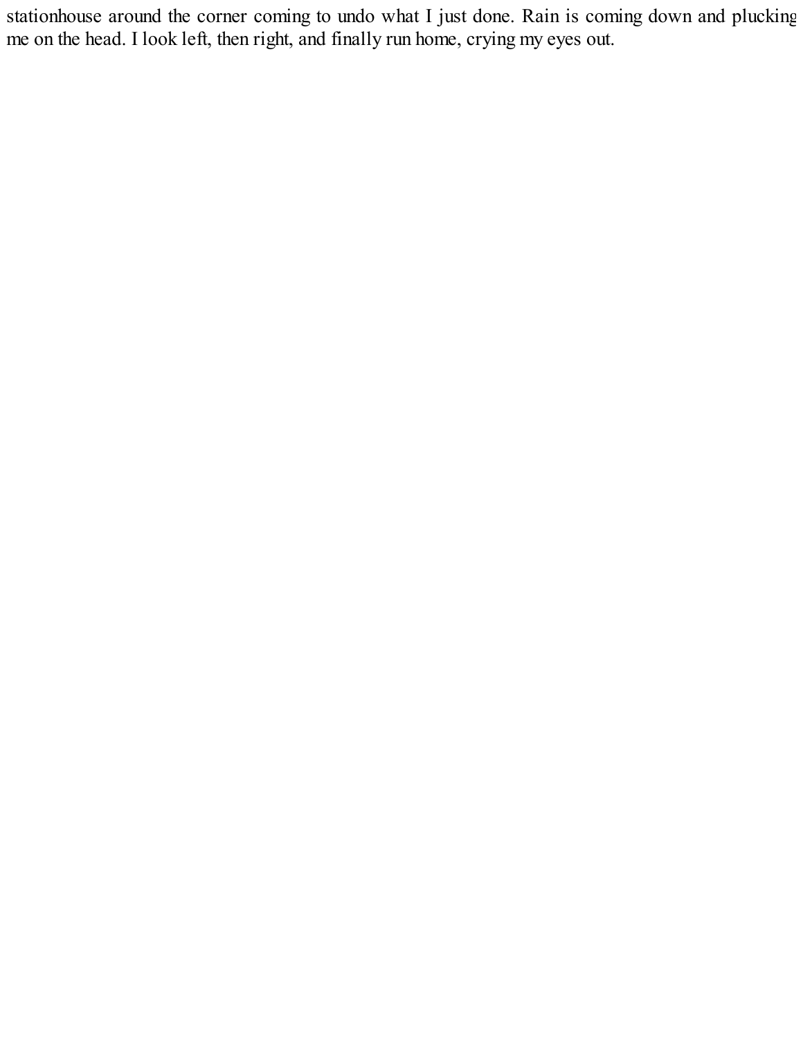stationhouse around the corner coming to undo what I just done. Rain is coming down and plucking me on the head. I look left, then right, and finally run home, crying my eyes out.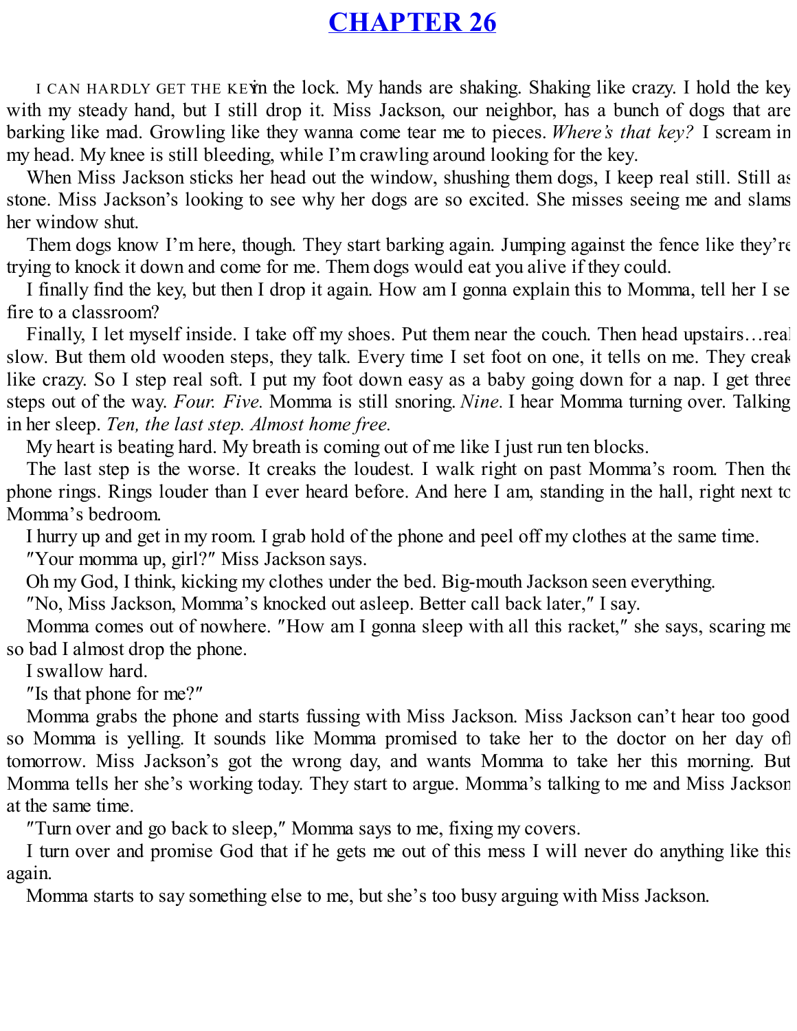# CHAPTER 26

I CAN HARDLY GET THE KEY in the lock. My hands are shaking. Shaking like crazy. I hold the key with my steady hand, but I still drop it. Miss Jackson, our neighbor, has a bunch of dogs that are barking like mad. Growling like they wanna come tear me to pieces. *Where's that key?* I scream in my head. My knee is still bleeding, while I'm crawling around looking for the key.

When Miss Jackson sticks her head out the window, shushing them dogs, I keep real still. Still as stone. Miss Jackson's looking to see why her dogs are so excited. She misses seeing me and slams her window shut.

Them dogs know I'm here, though. They start barking again. Jumping against the fence like they're trying to knock it down and come for me. Them dogs would eat you alive if they could.

I finally find the key, but then I drop it again. How am I gonna explain this to Momma, tell her I set fire to a classroom?

Finally, I let myself inside. I take off my shoes. Put them near the couch. Then head upstairs…real slow. But them old wooden steps, they talk. Every time I set foot on one, it tells on me. They creak like crazy. So I step real soft. I put my foot down easy as a baby going down for a nap. I get three steps out of the way. *Four. Five.* Momma is still snoring. *Nine.* I hear Momma turning over. Talking in her sleep. *Ten, the last step. Almost home free.*

My heart is beating hard. My breath is coming out of me like I just run ten blocks.

The last step is the worse. It creaks the loudest. I walk right on past Momma's room. Then the phone rings. Rings louder than I ever heard before. And here I am, standing in the hall, right next to Momma's bedroom.

I hurry up and get in my room. I grab hold of the phone and peel off my clothes at the same time.

"Your momma up, girl?" Miss Jackson says.

Oh my God, I think, kicking my clothes under the bed. Big-mouth Jackson seen everything.

"No, Miss Jackson, Momma's knocked out asleep. Better call back later," I say.

Momma comes out of nowhere. "How am I gonna sleep with all this racket," she says, scaring me so bad I almost drop the phone.

I swallow hard.

"Is that phone for me?"

Momma grabs the phone and starts fussing with Miss Jackson. Miss Jackson can't hear too good, so Momma is yelling. It sounds like Momma promised to take her to the doctor on her day off tomorrow. Miss Jackson's got the wrong day, and wants Momma to take her this morning. But Momma tells her she's working today. They start to argue. Momma's talking to me and Miss Jackson at the same time.

"Turn over and go back to sleep," Momma says to me, fixing my covers.

I turn over and promise God that if he gets me out of this mess I will never do anything like this again.

Momma starts to say something else to me, but she's too busy arguing with Miss Jackson.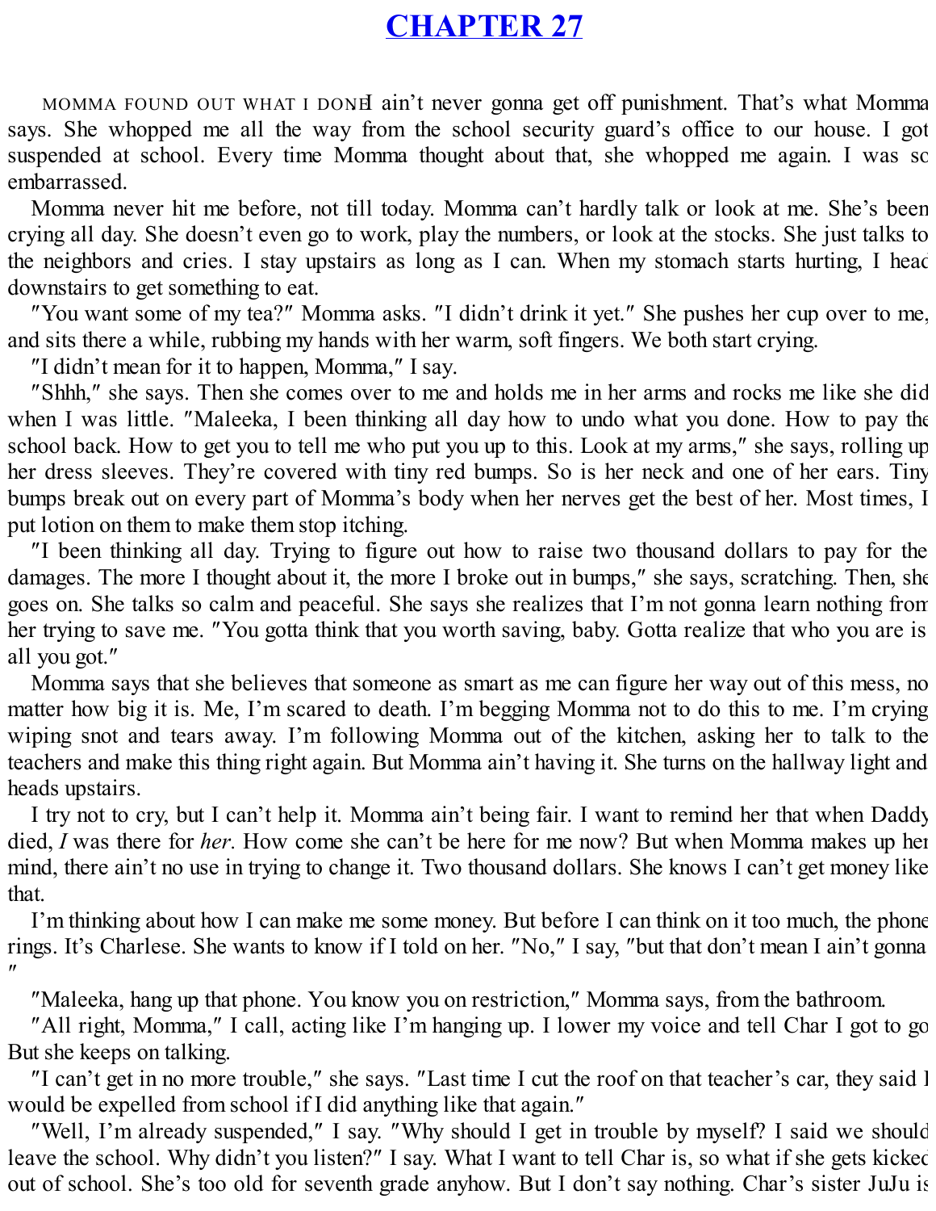# CHAPTER 27

MOMMA FOUND OUT WHAT I DONE I ain't never gonna get off punishment. That's what Momma says. She whopped me all the way from the school security guard's office to our house. I got suspended at school. Every time Momma thought about that, she whopped me again. I was so embarrassed.

Momma never hit me before, not till today. Momma can't hardly talk or look at me. She's been crying all day. She doesn't even go to work, play the numbers, or look at the stocks. She just talks to the neighbors and cries. I stay upstairs as long as I can. When my stomach starts hurting, I head downstairs to get something to eat.

"You want some of my tea?" Momma asks. "I didn't drink it yet." She pushes her cup over to me, and sits there a while, rubbing my hands with her warm, soft fingers. We both start crying.

"I didn't mean for it to happen, Momma," I say.

"Shhh," she says. Then she comes over to me and holds me in her arms and rocks me like she did when I was little. "Maleeka, I been thinking all day how to undo what you done. How to pay the school back. How to get you to tell me who put you up to this. Look at my arms," she says, rolling up her dress sleeves. They're covered with tiny red bumps. So is her neck and one of her ears. Tiny bumps break out on every part of Momma's body when her nerves get the best of her. Most times, I put lotion on them to make them stop itching.

"I been thinking all day. Trying to figure out how to raise two thousand dollars to pay for the damages. The more I thought about it, the more I broke out in bumps," she says, scratching. Then, she goes on. She talks so calm and peaceful. She says she realizes that I'm not gonna learn nothing from her trying to save me. "You gotta think that you worth saving, baby. Gotta realize that who you are is all you got."

Momma says that she believes that someone as smart as me can figure her way out of this mess, no matter how big it is. Me, I'm scared to death. I'm begging Momma not to do this to me. I'm crying, wiping snot and tears away. I'm following Momma out of the kitchen, asking her to talk to the teachers and make this thing right again. But Momma ain't having it. She turns on the hallway light and heads upstairs.

I try not to cry, but I can't help it. Momma ain't being fair. I want to remind her that when Daddy died, *I* was there for *her*. How come she can't be here for me now? But when Momma makes up her mind, there ain't no use in trying to change it. Two thousand dollars. She knows I can't get money like that.

I'm thinking about how I can make me some money. But before I can think on it too much, the phone rings. It's Charlese. She wants to know if I told on her. "No," I say, "but that don't mean I ain't gonna "

"Maleeka, hang up that phone. You know you on restriction," Momma says, from the bathroom.

"All right, Momma," I call, acting like I'm hanging up. I lower my voice and tell Char I got to go. But she keeps on talking.

"I can't get in no more trouble," she says. "Last time I cut the roof on that teacher's car, they said I would be expelled from school if I did anything like that again."

"Well, I'm already suspended," I say. "Why should I get in trouble by myself? I said we should leave the school. Why didn't you listen?" I say. What I want to tell Char is, so what if she gets kicked out of school. She's too old for seventh grade anyhow. But I don't say nothing. Char's sister JuJu is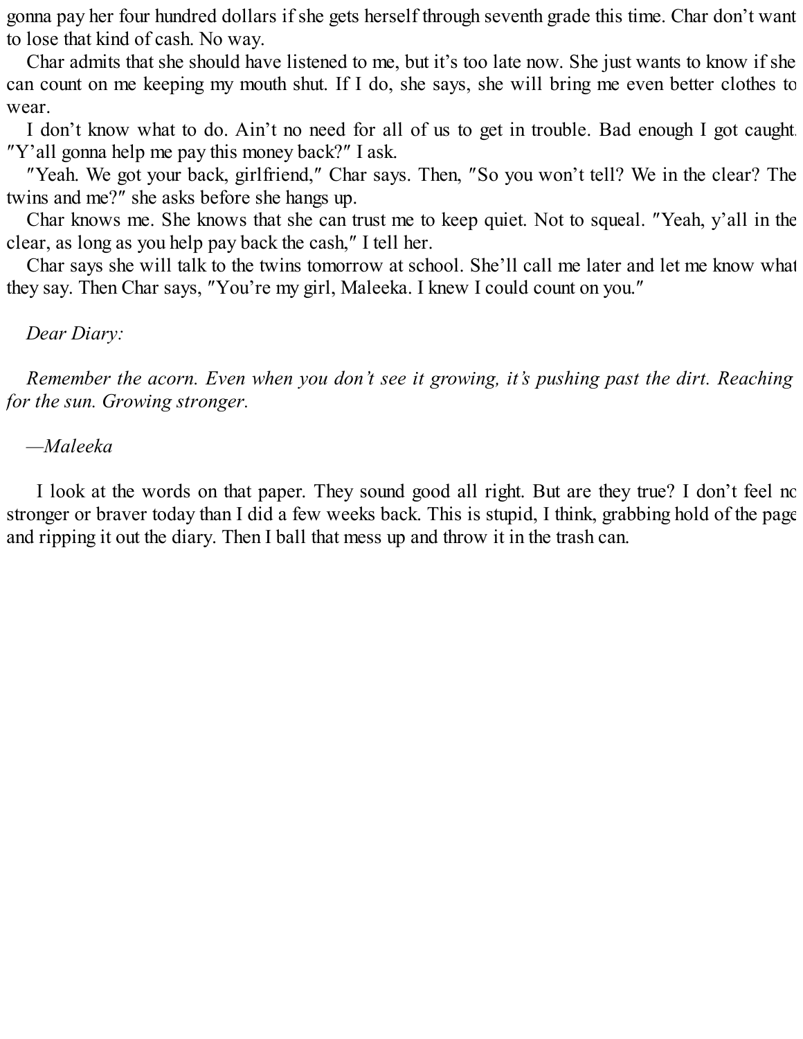gonna pay her four hundred dollars if she gets herself through seventh grade this time. Char don't want to lose that kind of cash. No way.

Char admits that she should have listened to me, but it's too late now. She just wants to know if she can count on me keeping my mouth shut. If I do, she says, she will bring me even better clothes to wear.

I don't know what to do. Ain't no need for all of us to get in trouble. Bad enough I got caught. ″Y'all gonna help me pay this money back?″ I ask.

″Yeah. We got your back, girlfriend,″ Char says. Then, ″So you won't tell? We in the clear? The twins and me?″ she asks before she hangs up.

Char knows me. She knows that she can trust me to keep quiet. Not to squeal. ″Yeah, y'all in the clear, as long as you help pay back the cash,″ I tell her.

Char says she will talk to the twins tomorrow at school. She'll call me later and let me know what they say. Then Char says, ″You're my girl, Maleeka. I knew I could count on you.″

*Dear Diary:*

*Remember the acorn. Even when you don't see it growing, it's pushing past the dirt. Reaching for the sun. Growing stronger.*

*—Maleeka*

I look at the words on that paper. They sound good all right. But are they true? I don't feel no stronger or braver today than I did a few weeks back. This is stupid, I think, grabbing hold of the page and ripping it out the diary. Then I ball that mess up and throw it in the trash can.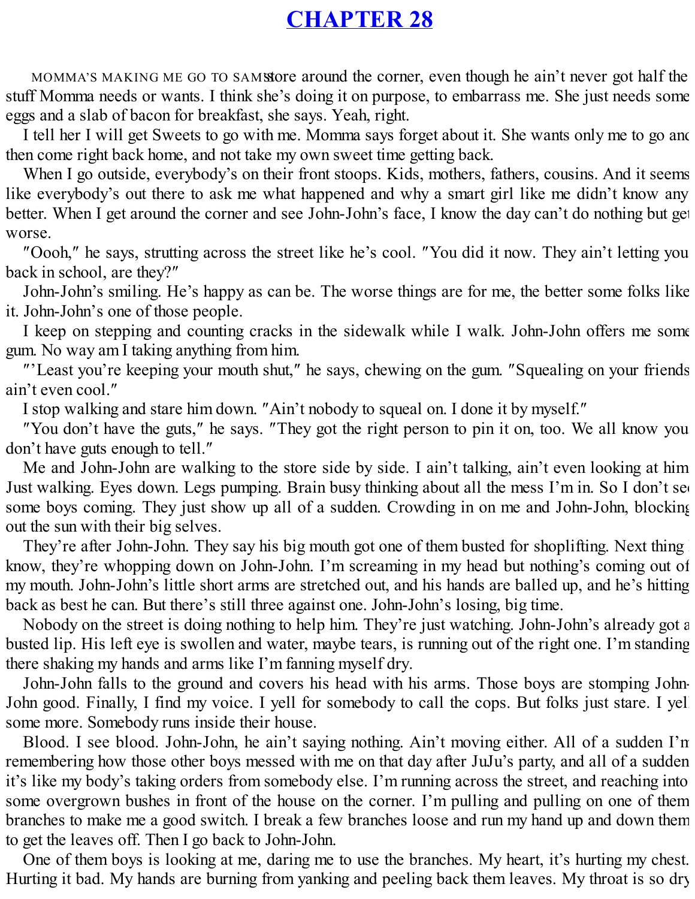# CHAPTER 28

MOMMA'S MAKING ME GO TO SAM'S store around the corner, even though he ain't never got half the stuff Momma needs or wants. I think she's doing it on purpose, to embarrass me. She just needs some eggs and a slab of bacon for breakfast, she says. Yeah, right.

I tell her I will get Sweets to go with me. Momma says forget about it. She wants only me to go and then come right back home, and not take my own sweet time getting back.

When I go outside, everybody's on their front stoops. Kids, mothers, fathers, cousins. And it seems like everybody's out there to ask me what happened and why a smart girl like me didn't know any better. When I get around the corner and see John-John's face, I know the day can't do nothing but get worse.

"Oooh," he says, strutting across the street like he's cool. "You did it now. They ain't letting you back in school, are they?"

John-John's smiling. He's happy as can be. The worse things are for me, the better some folks like it. John-John's one of those people.

I keep on stepping and counting cracks in the sidewalk while I walk. John-John offers me some gum. No way am I taking anything from him.

"'Least you're keeping your mouth shut," he says, chewing on the gum. "Squealing on your friends ain't even cool."

I stop walking and stare him down. "Ain't nobody to squeal on. I done it by myself."

"You don't have the guts," he says. "They got the right person to pin it on, too. We all know you don't have guts enough to tell."

Me and John-John are walking to the store side by side. I ain't talking, ain't even looking at him. Just walking. Eyes down. Legs pumping. Brain busy thinking about all the mess I'm in. So I don't see some boys coming. They just show up all of a sudden. Crowding in on me and John-John, blocking out the sun with their big selves.

They're after John-John. They say his big mouth got one of them busted for shoplifting. Next thing I know, they're whopping down on John-John. I'm screaming in my head but nothing's coming out of my mouth. John-John's little short arms are stretched out, and his hands are balled up, and he's hitting back as best he can. But there's still three against one. John-John's losing, big time.

Nobody on the street is doing nothing to help him. They're just watching. John-John's already got a busted lip. His left eye is swollen and water, maybe tears, is running out of the right one. I'm standing there shaking my hands and arms like I'm fanning myself dry.

John-John falls to the ground and covers his head with his arms. Those boys are stomping John-John good. Finally, I find my voice. I yell for somebody to call the cops. But folks just stare. I yell some more. Somebody runs inside their house.

Blood. I see blood. John-John, he ain't saying nothing. Ain't moving either. All of a sudden I'm remembering how those other boys messed with me on that day after JuJu's party, and all of a sudden it's like my body's taking orders from somebody else. I'm running across the street, and reaching into some overgrown bushes in front of the house on the corner. I'm pulling and pulling on one of them branches to make me a good switch. I break a few branches loose and run my hand up and down them to get the leaves off. Then I go back to John-John.

One of them boys is looking at me, daring me to use the branches. My heart, it's hurting my chest. Hurting it bad. My hands are burning from yanking and peeling back them leaves. My throat is so dry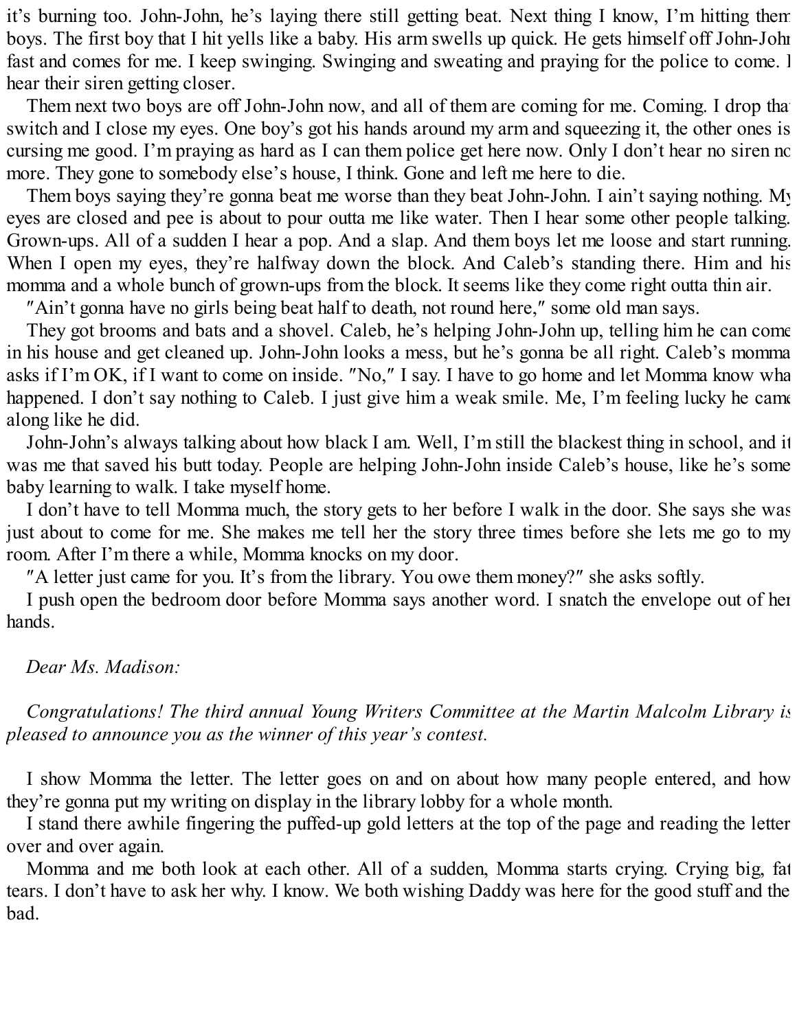it's burning too. John-John, he's laying there still getting beat. Next thing I know, I'm hitting them boys. The first boy that I hit yells like a baby. His arm swells up quick. He gets himself off John-John fast and comes for me. I keep swinging. Swinging and sweating and praying for the police to come. I hear their siren getting closer.

Them next two boys are off John-John now, and all of them are coming for me. Coming. I drop that switch and I close my eyes. One boy's got his hands around my arm and squeezing it, the other ones is cursing me good. I'm praying as hard as I can them police get here now. Only I don't hear no siren no more. They gone to somebody else's house, I think. Gone and left me here to die.

Them boys saying they're gonna beat me worse than they beat John-John. I ain't saying nothing. My eyes are closed and pee is about to pour outta me like water. Then I hear some other people talking. Grown-ups. All of a sudden I hear a pop. And a slap. And them boys let me loose and start running. When I open my eyes, they're halfway down the block. And Caleb's standing there. Him and his momma and a whole bunch of grown-ups from the block. It seems like they come right outta thin air.

"Ain't gonna have no girls being beat half to death, not round here," some old man says.

They got brooms and bats and a shovel. Caleb, he's helping John-John up, telling him he can come in his house and get cleaned up. John-John looks a mess, but he's gonna be all right. Caleb's momma asks if I'm OK, if I want to come on inside. "No," I say. I have to go home and let Momma know what happened. I don't say nothing to Caleb. I just give him a weak smile. Me, I'm feeling lucky he came along like he did.

John-John's always talking about how black I am. Well, I'm still the blackest thing in school, and it was me that saved his butt today. People are helping John-John inside Caleb's house, like he's some baby learning to walk. I take myself home.

I don't have to tell Momma much, the story gets to her before I walk in the door. She says she was just about to come for me. She makes me tell her the story three times before she lets me go to my room. After I'm there a while, Momma knocks on my door.

"A letter just came for you. It's from the library. You owe them money?" she asks softly.

I push open the bedroom door before Momma says another word. I snatch the envelope out of her hands.

*Dear Ms. Madison:*

*Congratulations! The third annual Young Writers Committee at the Martin Malcolm Library is pleased to announce you as the winner of this year's contest.*

I show Momma the letter. The letter goes on and on about how many people entered, and how they're gonna put my writing on display in the library lobby for a whole month.

I stand there awhile fingering the puffed-up gold letters at the top of the page and reading the letter over and over again.

Momma and me both look at each other. All of a sudden, Momma starts crying. Crying big, fat tears. I don't have to ask her why. I know. We both wishing Daddy was here for the good stuff and the bad.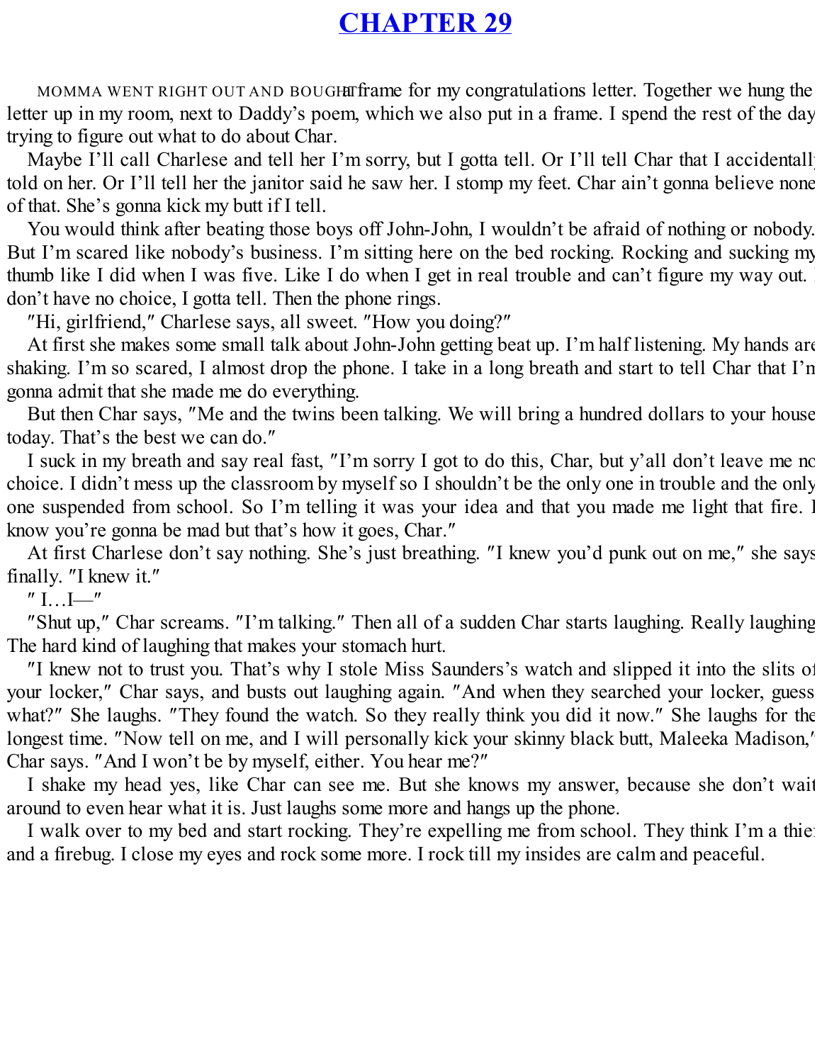# CHAPTER 29

MOMMA WENT RIGHT OUT AND BOUGHT a frame for my congratulations letter. Together we hung the letter up in my room, next to Daddy's poem, which we also put in a frame. I spend the rest of the day trying to figure out what to do about Char.

Maybe I'll call Charlese and tell her I'm sorry, but I gotta tell. Or I'll tell Char that I accidentally told on her. Or I'll tell her the janitor said he saw her. I stomp my feet. Char ain't gonna believe none of that. She's gonna kick my butt if I tell.

You would think after beating those boys off John-John, I wouldn't be afraid of nothing or nobody. But I'm scared like nobody's business. I'm sitting here on the bed rocking. Rocking and sucking my thumb like I did when I was five. Like I do when I get in real trouble and can't figure my way out. I don't have no choice, I gotta tell. Then the phone rings.

"Hi, girlfriend," Charlese says, all sweet. "How you doing?"

At first she makes some small talk about John-John getting beat up. I'm half listening. My hands are shaking. I'm so scared, I almost drop the phone. I take in a long breath and start to tell Char that I'm gonna admit that she made me do everything.

But then Char says, "Me and the twins been talking. We will bring a hundred dollars to your house today. That's the best we can do."

I suck in my breath and say real fast, "I'm sorry I got to do this, Char, but y'all don't leave me no choice. I didn't mess up the classroom by myself so I shouldn't be the only one in trouble and the only one suspended from school. So I'm telling it was your idea and that you made me light that fire. I know you're gonna be mad but that's how it goes, Char."

At first Charlese don't say nothing. She's just breathing. "I knew you'd punk out on me," she says finally. "I knew it."

" I…I—"

"Shut up," Char screams. "I'm talking." Then all of a sudden Char starts laughing. Really laughing. The hard kind of laughing that makes your stomach hurt.

"I knew not to trust you. That's why I stole Miss Saunders's watch and slipped it into the slits of your locker," Char says, and busts out laughing again. "And when they searched your locker, guess what?" She laughs. "They found the watch. So they really think you did it now." She laughs for the longest time. "Now tell on me, and I will personally kick your skinny black butt, Maleeka Madison," Char says. "And I won't be by myself, either. You hear me?"

I shake my head yes, like Char can see me. But she knows my answer, because she don't wait around to even hear what it is. Just laughs some more and hangs up the phone.

I walk over to my bed and start rocking. They're expelling me from school. They think I'm a thief and a firebug. I close my eyes and rock some more. I rock till my insides are calm and peaceful.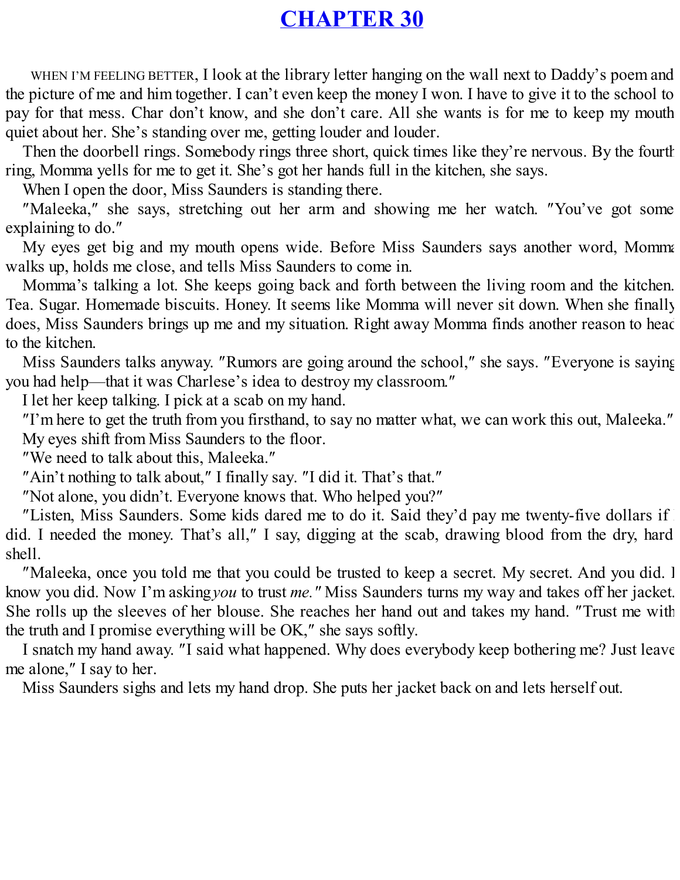# CHAPTER 30

WHEN I'M FEELING BETTER, I look at the library letter hanging on the wall next to Daddy's poem and the picture of me and him together. I can't even keep the money I won. I have to give it to the school to pay for that mess. Char don't know, and she don't care. All she wants is for me to keep my mouth quiet about her. She's standing over me, getting louder and louder.

Then the doorbell rings. Somebody rings three short, quick times like they're nervous. By the fourth ring, Momma yells for me to get it. She's got her hands full in the kitchen, she says.

When I open the door, Miss Saunders is standing there.

"Maleeka," she says, stretching out her arm and showing me her watch. "You've got some explaining to do."

My eyes get big and my mouth opens wide. Before Miss Saunders says another word, Momma walks up, holds me close, and tells Miss Saunders to come in.

Momma's talking a lot. She keeps going back and forth between the living room and the kitchen. Tea. Sugar. Homemade biscuits. Honey. It seems like Momma will never sit down. When she finally does, Miss Saunders brings up me and my situation. Right away Momma finds another reason to head to the kitchen.

Miss Saunders talks anyway. "Rumors are going around the school," she says. "Everyone is saying you had help—that it was Charlese's idea to destroy my classroom."

I let her keep talking. I pick at a scab on my hand.

"I'm here to get the truth from you firsthand, to say no matter what, we can work this out, Maleeka."

My eyes shift from Miss Saunders to the floor.

"We need to talk about this, Maleeka."

"Ain't nothing to talk about," I finally say. "I did it. That's that."

"Not alone, you didn't. Everyone knows that. Who helped you?"

"Listen, Miss Saunders. Some kids dared me to do it. Said they'd pay me twenty-five dollars if I did. I needed the money. That's all," I say, digging at the scab, drawing blood from the dry, hard shell.

"Maleeka, once you told me that you could be trusted to keep a secret. My secret. And you did. I know you did. Now I'm asking *you* to trust *me.*" Miss Saunders turns my way and takes off her jacket. She rolls up the sleeves of her blouse. She reaches her hand out and takes my hand. "Trust me with the truth and I promise everything will be OK," she says softly.

I snatch my hand away. "I said what happened. Why does everybody keep bothering me? Just leave me alone," I say to her.

Miss Saunders sighs and lets my hand drop. She puts her jacket back on and lets herself out.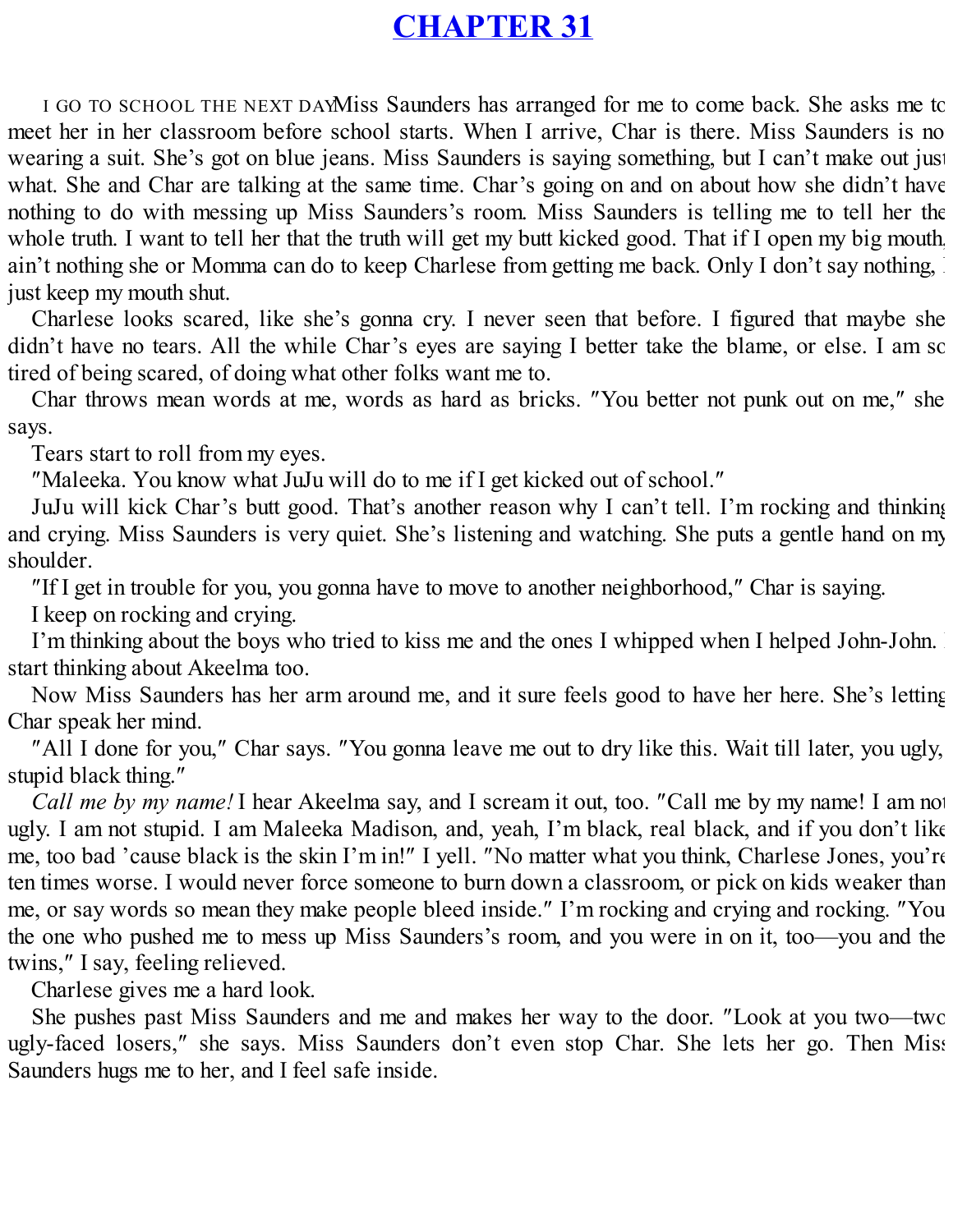# CHAPTER 31

I GO TO SCHOOL THE NEXT DAY. Miss Saunders has arranged for me to come back. She asks me to meet her in her classroom before school starts. When I arrive, Char is there. Miss Saunders is not wearing a suit. She's got on blue jeans. Miss Saunders is saying something, but I can't make out just what. She and Char are talking at the same time. Char's going on and on about how she didn't have nothing to do with messing up Miss Saunders's room. Miss Saunders is telling me to tell her the whole truth. I want to tell her that the truth will get my butt kicked good. That if I open my big mouth, ain't nothing she or Momma can do to keep Charlese from getting me back. Only I don't say nothing, I just keep my mouth shut.

Charlese looks scared, like she's gonna cry. I never seen that before. I figured that maybe she didn't have no tears. All the while Char's eyes are saying I better take the blame, or else. I am so tired of being scared, of doing what other folks want me to.

Char throws mean words at me, words as hard as bricks. "You better not punk out on me," she says.

Tears start to roll from my eyes.

"Maleeka. You know what JuJu will do to me if I get kicked out of school."

JuJu will kick Char's butt good. That's another reason why I can't tell. I'm rocking and thinking and crying. Miss Saunders is very quiet. She's listening and watching. She puts a gentle hand on my shoulder.

"If I get in trouble for you, you gonna have to move to another neighborhood," Char is saying.

I keep on rocking and crying.

I'm thinking about the boys who tried to kiss me and the ones I whipped when I helped John-John. I start thinking about Akeelma too.

Now Miss Saunders has her arm around me, and it sure feels good to have her here. She's letting Char speak her mind.

"All I done for you," Char says. "You gonna leave me out to dry like this. Wait till later, you ugly, stupid black thing."

*Call me by my name!* I hear Akeelma say, and I scream it out, too. "Call me by my name! I am not ugly. I am not stupid. I am Maleeka Madison, and, yeah, I'm black, real black, and if you don't like me, too bad 'cause black is the skin I'm in!" I yell. "No matter what you think, Charlese Jones, you're ten times worse. I would never force someone to burn down a classroom, or pick on kids weaker than me, or say words so mean they make people bleed inside." I'm rocking and crying and rocking. "You the one who pushed me to mess up Miss Saunders's room, and you were in on it, too—you and the twins," I say, feeling relieved.

Charlese gives me a hard look.

She pushes past Miss Saunders and me and makes her way to the door. "Look at you two—two ugly-faced losers," she says. Miss Saunders don't even stop Char. She lets her go. Then Miss Saunders hugs me to her, and I feel safe inside.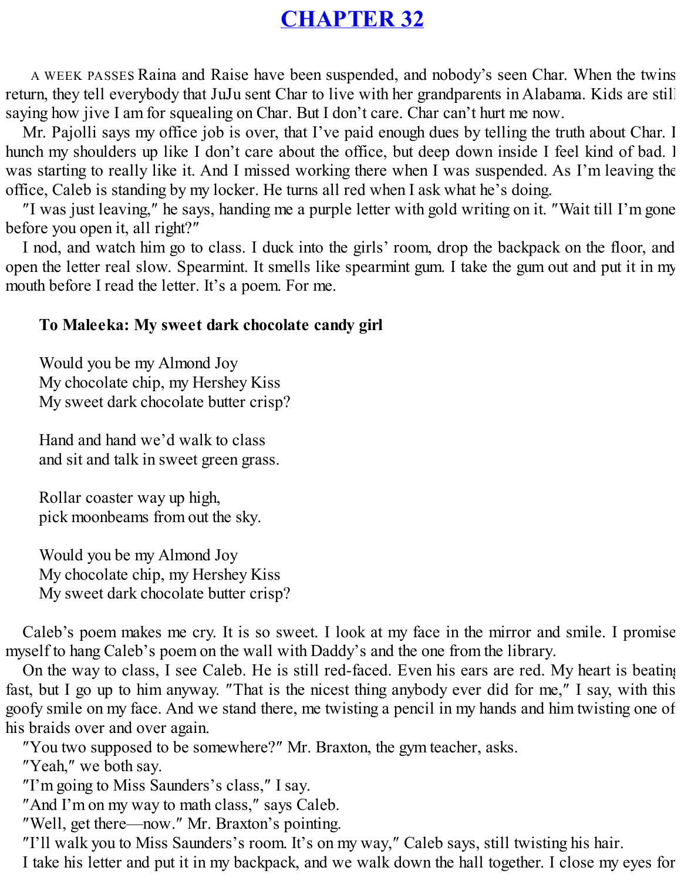# CHAPTER 32

A WEEK PASSES Raina and Raise have been suspended, and nobody's seen Char. When the twins return, they tell everybody that JuJu sent Char to live with her grandparents in Alabama. Kids are still saying how jive I am for squealing on Char. But I don't care. Char can't hurt me now.

Mr. Pajolli says my office job is over, that I've paid enough dues by telling the truth about Char. I hunch my shoulders up like I don't care about the office, but deep down inside I feel kind of bad. I was starting to really like it. And I missed working there when I was suspended. As I'm leaving the office, Caleb is standing by my locker. He turns all red when I ask what he's doing.

"I was just leaving," he says, handing me a purple letter with gold writing on it. "Wait till I'm gone before you open it, all right?"

I nod, and watch him go to class. I duck into the girls' room, drop the backpack on the floor, and open the letter real slow. Spearmint. It smells like spearmint gum. I take the gum out and put it in my mouth before I read the letter. It's a poem. For me.

**To Maleeka: My sweet dark chocolate candy girl**

Would you be my Almond Joy  
My chocolate chip, my Hershey Kiss  
My sweet dark chocolate butter crisp?

Hand and hand we'd walk to class  
and sit and talk in sweet green grass.

Rollar coaster way up high,  
pick moonbeams from out the sky.

Would you be my Almond Joy  
My chocolate chip, my Hershey Kiss  
My sweet dark chocolate butter crisp?

Caleb's poem makes me cry. It is so sweet. I look at my face in the mirror and smile. I promise myself to hang Caleb's poem on the wall with Daddy's and the one from the library.

On the way to class, I see Caleb. He is still red-faced. Even his ears are red. My heart is beating fast, but I go up to him anyway. "That is the nicest thing anybody ever did for me," I say, with this goofy smile on my face. And we stand there, me twisting a pencil in my hands and him twisting one of his braids over and over again.

"You two supposed to be somewhere?" Mr. Braxton, the gym teacher, asks.

"Yeah," we both say.

"I'm going to Miss Saunders's class," I say.

"And I'm on my way to math class," says Caleb.

"Well, get there—now." Mr. Braxton's pointing.

"I'll walk you to Miss Saunders's room. It's on my way," Caleb says, still twisting his hair.

I take his letter and put it in my backpack, and we walk down the hall together. I close my eyes for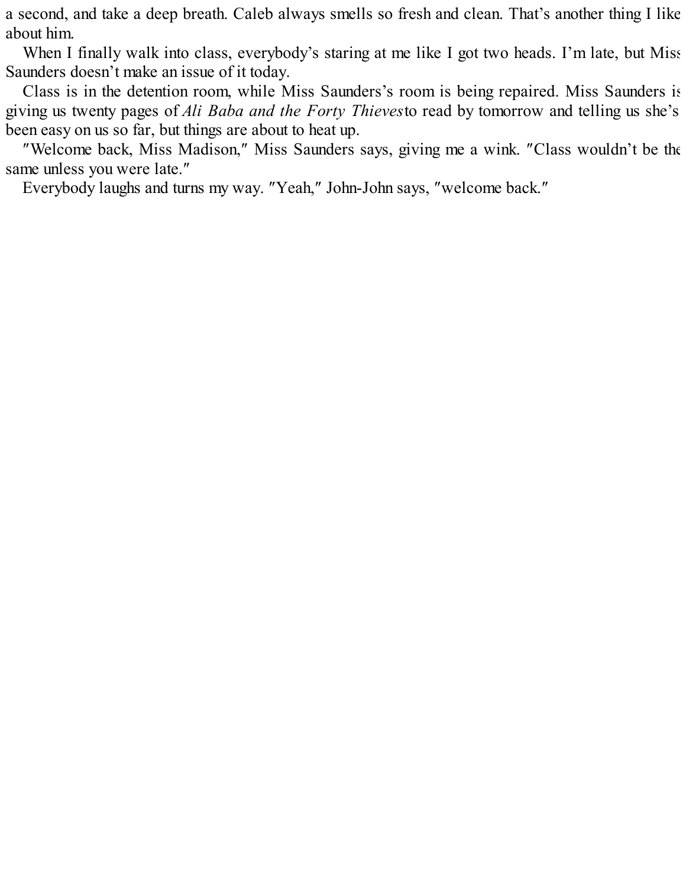a second, and take a deep breath. Caleb always smells so fresh and clean. That's another thing I like about him.

When I finally walk into class, everybody's staring at me like I got two heads. I'm late, but Miss Saunders doesn't make an issue of it today.

Class is in the detention room, while Miss Saunders's room is being repaired. Miss Saunders is giving us twenty pages of *Ali Baba and the Forty Thieves* to read by tomorrow and telling us she's been easy on us so far, but things are about to heat up.

″Welcome back, Miss Madison,″ Miss Saunders says, giving me a wink. ″Class wouldn't be the same unless you were late.″

Everybody laughs and turns my way. ″Yeah,″ John-John says, ″welcome back.″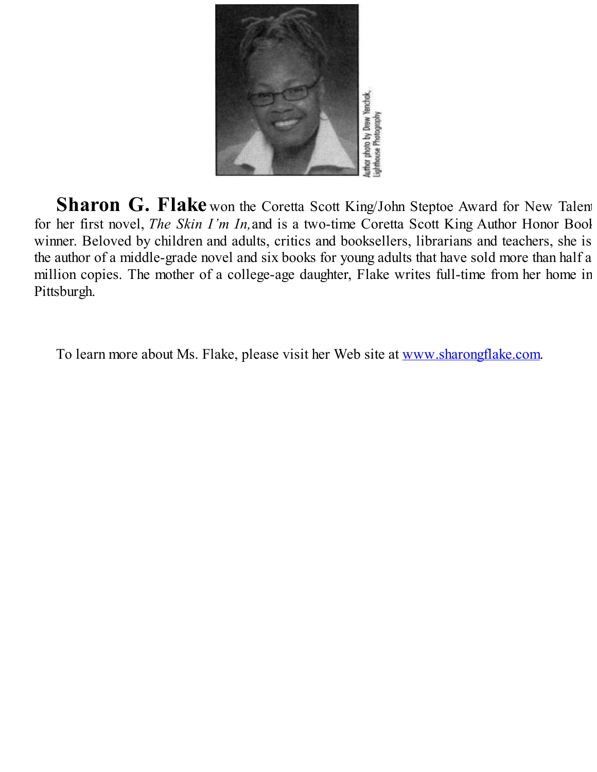Author photo by Drew Yenchak, Lighthouse Photography

**Sharon G. Flake** won the Coretta Scott King/John Steptoe Award for New Talent for her first novel, *The Skin I'm In,* and is a two-time Coretta Scott King Author Honor Book winner. Beloved by children and adults, critics and booksellers, librarians and teachers, she is the author of a middle-grade novel and six books for young adults that have sold more than half a million copies. The mother of a college-age daughter, Flake writes full-time from her home in Pittsburgh.

To learn more about Ms. Flake, please visit her Web site at www.sharongflake.com.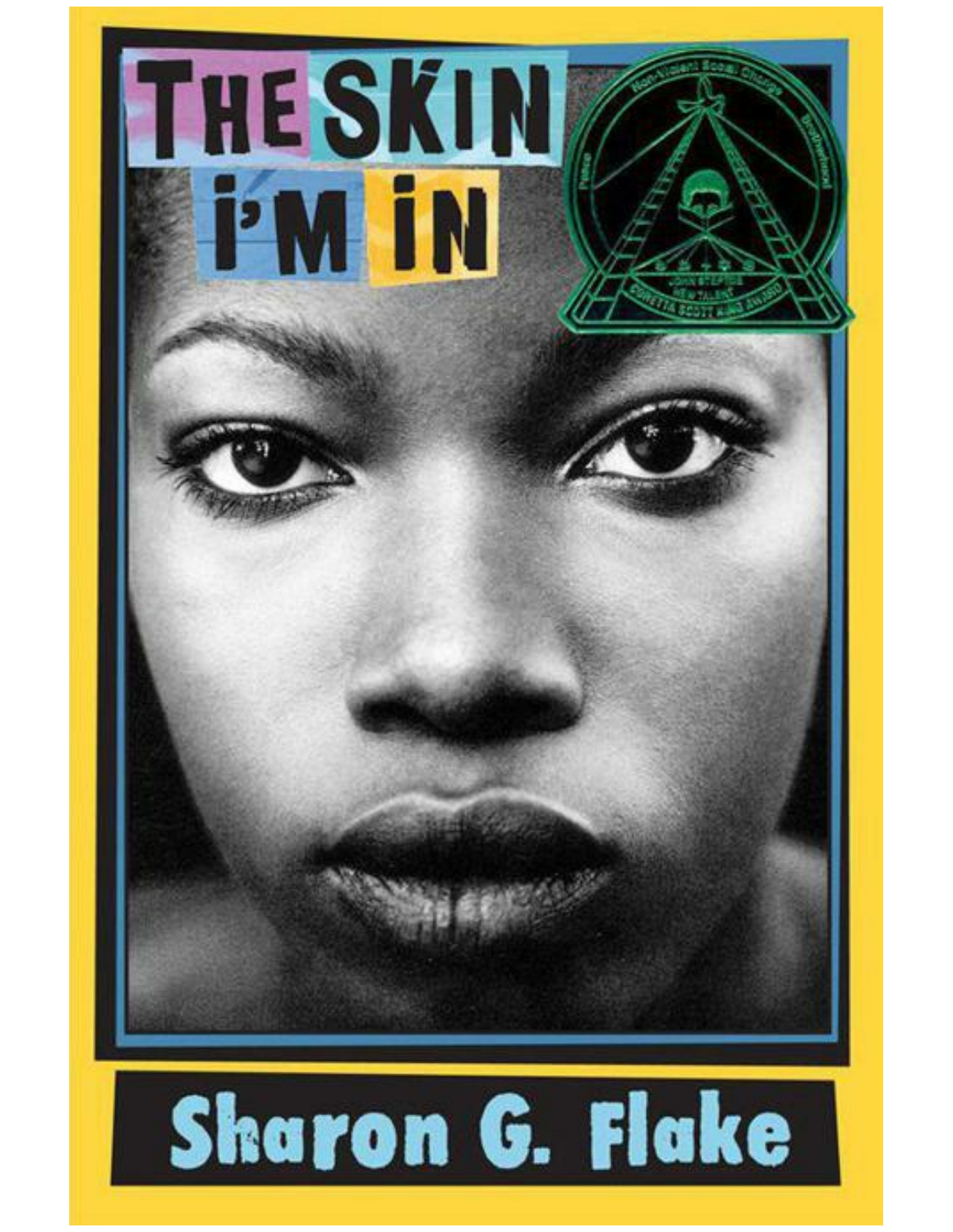# THE SKIN I'M IN

**Sharon G. Flake**